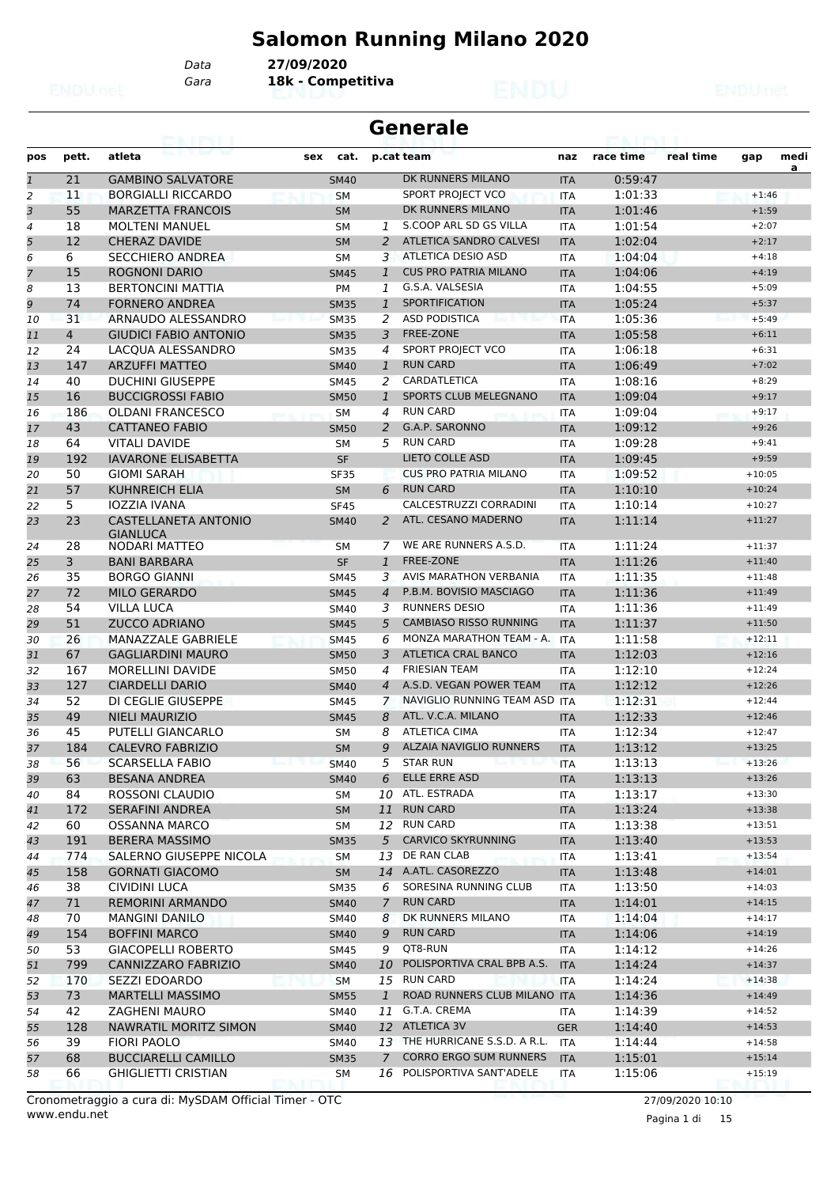# Salomon Running Milano 2020

Data **27/09/2020**
Gara **18k - Competitiva**

## Generale

| pos | pett. | atleta | sex | cat. | p.cat | team | naz | race time | real time | gap | media |
|---|---|---|---|---|---|---|---|---|---|---|---|
| 1 | 21 | GAMBINO SALVATORE | | SM40 | | DK RUNNERS MILANO | ITA | 0:59:47 | | | |
| 2 | 11 | BORGIALLI RICCARDO | | SM | | SPORT PROJECT VCO | ITA | 1:01:33 | | +1:46 | |
| 3 | 55 | MARZETTA FRANCOIS | | SM | | DK RUNNERS MILANO | ITA | 1:01:46 | | +1:59 | |
| 4 | 18 | MOLTENI MANUEL | | SM | 1 | S.COOP ARL SD GS VILLA | ITA | 1:01:54 | | +2:07 | |
| 5 | 12 | CHERAZ DAVIDE | | SM | 2 | ATLETICA SANDRO CALVESI | ITA | 1:02:04 | | +2:17 | |
| 6 | 6 | SECCHIERO ANDREA | | SM | 3 | ATLETICA DESIO ASD | ITA | 1:04:04 | | +4:18 | |
| 7 | 15 | ROGNONI DARIO | | SM45 | 1 | CUS PRO PATRIA MILANO | ITA | 1:04:06 | | +4:19 | |
| 8 | 13 | BERTONCINI MATTIA | | PM | 1 | G.S.A. VALSESIA | ITA | 1:04:55 | | +5:09 | |
| 9 | 74 | FORNERO ANDREA | | SM35 | 1 | SPORTIFICATION | ITA | 1:05:24 | | +5:37 | |
| 10 | 31 | ARNAUDO ALESSANDRO | | SM35 | 2 | ASD PODISTICA | ITA | 1:05:36 | | +5:49 | |
| 11 | 4 | GIUDICI FABIO ANTONIO | | SM35 | 3 | FREE-ZONE | ITA | 1:05:58 | | +6:11 | |
| 12 | 24 | LACQUA ALESSANDRO | | SM35 | 4 | SPORT PROJECT VCO | ITA | 1:06:18 | | +6:31 | |
| 13 | 147 | ARZUFFI MATTEO | | SM40 | 1 | RUN CARD | ITA | 1:06:49 | | +7:02 | |
| 14 | 40 | DUCHINI GIUSEPPE | | SM45 | 2 | CARDATLETICA | ITA | 1:08:16 | | +8:29 | |
| 15 | 16 | BUCCIGROSSI FABIO | | SM50 | 1 | SPORTS CLUB MELEGNANO | ITA | 1:09:04 | | +9:17 | |
| 16 | 186 | OLDANI FRANCESCO | | SM | 4 | RUN CARD | ITA | 1:09:04 | | +9:17 | |
| 17 | 43 | CATTANEO FABIO | | SM50 | 2 | G.A.P. SARONNO | ITA | 1:09:12 | | +9:26 | |
| 18 | 64 | VITALI DAVIDE | | SM | 5 | RUN CARD | ITA | 1:09:28 | | +9:41 | |
| 19 | 192 | IAVARONE ELISABETTA | | SF | | LIETO COLLE ASD | ITA | 1:09:45 | | +9:59 | |
| 20 | 50 | GIOMI SARAH | | SF35 | | CUS PRO PATRIA MILANO | ITA | 1:09:52 | | +10:05 | |
| 21 | 57 | KUHNREICH ELIA | | SM | 6 | RUN CARD | ITA | 1:10:10 | | +10:24 | |
| 22 | 5 | IOZZIA IVANA | | SF45 | | CALCESTRUZZI CORRADINI | ITA | 1:10:14 | | +10:27 | |
| 23 | 23 | CASTELLANETA ANTONIO GIANLUCA | | SM40 | 2 | ATL. CESANO MADERNO | ITA | 1:11:14 | | +11:27 | |
| 24 | 28 | NODARI MATTEO | | SM | 7 | WE ARE RUNNERS A.S.D. | ITA | 1:11:24 | | +11:37 | |
| 25 | 3 | BANI BARBARA | | SF | 1 | FREE-ZONE | ITA | 1:11:26 | | +11:40 | |
| 26 | 35 | BORGO GIANNI | | SM45 | 3 | AVIS MARATHON VERBANIA | ITA | 1:11:35 | | +11:48 | |
| 27 | 72 | MILO GERARDO | | SM45 | 4 | P.B.M. BOVISIO MASCIAGO | ITA | 1:11:36 | | +11:49 | |
| 28 | 54 | VILLA LUCA | | SM40 | 3 | RUNNERS DESIO | ITA | 1:11:36 | | +11:49 | |
| 29 | 51 | ZUCCO ADRIANO | | SM45 | 5 | CAMBIASO RISSO RUNNING | ITA | 1:11:37 | | +11:50 | |
| 30 | 26 | MANAZZALE GABRIELE | | SM45 | 6 | MONZA MARATHON TEAM - A. | ITA | 1:11:58 | | +12:11 | |
| 31 | 67 | GAGLIARDINI MAURO | | SM50 | 3 | ATLETICA CRAL BANCO | ITA | 1:12:03 | | +12:16 | |
| 32 | 167 | MORELLINI DAVIDE | | SM50 | 4 | FRIESIAN TEAM | ITA | 1:12:10 | | +12:24 | |
| 33 | 127 | CIARDELLI DARIO | | SM40 | 4 | A.S.D. VEGAN POWER TEAM | ITA | 1:12:12 | | +12:26 | |
| 34 | 52 | DI CEGLIE GIUSEPPE | | SM45 | 7 | NAVIGLIO RUNNING TEAM ASD | ITA | 1:12:31 | | +12:44 | |
| 35 | 49 | NIELI MAURIZIO | | SM45 | 8 | ATL. V.C.A. MILANO | ITA | 1:12:33 | | +12:46 | |
| 36 | 45 | PUTELLI GIANCARLO | | SM | 8 | ATLETICA CIMA | ITA | 1:12:34 | | +12:47 | |
| 37 | 184 | CALEVRO FABRIZIO | | SM | 9 | ALZAIA NAVIGLIO RUNNERS | ITA | 1:13:12 | | +13:25 | |
| 38 | 56 | SCARSELLA FABIO | | SM40 | 5 | STAR RUN | ITA | 1:13:13 | | +13:26 | |
| 39 | 63 | BESANA ANDREA | | SM40 | 6 | ELLE ERRE ASD | ITA | 1:13:13 | | +13:26 | |
| 40 | 84 | ROSSONI CLAUDIO | | SM | 10 | ATL. ESTRADA | ITA | 1:13:17 | | +13:30 | |
| 41 | 172 | SERAFINI ANDREA | | SM | 11 | RUN CARD | ITA | 1:13:24 | | +13:38 | |
| 42 | 60 | OSSANNA MARCO | | SM | 12 | RUN CARD | ITA | 1:13:38 | | +13:51 | |
| 43 | 191 | BERERA MASSIMO | | SM35 | 5 | CARVICO SKYRUNNING | ITA | 1:13:40 | | +13:53 | |
| 44 | 774 | SALERNO GIUSEPPE NICOLA | | SM | 13 | DE RAN CLAB | ITA | 1:13:41 | | +13:54 | |
| 45 | 158 | GORNATI GIACOMO | | SM | 14 | A.ATL. CASOREZZO | ITA | 1:13:48 | | +14:01 | |
| 46 | 38 | CIVIDINI LUCA | | SM35 | 6 | SORESINA RUNNING CLUB | ITA | 1:13:50 | | +14:03 | |
| 47 | 71 | REMORINI ARMANDO | | SM40 | 7 | RUN CARD | ITA | 1:14:01 | | +14:15 | |
| 48 | 70 | MANGINI DANILO | | SM40 | 8 | DK RUNNERS MILANO | ITA | 1:14:04 | | +14:17 | |
| 49 | 154 | BOFFINI MARCO | | SM40 | 9 | RUN CARD | ITA | 1:14:06 | | +14:19 | |
| 50 | 53 | GIACOPELLI ROBERTO | | SM45 | 9 | QT8-RUN | ITA | 1:14:12 | | +14:26 | |
| 51 | 799 | CANNIZZARO FABRIZIO | | SM40 | 10 | POLISPORTIVA CRAL BPB A.S. | ITA | 1:14:24 | | +14:37 | |
| 52 | 170 | SEZZI EDOARDO | | SM | 15 | RUN CARD | ITA | 1:14:24 | | +14:38 | |
| 53 | 73 | MARTELLI MASSIMO | | SM55 | 1 | ROAD RUNNERS CLUB MILANO | ITA | 1:14:36 | | +14:49 | |
| 54 | 42 | ZAGHENI MAURO | | SM40 | 11 | G.T.A. CREMA | ITA | 1:14:39 | | +14:52 | |
| 55 | 128 | NAWRATIL MORITZ SIMON | | SM40 | 12 | ATLETICA 3V | GER | 1:14:40 | | +14:53 | |
| 56 | 39 | FIORI PAOLO | | SM40 | 13 | THE HURRICANE S.S.D. A R.L. | ITA | 1:14:44 | | +14:58 | |
| 57 | 68 | BUCCIARELLI CAMILLO | | SM35 | 7 | CORRO ERGO SUM RUNNERS | ITA | 1:15:01 | | +15:14 | |
| 58 | 66 | GHIGLIETTI CRISTIAN | | SM | 16 | POLISPORTIVA SANT'ADELE | ITA | 1:15:06 | | +15:19 | |

Cronometraggio a cura di: MySDAM Official Timer - OTC
www.endu.net

27/09/2020 10:10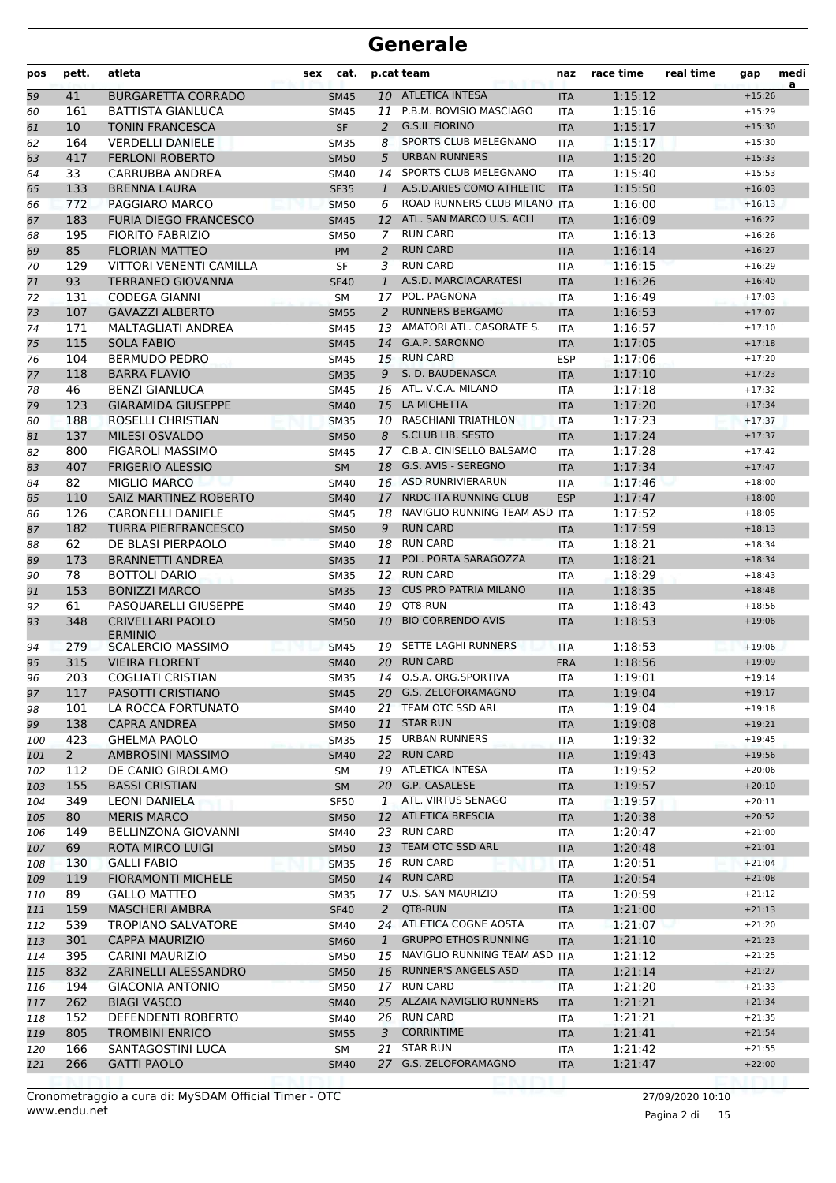# Generale

| pos | pett. | atleta | sex | cat. | p.cat | team | naz | race time | real time | gap | media |
|---|---|---|---|---|---|---|---|---|---|---|---|
| 59 | 41 | BURGARETTA CORRADO | | SM45 | 10 | ATLETICA INTESA | ITA | 1:15:12 | | +15:26 | |
| 60 | 161 | BATTISTA GIANLUCA | | SM45 | 11 | P.B.M. BOVISIO MASCIAGO | ITA | 1:15:16 | | +15:29 | |
| 61 | 10 | TONIN FRANCESCA | | SF | 2 | G.S.IL FIORINO | ITA | 1:15:17 | | +15:30 | |
| 62 | 164 | VERDELLI DANIELE | | SM35 | 8 | SPORTS CLUB MELEGNANO | ITA | 1:15:17 | | +15:30 | |
| 63 | 417 | FERLONI ROBERTO | | SM50 | 5 | URBAN RUNNERS | ITA | 1:15:20 | | +15:33 | |
| 64 | 33 | CARRUBBA ANDREA | | SM40 | 14 | SPORTS CLUB MELEGNANO | ITA | 1:15:40 | | +15:53 | |
| 65 | 133 | BRENNA LAURA | | SF35 | 1 | A.S.D.ARIES COMO ATHLETIC | ITA | 1:15:50 | | +16:03 | |
| 66 | 772 | PAGGIARO MARCO | | SM50 | 6 | ROAD RUNNERS CLUB MILANO | ITA | 1:16:00 | | +16:13 | |
| 67 | 183 | FURIA DIEGO FRANCESCO | | SM45 | 12 | ATL. SAN MARCO U.S. ACLI | ITA | 1:16:09 | | +16:22 | |
| 68 | 195 | FIORITO FABRIZIO | | SM50 | 7 | RUN CARD | ITA | 1:16:13 | | +16:26 | |
| 69 | 85 | FLORIAN MATTEO | | PM | 2 | RUN CARD | ITA | 1:16:14 | | +16:27 | |
| 70 | 129 | VITTORI VENENTI CAMILLA | | SF | 3 | RUN CARD | ITA | 1:16:15 | | +16:29 | |
| 71 | 93 | TERRANEO GIOVANNA | | SF40 | 1 | A.S.D. MARCIACARATESI | ITA | 1:16:26 | | +16:40 | |
| 72 | 131 | CODEGA GIANNI | | SM | 17 | POL. PAGNONA | ITA | 1:16:49 | | +17:03 | |
| 73 | 107 | GAVAZZI ALBERTO | | SM55 | 2 | RUNNERS BERGAMO | ITA | 1:16:53 | | +17:07 | |
| 74 | 171 | MALTAGLIATI ANDREA | | SM45 | 13 | AMATORI ATL. CASORATE S. | ITA | 1:16:57 | | +17:10 | |
| 75 | 115 | SOLA FABIO | | SM45 | 14 | G.A.P. SARONNO | ITA | 1:17:05 | | +17:18 | |
| 76 | 104 | BERMUDO PEDRO | | SM45 | 15 | RUN CARD | ESP | 1:17:06 | | +17:20 | |
| 77 | 118 | BARRA FLAVIO | | SM35 | 9 | S. D. BAUDENASCA | ITA | 1:17:10 | | +17:23 | |
| 78 | 46 | BENZI GIANLUCA | | SM45 | 16 | ATL. V.C.A. MILANO | ITA | 1:17:18 | | +17:32 | |
| 79 | 123 | GIARAMIDA GIUSEPPE | | SM40 | 15 | LA MICHETTA | ITA | 1:17:20 | | +17:34 | |
| 80 | 188 | ROSELLI CHRISTIAN | | SM35 | 10 | RASCHIANI TRIATHLON | ITA | 1:17:23 | | +17:37 | |
| 81 | 137 | MILESI OSVALDO | | SM50 | 8 | S.CLUB LIB. SESTO | ITA | 1:17:24 | | +17:37 | |
| 82 | 800 | FIGAROLI MASSIMO | | SM45 | 17 | C.B.A. CINISELLO BALSAMO | ITA | 1:17:28 | | +17:42 | |
| 83 | 407 | FRIGERIO ALESSIO | | SM | 18 | G.S. AVIS - SEREGNO | ITA | 1:17:34 | | +17:47 | |
| 84 | 82 | MIGLIO MARCO | | SM40 | 16 | ASD RUNRIVIERARUN | ITA | 1:17:46 | | +18:00 | |
| 85 | 110 | SAIZ MARTINEZ ROBERTO | | SM40 | 17 | NRDC-ITA RUNNING CLUB | ESP | 1:17:47 | | +18:00 | |
| 86 | 126 | CARONELLI DANIELE | | SM45 | 18 | NAVIGLIO RUNNING TEAM ASD | ITA | 1:17:52 | | +18:05 | |
| 87 | 182 | TURRA PIERFRANCESCO | | SM50 | 9 | RUN CARD | ITA | 1:17:59 | | +18:13 | |
| 88 | 62 | DE BLASI PIERPAOLO | | SM40 | 18 | RUN CARD | ITA | 1:18:21 | | +18:34 | |
| 89 | 173 | BRANNETTI ANDREA | | SM35 | 11 | POL. PORTA SARAGOZZA | ITA | 1:18:21 | | +18:34 | |
| 90 | 78 | BOTTOLI DARIO | | SM35 | 12 | RUN CARD | ITA | 1:18:29 | | +18:43 | |
| 91 | 153 | BONIZZI MARCO | | SM35 | 13 | CUS PRO PATRIA MILANO | ITA | 1:18:35 | | +18:48 | |
| 92 | 61 | PASQUARELLI GIUSEPPE | | SM40 | 19 | QT8-RUN | ITA | 1:18:43 | | +18:56 | |
| 93 | 348 | CRIVELLARI PAOLO ERMINIO | | SM50 | 10 | BIO CORRENDO AVIS | ITA | 1:18:53 | | +19:06 | |
| 94 | 279 | SCALERCIO MASSIMO | | SM45 | 19 | SETTE LAGHI RUNNERS | ITA | 1:18:53 | | +19:06 | |
| 95 | 315 | VIEIRA FLORENT | | SM40 | 20 | RUN CARD | FRA | 1:18:56 | | +19:09 | |
| 96 | 203 | COGLIATI CRISTIAN | | SM35 | 14 | O.S.A. ORG.SPORTIVA | ITA | 1:19:01 | | +19:14 | |
| 97 | 117 | PASOTTI CRISTIANO | | SM45 | 20 | G.S. ZELOFORAMAGNO | ITA | 1:19:04 | | +19:17 | |
| 98 | 101 | LA ROCCA FORTUNATO | | SM40 | 21 | TEAM OTC SSD ARL | ITA | 1:19:04 | | +19:18 | |
| 99 | 138 | CAPRA ANDREA | | SM50 | 11 | STAR RUN | ITA | 1:19:08 | | +19:21 | |
| 100 | 423 | GHELMA PAOLO | | SM35 | 15 | URBAN RUNNERS | ITA | 1:19:32 | | +19:45 | |
| 101 | 2 | AMBROSINI MASSIMO | | SM40 | 22 | RUN CARD | ITA | 1:19:43 | | +19:56 | |
| 102 | 112 | DE CANIO GIROLAMO | | SM | 19 | ATLETICA INTESA | ITA | 1:19:52 | | +20:06 | |
| 103 | 155 | BASSI CRISTIAN | | SM | 20 | G.P. CASALESE | ITA | 1:19:57 | | +20:10 | |
| 104 | 349 | LEONI DANIELA | | SF50 | 1 | ATL. VIRTUS SENAGO | ITA | 1:19:57 | | +20:11 | |
| 105 | 80 | MERIS MARCO | | SM50 | 12 | ATLETICA BRESCIA | ITA | 1:20:38 | | +20:52 | |
| 106 | 149 | BELLINZONA GIOVANNI | | SM40 | 23 | RUN CARD | ITA | 1:20:47 | | +21:00 | |
| 107 | 69 | ROTA MIRCO LUIGI | | SM50 | 13 | TEAM OTC SSD ARL | ITA | 1:20:48 | | +21:01 | |
| 108 | 130 | GALLI FABIO | | SM35 | 16 | RUN CARD | ITA | 1:20:51 | | +21:04 | |
| 109 | 119 | FIORAMONTI MICHELE | | SM50 | 14 | RUN CARD | ITA | 1:20:54 | | +21:08 | |
| 110 | 89 | GALLO MATTEO | | SM35 | 17 | U.S. SAN MAURIZIO | ITA | 1:20:59 | | +21:12 | |
| 111 | 159 | MASCHERI AMBRA | | SF40 | 2 | QT8-RUN | ITA | 1:21:00 | | +21:13 | |
| 112 | 539 | TROPIANO SALVATORE | | SM40 | 24 | ATLETICA COGNE AOSTA | ITA | 1:21:07 | | +21:20 | |
| 113 | 301 | CAPPA MAURIZIO | | SM60 | 1 | GRUPPO ETHOS RUNNING | ITA | 1:21:10 | | +21:23 | |
| 114 | 395 | CARINI MAURIZIO | | SM50 | 15 | NAVIGLIO RUNNING TEAM ASD | ITA | 1:21:12 | | +21:25 | |
| 115 | 832 | ZARINELLI ALESSANDRO | | SM50 | 16 | RUNNER'S ANGELS ASD | ITA | 1:21:14 | | +21:27 | |
| 116 | 194 | GIACONIA ANTONIO | | SM50 | 17 | RUN CARD | ITA | 1:21:20 | | +21:33 | |
| 117 | 262 | BIAGI VASCO | | SM40 | 25 | ALZAIA NAVIGLIO RUNNERS | ITA | 1:21:21 | | +21:34 | |
| 118 | 152 | DEFENDENTI ROBERTO | | SM40 | 26 | RUN CARD | ITA | 1:21:21 | | +21:35 | |
| 119 | 805 | TROMBINI ENRICO | | SM55 | 3 | CORRINTIME | ITA | 1:21:41 | | +21:54 | |
| 120 | 166 | SANTAGOSTINI LUCA | | SM | 21 | STAR RUN | ITA | 1:21:42 | | +21:55 | |
| 121 | 266 | GATTI PAOLO | | SM40 | 27 | G.S. ZELOFORAMAGNO | ITA | 1:21:47 | | +22:00 | |

Cronometraggio a cura di: MySDAM Official Timer - OTC
www.endu.net

27/09/2020 10:10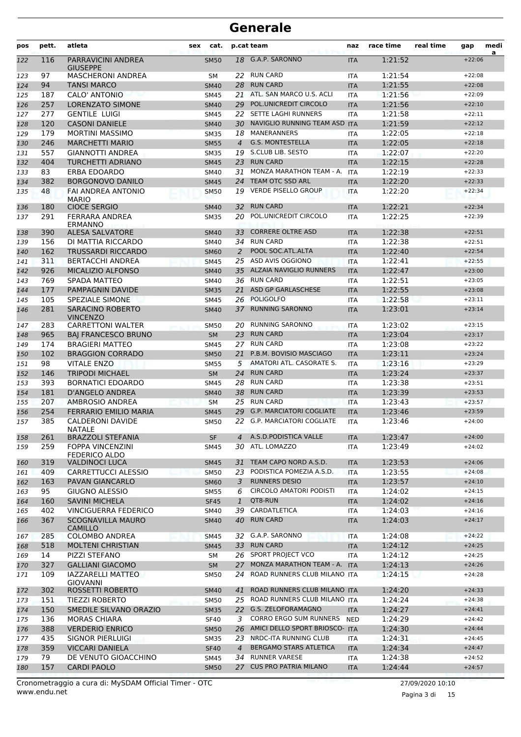# Generale

| pos | pett. | atleta | sex | cat. | p.cat | team | naz | race time | real time | gap | media |
|---|---|---|---|---|---|---|---|---|---|---|---|
| 122 | 116 | PARRAVICINI ANDREA GIUSEPPE | | SM50 | 18 | G.A.P. SARONNO | ITA | 1:21:52 | | +22:06 | |
| 123 | 97 | MASCHERONI ANDREA | | SM | 22 | RUN CARD | ITA | 1:21:54 | | +22:08 | |
| 124 | 94 | TANSI MARCO | | SM40 | 28 | RUN CARD | ITA | 1:21:55 | | +22:08 | |
| 125 | 187 | CALO' ANTONIO | | SM45 | 21 | ATL. SAN MARCO U.S. ACLI | ITA | 1:21:56 | | +22:09 | |
| 126 | 257 | LORENZATO SIMONE | | SM40 | 29 | POL.UNICREDIT CIRCOLO | ITA | 1:21:56 | | +22:10 | |
| 127 | 277 | GENTILE LUIGI | | SM45 | 22 | SETTE LAGHI RUNNERS | ITA | 1:21:58 | | +22:11 | |
| 128 | 120 | CASONI DANIELE | | SM40 | 30 | NAVIGLIO RUNNING TEAM ASD | ITA | 1:21:59 | | +22:12 | |
| 129 | 179 | MORTINI MASSIMO | | SM35 | 18 | MANERANNERS | ITA | 1:22:05 | | +22:18 | |
| 130 | 246 | MARCHETTI MARIO | | SM55 | 4 | G.S. MONTESTELLA | ITA | 1:22:05 | | +22:18 | |
| 131 | 557 | GIANNOTTI ANDREA | | SM35 | 19 | S.CLUB LIB. SESTO | ITA | 1:22:07 | | +22:20 | |
| 132 | 404 | TURCHETTI ADRIANO | | SM45 | 23 | RUN CARD | ITA | 1:22:15 | | +22:28 | |
| 133 | 83 | ERBA EDOARDO | | SM40 | 31 | MONZA MARATHON TEAM - A. | ITA | 1:22:19 | | +22:33 | |
| 134 | 382 | BORGONOVO DANILO | | SM45 | 24 | TEAM OTC SSD ARL | ITA | 1:22:20 | | +22:33 | |
| 135 | 48 | FAI ANDREA ANTONIO MARIO | | SM50 | 19 | VERDE PISELLO GROUP | ITA | 1:22:20 | | +22:34 | |
| 136 | 180 | CIOCE SERGIO | | SM40 | 32 | RUN CARD | ITA | 1:22:21 | | +22:34 | |
| 137 | 291 | FERRARA ANDREA ERMANNO | | SM35 | 20 | POL.UNICREDIT CIRCOLO | ITA | 1:22:25 | | +22:39 | |
| 138 | 390 | ALESA SALVATORE | | SM40 | 33 | CORRERE OLTRE ASD | ITA | 1:22:38 | | +22:51 | |
| 139 | 156 | DI MATTIA RICCARDO | | SM40 | 34 | RUN CARD | ITA | 1:22:38 | | +22:51 | |
| 140 | 162 | TRUSSARDI RICCARDO | | SM60 | 2 | POOL SOC.ATL.ALTA | ITA | 1:22:40 | | +22:54 | |
| 141 | 311 | BERTACCHI ANDREA | | SM45 | 25 | ASD AVIS OGGIONO | ITA | 1:22:41 | | +22:55 | |
| 142 | 926 | MICALIZIO ALFONSO | | SM40 | 35 | ALZAIA NAVIGLIO RUNNERS | ITA | 1:22:47 | | +23:00 | |
| 143 | 769 | SPADA MATTEO | | SM40 | 36 | RUN CARD | ITA | 1:22:51 | | +23:05 | |
| 144 | 177 | PAMPAGNIN DAVIDE | | SM35 | 21 | ASD GP GARLASCHESE | ITA | 1:22:55 | | +23:08 | |
| 145 | 105 | SPEZIALE SIMONE | | SM45 | 26 | POLIGOLFO | ITA | 1:22:58 | | +23:11 | |
| 146 | 281 | SARACINO ROBERTO VINCENZO | | SM40 | 37 | RUNNING SARONNO | ITA | 1:23:01 | | +23:14 | |
| 147 | 283 | CARRETTONI WALTER | | SM50 | 20 | RUNNING SARONNO | ITA | 1:23:02 | | +23:15 | |
| 148 | 965 | BAJ FRANCESCO BRUNO | | SM | 23 | RUN CARD | ITA | 1:23:04 | | +23:17 | |
| 149 | 174 | BRAGIERI MATTEO | | SM45 | 27 | RUN CARD | ITA | 1:23:08 | | +23:22 | |
| 150 | 102 | BRAGGION CORRADO | | SM50 | 21 | P.B.M. BOVISIO MASCIAGO | ITA | 1:23:11 | | +23:24 | |
| 151 | 98 | VITALE ENZO | | SM55 | 5 | AMATORI ATL. CASORATE S. | ITA | 1:23:16 | | +23:29 | |
| 152 | 146 | TRIPODI MICHAEL | | SM | 24 | RUN CARD | ITA | 1:23:24 | | +23:37 | |
| 153 | 393 | BORNATICI EDOARDO | | SM45 | 28 | RUN CARD | ITA | 1:23:38 | | +23:51 | |
| 154 | 181 | D'ANGELO ANDREA | | SM40 | 38 | RUN CARD | ITA | 1:23:39 | | +23:53 | |
| 155 | 207 | AMBROSIO ANDREA | | SM | 25 | RUN CARD | ITA | 1:23:43 | | +23:57 | |
| 156 | 254 | FERRARIO EMILIO MARIA | | SM45 | 29 | G.P. MARCIATORI COGLIATE | ITA | 1:23:46 | | +23:59 | |
| 157 | 385 | CALDERONI DAVIDE NATALE | | SM50 | 22 | G.P. MARCIATORI COGLIATE | ITA | 1:23:46 | | +24:00 | |
| 158 | 261 | BRAZZOLI STEFANIA | | SF | 4 | A.S.D.PODISTICA VALLE | ITA | 1:23:47 | | +24:00 | |
| 159 | 259 | FOPPA VINCENZINI FEDERICO ALDO | | SM45 | 30 | ATL. LOMAZZO | ITA | 1:23:49 | | +24:02 | |
| 160 | 319 | VALDINOCI LUCA | | SM45 | 31 | TEAM CAPO NORD A.S.D. | ITA | 1:23:53 | | +24:06 | |
| 161 | 409 | CARRETTUCCI ALESSIO | | SM50 | 23 | PODISTICA POMEZIA A.S.D. | ITA | 1:23:55 | | +24:08 | |
| 162 | 163 | PAVAN GIANCARLO | | SM60 | 3 | RUNNERS DESIO | ITA | 1:23:57 | | +24:10 | |
| 163 | 95 | GIUGNO ALESSIO | | SM55 | 6 | CIRCOLO AMATORI PODISTI | ITA | 1:24:02 | | +24:15 | |
| 164 | 160 | SAVINI MICHELA | | SF45 | 1 | QT8-RUN | ITA | 1:24:02 | | +24:16 | |
| 165 | 402 | VINCIGUERRA FEDERICO | | SM40 | 39 | CARDATLETICA | ITA | 1:24:03 | | +24:16 | |
| 166 | 367 | SCOGNAVILLA MAURO CAMILLO | | SM40 | 40 | RUN CARD | ITA | 1:24:03 | | +24:17 | |
| 167 | 285 | COLOMBO ANDREA | | SM45 | 32 | G.A.P. SARONNO | ITA | 1:24:08 | | +24:22 | |
| 168 | 518 | MOLTENI CHRISTIAN | | SM45 | 33 | RUN CARD | ITA | 1:24:12 | | +24:25 | |
| 169 | 14 | PIZZI STEFANO | | SM | 26 | SPORT PROJECT VCO | ITA | 1:24:12 | | +24:25 | |
| 170 | 327 | GALLIANI GIACOMO | | SM | 27 | MONZA MARATHON TEAM - A. | ITA | 1:24:13 | | +24:26 | |
| 171 | 109 | IAZZARELLI MATTEO GIOVANNI | | SM50 | 24 | ROAD RUNNERS CLUB MILANO | ITA | 1:24:15 | | +24:28 | |
| 172 | 302 | ROSSETTI ROBERTO | | SM40 | 41 | ROAD RUNNERS CLUB MILANO | ITA | 1:24:20 | | +24:33 | |
| 173 | 151 | TIEZZI ROBERTO | | SM50 | 25 | ROAD RUNNERS CLUB MILANO | ITA | 1:24:24 | | +24:38 | |
| 174 | 150 | SMEDILE SILVANO ORAZIO | | SM35 | 22 | G.S. ZELOFORAMAGNO | ITA | 1:24:27 | | +24:41 | |
| 175 | 136 | MORAS CHIARA | | SF40 | 3 | CORRO ERGO SUM RUNNERS | NED | 1:24:29 | | +24:42 | |
| 176 | 388 | VERDERIO ENRICO | | SM50 | 26 | AMICI DELLO SPORT BRIOSCO- | ITA | 1:24:30 | | +24:44 | |
| 177 | 435 | SIGNOR PIERLUIGI | | SM35 | 23 | NRDC-ITA RUNNING CLUB | ITA | 1:24:31 | | +24:45 | |
| 178 | 359 | VICCARI DANIELA | | SF40 | 4 | BERGAMO STARS ATLETICA | ITA | 1:24:34 | | +24:47 | |
| 179 | 79 | DE VENUTO GIOACCHINO | | SM45 | 34 | RUNNER VARESE | ITA | 1:24:38 | | +24:52 | |
| 180 | 157 | CARDI PAOLO | | SM50 | 27 | CUS PRO PATRIA MILANO | ITA | 1:24:44 | | +24:57 | |

Cronometraggio a cura di: MySDAM Official Timer - OTC
www.endu.net

27/09/2020 10:10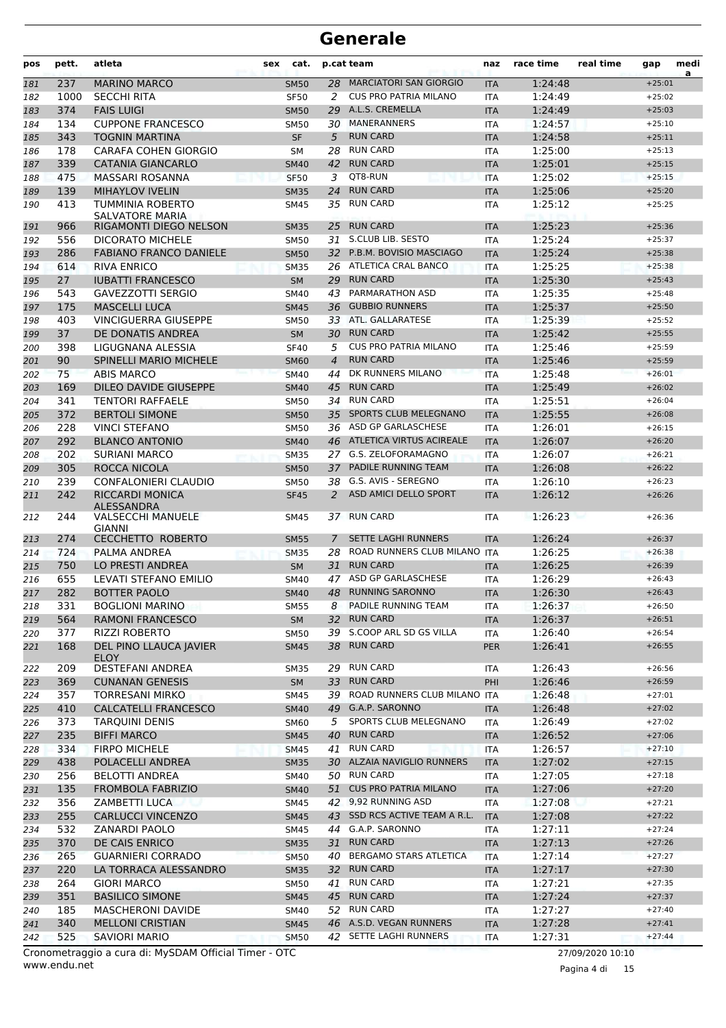# Generale

| pos | pett. | atleta | sex | cat. | p.cat | team | naz | race time | real time | gap | media |
|---|---|---|---|---|---|---|---|---|---|---|---|
| 181 | 237 | MARINO MARCO | | SM50 | 28 | MARCIATORI SAN GIORGIO | ITA | 1:24:48 | | +25:01 | |
| 182 | 1000 | SECCHI RITA | | SF50 | 2 | CUS PRO PATRIA MILANO | ITA | 1:24:49 | | +25:02 | |
| 183 | 374 | FAIS LUIGI | | SM50 | 29 | A.L.S. CREMELLA | ITA | 1:24:49 | | +25:03 | |
| 184 | 134 | CUPPONE FRANCESCO | | SM50 | 30 | MANERANNERS | ITA | 1:24:57 | | +25:10 | |
| 185 | 343 | TOGNIN MARTINA | | SF | 5 | RUN CARD | ITA | 1:24:58 | | +25:11 | |
| 186 | 178 | CARAFA COHEN GIORGIO | | SM | 28 | RUN CARD | ITA | 1:25:00 | | +25:13 | |
| 187 | 339 | CATANIA GIANCARLO | | SM40 | 42 | RUN CARD | ITA | 1:25:01 | | +25:15 | |
| 188 | 475 | MASSARI ROSANNA | | SF50 | 3 | QT8-RUN | ITA | 1:25:02 | | +25:15 | |
| 189 | 139 | MIHAYLOV IVELIN | | SM35 | 24 | RUN CARD | ITA | 1:25:06 | | +25:20 | |
| 190 | 413 | TUMMINIA ROBERTO SALVATORE MARIA | | SM45 | 35 | RUN CARD | ITA | 1:25:12 | | +25:25 | |
| 191 | 966 | RIGAMONTI DIEGO NELSON | | SM35 | 25 | RUN CARD | ITA | 1:25:23 | | +25:36 | |
| 192 | 556 | DICORATO MICHELE | | SM50 | 31 | S.CLUB LIB. SESTO | ITA | 1:25:24 | | +25:37 | |
| 193 | 286 | FABIANO FRANCO DANIELE | | SM50 | 32 | P.B.M. BOVISIO MASCIAGO | ITA | 1:25:24 | | +25:38 | |
| 194 | 614 | RIVA ENRICO | | SM35 | 26 | ATLETICA CRAL BANCO | ITA | 1:25:25 | | +25:38 | |
| 195 | 27 | IUBATTI FRANCESCO | | SM | 29 | RUN CARD | ITA | 1:25:30 | | +25:43 | |
| 196 | 543 | GAVEZZOTTI SERGIO | | SM40 | 43 | PARMARATHON ASD | ITA | 1:25:35 | | +25:48 | |
| 197 | 175 | MASCELLI LUCA | | SM45 | 36 | GUBBIO RUNNERS | ITA | 1:25:37 | | +25:50 | |
| 198 | 403 | VINCIGUERRA GIUSEPPE | | SM50 | 33 | ATL. GALLARATESE | ITA | 1:25:39 | | +25:52 | |
| 199 | 37 | DE DONATIS ANDREA | | SM | 30 | RUN CARD | ITA | 1:25:42 | | +25:55 | |
| 200 | 398 | LIGUGNANA ALESSIA | | SF40 | 5 | CUS PRO PATRIA MILANO | ITA | 1:25:46 | | +25:59 | |
| 201 | 90 | SPINELLI MARIO MICHELE | | SM60 | 4 | RUN CARD | ITA | 1:25:46 | | +25:59 | |
| 202 | 75 | ABIS MARCO | | SM40 | 44 | DK RUNNERS MILANO | ITA | 1:25:48 | | +26:01 | |
| 203 | 169 | DILEO DAVIDE GIUSEPPE | | SM40 | 45 | RUN CARD | ITA | 1:25:49 | | +26:02 | |
| 204 | 341 | TENTORI RAFFAELE | | SM50 | 34 | RUN CARD | ITA | 1:25:51 | | +26:04 | |
| 205 | 372 | BERTOLI SIMONE | | SM50 | 35 | SPORTS CLUB MELEGNANO | ITA | 1:25:55 | | +26:08 | |
| 206 | 228 | VINCI STEFANO | | SM50 | 36 | ASD GP GARLASCHESE | ITA | 1:26:01 | | +26:15 | |
| 207 | 292 | BLANCO ANTONIO | | SM40 | 46 | ATLETICA VIRTUS ACIREALE | ITA | 1:26:07 | | +26:20 | |
| 208 | 202 | SURIANI MARCO | | SM35 | 27 | G.S. ZELOFORAMAGNO | ITA | 1:26:07 | | +26:21 | |
| 209 | 305 | ROCCA NICOLA | | SM50 | 37 | PADILE RUNNING TEAM | ITA | 1:26:08 | | +26:22 | |
| 210 | 239 | CONFALONIERI CLAUDIO | | SM50 | 38 | G.S. AVIS - SEREGNO | ITA | 1:26:10 | | +26:23 | |
| 211 | 242 | RICCARDI MONICA ALESSANDRA | | SF45 | 2 | ASD AMICI DELLO SPORT | ITA | 1:26:12 | | +26:26 | |
| 212 | 244 | VALSECCHI MANUELE GIANNI | | SM45 | 37 | RUN CARD | ITA | 1:26:23 | | +26:36 | |
| 213 | 274 | CECCHETTO ROBERTO | | SM55 | 7 | SETTE LAGHI RUNNERS | ITA | 1:26:24 | | +26:37 | |
| 214 | 724 | PALMA ANDREA | | SM35 | 28 | ROAD RUNNERS CLUB MILANO | ITA | 1:26:25 | | +26:38 | |
| 215 | 750 | LO PRESTI ANDREA | | SM | 31 | RUN CARD | ITA | 1:26:25 | | +26:39 | |
| 216 | 655 | LEVATI STEFANO EMILIO | | SM40 | 47 | ASD GP GARLASCHESE | ITA | 1:26:29 | | +26:43 | |
| 217 | 282 | BOTTER PAOLO | | SM40 | 48 | RUNNING SARONNO | ITA | 1:26:30 | | +26:43 | |
| 218 | 331 | BOGLIONI MARINO | | SM55 | 8 | PADILE RUNNING TEAM | ITA | 1:26:37 | | +26:50 | |
| 219 | 564 | RAMONI FRANCESCO | | SM | 32 | RUN CARD | ITA | 1:26:37 | | +26:51 | |
| 220 | 377 | RIZZI ROBERTO | | SM50 | 39 | S.COOP ARL SD GS VILLA | ITA | 1:26:40 | | +26:54 | |
| 221 | 168 | DEL PINO LLAUCA JAVIER ELOY | | SM45 | 38 | RUN CARD | PER | 1:26:41 | | +26:55 | |
| 222 | 209 | DESTEFANI ANDREA | | SM35 | 29 | RUN CARD | ITA | 1:26:43 | | +26:56 | |
| 223 | 369 | CUNANAN GENESIS | | SM | 33 | RUN CARD | PHI | 1:26:46 | | +26:59 | |
| 224 | 357 | TORRESANI MIRKO | | SM45 | 39 | ROAD RUNNERS CLUB MILANO | ITA | 1:26:48 | | +27:01 | |
| 225 | 410 | CALCATELLI FRANCESCO | | SM40 | 49 | G.A.P. SARONNO | ITA | 1:26:48 | | +27:02 | |
| 226 | 373 | TARQUINI DENIS | | SM60 | 5 | SPORTS CLUB MELEGNANO | ITA | 1:26:49 | | +27:02 | |
| 227 | 235 | BIFFI MARCO | | SM45 | 40 | RUN CARD | ITA | 1:26:52 | | +27:06 | |
| 228 | 334 | FIRPO MICHELE | | SM45 | 41 | RUN CARD | ITA | 1:26:57 | | +27:10 | |
| 229 | 438 | POLACELLI ANDREA | | SM35 | 30 | ALZAIA NAVIGLIO RUNNERS | ITA | 1:27:02 | | +27:15 | |
| 230 | 256 | BELOTTI ANDREA | | SM40 | 50 | RUN CARD | ITA | 1:27:05 | | +27:18 | |
| 231 | 135 | FROMBOLA FABRIZIO | | SM40 | 51 | CUS PRO PATRIA MILANO | ITA | 1:27:06 | | +27:20 | |
| 232 | 356 | ZAMBETTI LUCA | | SM45 | 42 | 9,92 RUNNING ASD | ITA | 1:27:08 | | +27:21 | |
| 233 | 255 | CARLUCCI VINCENZO | | SM45 | 43 | SSD RCS ACTIVE TEAM A R.L. | ITA | 1:27:08 | | +27:22 | |
| 234 | 532 | ZANARDI PAOLO | | SM45 | 44 | G.A.P. SARONNO | ITA | 1:27:11 | | +27:24 | |
| 235 | 370 | DE CAIS ENRICO | | SM35 | 31 | RUN CARD | ITA | 1:27:13 | | +27:26 | |
| 236 | 265 | GUARNIERI CORRADO | | SM50 | 40 | BERGAMO STARS ATLETICA | ITA | 1:27:14 | | +27:27 | |
| 237 | 220 | LA TORRACA ALESSANDRO | | SM35 | 32 | RUN CARD | ITA | 1:27:17 | | +27:30 | |
| 238 | 264 | GIORI MARCO | | SM50 | 41 | RUN CARD | ITA | 1:27:21 | | +27:35 | |
| 239 | 351 | BASILICO SIMONE | | SM45 | 45 | RUN CARD | ITA | 1:27:24 | | +27:37 | |
| 240 | 185 | MASCHERONI DAVIDE | | SM40 | 52 | RUN CARD | ITA | 1:27:27 | | +27:40 | |
| 241 | 340 | MELLONI CRISTIAN | | SM45 | 46 | A.S.D. VEGAN RUNNERS | ITA | 1:27:28 | | +27:41 | |
| 242 | 525 | SAVIORI MARIO | | SM50 | 42 | SETTE LAGHI RUNNERS | ITA | 1:27:31 | | +27:44 | |

Cronometraggio a cura di: MySDAM Official Timer - OTC
www.endu.net

27/09/2020 10:10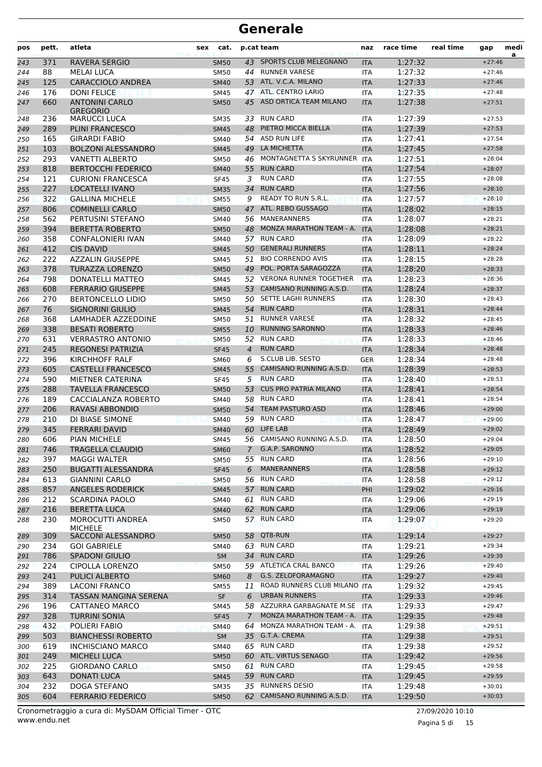# Generale

| pos | pett. | atleta | sex | cat. | p.cat | team | naz | race time | real time | gap | media |
|---|---|---|---|---|---|---|---|---|---|---|---|
| 243 | 371 | RAVERA SERGIO | | SM50 | 43 | SPORTS CLUB MELEGNANO | ITA | 1:27:32 | | +27:46 | |
| 244 | 88 | MELAI LUCA | | SM50 | 44 | RUNNER VARESE | ITA | 1:27:32 | | +27:46 | |
| 245 | 125 | CARACCIOLO ANDREA | | SM40 | 53 | ATL. V.C.A. MILANO | ITA | 1:27:33 | | +27:46 | |
| 246 | 176 | DONI FELICE | | SM45 | 47 | ATL. CENTRO LARIO | ITA | 1:27:35 | | +27:48 | |
| 247 | 660 | ANTONINI CARLO GREGORIO | | SM50 | 45 | ASD ORTICA TEAM MILANO | ITA | 1:27:38 | | +27:51 | |
| 248 | 236 | MARUCCI LUCA | | SM35 | 33 | RUN CARD | ITA | 1:27:39 | | +27:53 | |
| 249 | 289 | PLINI FRANCESCO | | SM45 | 48 | PIETRO MICCA BIELLA | ITA | 1:27:39 | | +27:53 | |
| 250 | 165 | GIRARDI FABIO | | SM40 | 54 | ASD RUN LIFE | ITA | 1:27:41 | | +27:54 | |
| 251 | 103 | BOLZONI ALESSANDRO | | SM45 | 49 | LA MICHETTA | ITA | 1:27:45 | | +27:58 | |
| 252 | 293 | VANETTI ALBERTO | | SM50 | 46 | MONTAGNETTA S SKYRUNNER | ITA | 1:27:51 | | +28:04 | |
| 253 | 818 | BERTOCCHI FEDERICO | | SM40 | 55 | RUN CARD | ITA | 1:27:54 | | +28:07 | |
| 254 | 121 | CURIONI FRANCESCA | | SF45 | 3 | RUN CARD | ITA | 1:27:55 | | +28:08 | |
| 255 | 227 | LOCATELLI IVANO | | SM35 | 34 | RUN CARD | ITA | 1:27:56 | | +28:10 | |
| 256 | 322 | GALLINA MICHELE | | SM55 | 9 | READY TO RUN S.R.L. | ITA | 1:27:57 | | +28:10 | |
| 257 | 806 | COMINELLI CARLO | | SM50 | 47 | ATL. REBO GUSSAGO | ITA | 1:28:02 | | +28:15 | |
| 258 | 562 | PERTUSINI STEFANO | | SM40 | 56 | MANERANNERS | ITA | 1:28:07 | | +28:21 | |
| 259 | 394 | BERETTA ROBERTO | | SM50 | 48 | MONZA MARATHON TEAM - A. | ITA | 1:28:08 | | +28:21 | |
| 260 | 358 | CONFALONIERI IVAN | | SM40 | 57 | RUN CARD | ITA | 1:28:09 | | +28:22 | |
| 261 | 412 | CIS DAVID | | SM45 | 50 | GENERALI RUNNERS | ITA | 1:28:11 | | +28:24 | |
| 262 | 222 | AZZALIN GIUSEPPE | | SM45 | 51 | BIO CORRENDO AVIS | ITA | 1:28:15 | | +28:28 | |
| 263 | 378 | TURAZZA LORENZO | | SM50 | 49 | POL. PORTA SARAGOZZA | ITA | 1:28:20 | | +28:33 | |
| 264 | 798 | DONATELLI MATTEO | | SM45 | 52 | VERONA RUNNER TOGETHER | ITA | 1:28:23 | | +28:36 | |
| 265 | 608 | FERRARIO GIUSEPPE | | SM45 | 53 | CAMISANO RUNNING A.S.D. | ITA | 1:28:24 | | +28:37 | |
| 266 | 270 | BERTONCELLO LIDIO | | SM50 | 50 | SETTE LAGHI RUNNERS | ITA | 1:28:30 | | +28:43 | |
| 267 | 76 | SIGNORINI GIULIO | | SM45 | 54 | RUN CARD | ITA | 1:28:31 | | +28:44 | |
| 268 | 368 | LAMHADER AZZEDDINE | | SM50 | 51 | RUNNER VARESE | ITA | 1:28:32 | | +28:45 | |
| 269 | 338 | BESATI ROBERTO | | SM55 | 10 | RUNNING SARONNO | ITA | 1:28:33 | | +28:46 | |
| 270 | 631 | VERRASTRO ANTONIO | | SM50 | 52 | RUN CARD | ITA | 1:28:33 | | +28:46 | |
| 271 | 245 | REGONESI PATRIZIA | | SF45 | 4 | RUN CARD | ITA | 1:28:34 | | +28:48 | |
| 272 | 396 | KIRCHHOFF RALF | | SM60 | 6 | S.CLUB LIB. SESTO | GER | 1:28:34 | | +28:48 | |
| 273 | 605 | CASTELLI FRANCESCO | | SM45 | 55 | CAMISANO RUNNING A.S.D. | ITA | 1:28:39 | | +28:53 | |
| 274 | 590 | MIETNER CATERINA | | SF45 | 5 | RUN CARD | ITA | 1:28:40 | | +28:53 | |
| 275 | 288 | TAVELLA FRANCESCO | | SM50 | 53 | CUS PRO PATRIA MILANO | ITA | 1:28:41 | | +28:54 | |
| 276 | 189 | CACCIALANZA ROBERTO | | SM40 | 58 | RUN CARD | ITA | 1:28:41 | | +28:54 | |
| 277 | 206 | RAVASI ABBONDIO | | SM50 | 54 | TEAM PASTURO ASD | ITA | 1:28:46 | | +29:00 | |
| 278 | 210 | DI BIASE SIMONE | | SM40 | 59 | RUN CARD | ITA | 1:28:47 | | +29:00 | |
| 279 | 345 | FERRARI DAVID | | SM40 | 60 | LIFE LAB | ITA | 1:28:49 | | +29:02 | |
| 280 | 606 | PIAN MICHELE | | SM45 | 56 | CAMISANO RUNNING A.S.D. | ITA | 1:28:50 | | +29:04 | |
| 281 | 746 | TRAGELLA CLAUDIO | | SM60 | 7 | G.A.P. SARONNO | ITA | 1:28:52 | | +29:05 | |
| 282 | 397 | MAGGI WALTER | | SM50 | 55 | RUN CARD | ITA | 1:28:56 | | +29:10 | |
| 283 | 250 | BUGATTI ALESSANDRA | | SF45 | 6 | MANERANNERS | ITA | 1:28:58 | | +29:12 | |
| 284 | 613 | GIANNINI CARLO | | SM50 | 56 | RUN CARD | ITA | 1:28:58 | | +29:12 | |
| 285 | 857 | ANGELES RODERICK | | SM45 | 57 | RUN CARD | PHI | 1:29:02 | | +29:16 | |
| 286 | 212 | SCARDINA PAOLO | | SM40 | 61 | RUN CARD | ITA | 1:29:06 | | +29:19 | |
| 287 | 216 | BERETTA LUCA | | SM40 | 62 | RUN CARD | ITA | 1:29:06 | | +29:19 | |
| 288 | 230 | MOROCUTTI ANDREA MICHELE | | SM50 | 57 | RUN CARD | ITA | 1:29:07 | | +29:20 | |
| 289 | 309 | SACCONI ALESSANDRO | | SM50 | 58 | QT8-RUN | ITA | 1:29:14 | | +29:27 | |
| 290 | 234 | GOI GABRIELE | | SM40 | 63 | RUN CARD | ITA | 1:29:21 | | +29:34 | |
| 291 | 786 | SPADONI GIULIO | | SM | 34 | RUN CARD | ITA | 1:29:26 | | +29:39 | |
| 292 | 224 | CIPOLLA LORENZO | | SM50 | 59 | ATLETICA CRAL BANCO | ITA | 1:29:26 | | +29:40 | |
| 293 | 241 | PULICI ALBERTO | | SM60 | 8 | G.S. ZELOFORAMAGNO | ITA | 1:29:27 | | +29:40 | |
| 294 | 389 | LACONI FRANCO | | SM55 | 11 | ROAD RUNNERS CLUB MILANO | ITA | 1:29:32 | | +29:45 | |
| 295 | 314 | TASSAN MANGINA SERENA | | SF | 6 | URBAN RUNNERS | ITA | 1:29:33 | | +29:46 | |
| 296 | 196 | CATTANEO MARCO | | SM45 | 58 | AZZURRA GARBAGNATE M.SE | ITA | 1:29:33 | | +29:47 | |
| 297 | 328 | TURRINI SONIA | | SF45 | 7 | MONZA MARATHON TEAM - A. | ITA | 1:29:35 | | +29:48 | |
| 298 | 432 | POLIERI FABIO | | SM40 | 64 | MONZA MARATHON TEAM - A. | ITA | 1:29:38 | | +29:51 | |
| 299 | 503 | BIANCHESSI ROBERTO | | SM | 35 | G.T.A. CREMA | ITA | 1:29:38 | | +29:51 | |
| 300 | 619 | INCHISCIANO MARCO | | SM40 | 65 | RUN CARD | ITA | 1:29:38 | | +29:52 | |
| 301 | 249 | MICHELI LUCA | | SM50 | 60 | ATL. VIRTUS SENAGO | ITA | 1:29:42 | | +29:56 | |
| 302 | 225 | GIORDANO CARLO | | SM50 | 61 | RUN CARD | ITA | 1:29:45 | | +29:58 | |
| 303 | 643 | DONATI LUCA | | SM45 | 59 | RUN CARD | ITA | 1:29:45 | | +29:59 | |
| 304 | 232 | DOGA STEFANO | | SM35 | 35 | RUNNERS DESIO | ITA | 1:29:48 | | +30:01 | |
| 305 | 604 | FERRARIO FEDERICO | | SM50 | 62 | CAMISANO RUNNING A.S.D. | ITA | 1:29:50 | | +30:03 | |

Cronometraggio a cura di: MySDAM Official Timer - OTC
www.endu.net

27/09/2020 10:10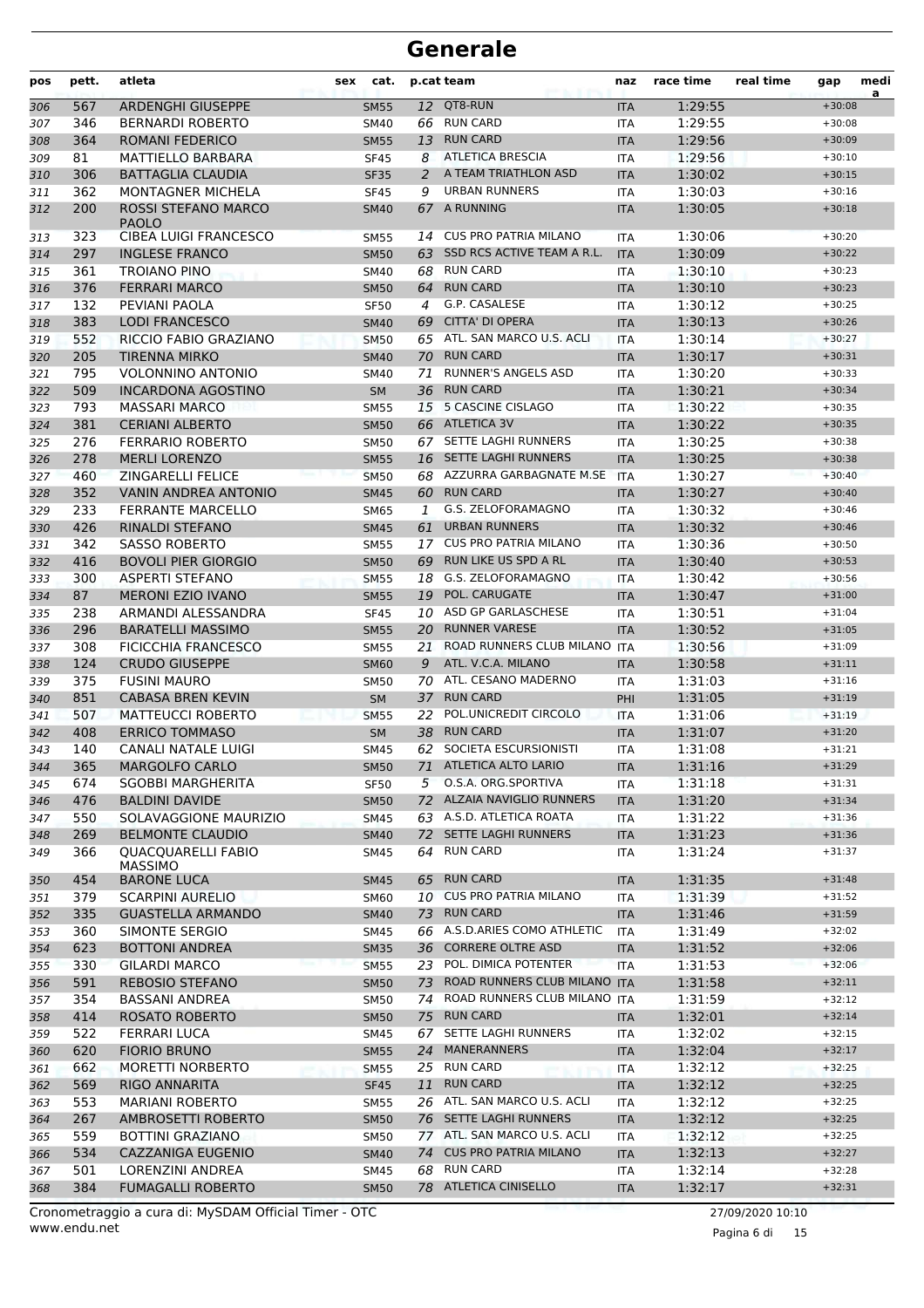# Generale

| pos | pett. | atleta | sex | cat. | p.cat | team | naz | race time | real time | gap | media |
|---|---|---|---|---|---|---|---|---|---|---|---|
| 306 | 567 | ARDENGHI GIUSEPPE | | SM55 | 12 | QT8-RUN | ITA | 1:29:55 | | +30:08 | |
| 307 | 346 | BERNARDI ROBERTO | | SM40 | 66 | RUN CARD | ITA | 1:29:55 | | +30:08 | |
| 308 | 364 | ROMANI FEDERICO | | SM55 | 13 | RUN CARD | ITA | 1:29:56 | | +30:09 | |
| 309 | 81 | MATTIELLO BARBARA | | SF45 | 8 | ATLETICA BRESCIA | ITA | 1:29:56 | | +30:10 | |
| 310 | 306 | BATTAGLIA CLAUDIA | | SF35 | 2 | A TEAM TRIATHLON ASD | ITA | 1:30:02 | | +30:15 | |
| 311 | 362 | MONTAGNER MICHELA | | SF45 | 9 | URBAN RUNNERS | ITA | 1:30:03 | | +30:16 | |
| 312 | 200 | ROSSI STEFANO MARCO PAOLO | | SM40 | 67 | A RUNNING | ITA | 1:30:05 | | +30:18 | |
| 313 | 323 | CIBEA LUIGI FRANCESCO | | SM55 | 14 | CUS PRO PATRIA MILANO | ITA | 1:30:06 | | +30:20 | |
| 314 | 297 | INGLESE FRANCO | | SM50 | 63 | SSD RCS ACTIVE TEAM A R.L. | ITA | 1:30:09 | | +30:22 | |
| 315 | 361 | TROIANO PINO | | SM40 | 68 | RUN CARD | ITA | 1:30:10 | | +30:23 | |
| 316 | 376 | FERRARI MARCO | | SM50 | 64 | RUN CARD | ITA | 1:30:10 | | +30:23 | |
| 317 | 132 | PEVIANI PAOLA | | SF50 | 4 | G.P. CASALESE | ITA | 1:30:12 | | +30:25 | |
| 318 | 383 | LODI FRANCESCO | | SM40 | 69 | CITTA' DI OPERA | ITA | 1:30:13 | | +30:26 | |
| 319 | 552 | RICCIO FABIO GRAZIANO | | SM50 | 65 | ATL. SAN MARCO U.S. ACLI | ITA | 1:30:14 | | +30:27 | |
| 320 | 205 | TIRENNA MIRKO | | SM40 | 70 | RUN CARD | ITA | 1:30:17 | | +30:31 | |
| 321 | 795 | VOLONNINO ANTONIO | | SM40 | 71 | RUNNER'S ANGELS ASD | ITA | 1:30:20 | | +30:33 | |
| 322 | 509 | INCARDONA AGOSTINO | | SM | 36 | RUN CARD | ITA | 1:30:21 | | +30:34 | |
| 323 | 793 | MASSARI MARCO | | SM55 | 15 | 5 CASCINE CISLAGO | ITA | 1:30:22 | | +30:35 | |
| 324 | 381 | CERIANI ALBERTO | | SM50 | 66 | ATLETICA 3V | ITA | 1:30:22 | | +30:35 | |
| 325 | 276 | FERRARIO ROBERTO | | SM50 | 67 | SETTE LAGHI RUNNERS | ITA | 1:30:25 | | +30:38 | |
| 326 | 278 | MERLI LORENZO | | SM55 | 16 | SETTE LAGHI RUNNERS | ITA | 1:30:25 | | +30:38 | |
| 327 | 460 | ZINGARELLI FELICE | | SM50 | 68 | AZZURRA GARBAGNATE M.SE | ITA | 1:30:27 | | +30:40 | |
| 328 | 352 | VANIN ANDREA ANTONIO | | SM45 | 60 | RUN CARD | ITA | 1:30:27 | | +30:40 | |
| 329 | 233 | FERRANTE MARCELLO | | SM65 | 1 | G.S. ZELOFORAMAGNO | ITA | 1:30:32 | | +30:46 | |
| 330 | 426 | RINALDI STEFANO | | SM45 | 61 | URBAN RUNNERS | ITA | 1:30:32 | | +30:46 | |
| 331 | 342 | SASSO ROBERTO | | SM55 | 17 | CUS PRO PATRIA MILANO | ITA | 1:30:36 | | +30:50 | |
| 332 | 416 | BOVOLI PIER GIORGIO | | SM50 | 69 | RUN LIKE US SPD A RL | ITA | 1:30:40 | | +30:53 | |
| 333 | 300 | ASPERTI STEFANO | | SM55 | 18 | G.S. ZELOFORAMAGNO | ITA | 1:30:42 | | +30:56 | |
| 334 | 87 | MERONI EZIO IVANO | | SM55 | 19 | POL. CARUGATE | ITA | 1:30:47 | | +31:00 | |
| 335 | 238 | ARMANDI ALESSANDRA | | SF45 | 10 | ASD GP GARLASCHESE | ITA | 1:30:51 | | +31:04 | |
| 336 | 296 | BARATELLI MASSIMO | | SM55 | 20 | RUNNER VARESE | ITA | 1:30:52 | | +31:05 | |
| 337 | 308 | FICICCHIA FRANCESCO | | SM55 | 21 | ROAD RUNNERS CLUB MILANO | ITA | 1:30:56 | | +31:09 | |
| 338 | 124 | CRUDO GIUSEPPE | | SM60 | 9 | ATL. V.C.A. MILANO | ITA | 1:30:58 | | +31:11 | |
| 339 | 375 | FUSINI MAURO | | SM50 | 70 | ATL. CESANO MADERNO | ITA | 1:31:03 | | +31:16 | |
| 340 | 851 | CABASA BREN KEVIN | | SM | 37 | RUN CARD | PHI | 1:31:05 | | +31:19 | |
| 341 | 507 | MATTEUCCI ROBERTO | | SM55 | 22 | POL.UNICREDIT CIRCOLO | ITA | 1:31:06 | | +31:19 | |
| 342 | 408 | ERRICO TOMMASO | | SM | 38 | RUN CARD | ITA | 1:31:07 | | +31:20 | |
| 343 | 140 | CANALI NATALE LUIGI | | SM45 | 62 | SOCIETA ESCURSIONISTI | ITA | 1:31:08 | | +31:21 | |
| 344 | 365 | MARGOLFO CARLO | | SM50 | 71 | ATLETICA ALTO LARIO | ITA | 1:31:16 | | +31:29 | |
| 345 | 674 | SGOBBI MARGHERITA | | SF50 | 5 | O.S.A. ORG.SPORTIVA | ITA | 1:31:18 | | +31:31 | |
| 346 | 476 | BALDINI DAVIDE | | SM50 | 72 | ALZAIA NAVIGLIO RUNNERS | ITA | 1:31:20 | | +31:34 | |
| 347 | 550 | SOLAVAGGIONE MAURIZIO | | SM45 | 63 | A.S.D. ATLETICA ROATA | ITA | 1:31:22 | | +31:36 | |
| 348 | 269 | BELMONTE CLAUDIO | | SM40 | 72 | SETTE LAGHI RUNNERS | ITA | 1:31:23 | | +31:36 | |
| 349 | 366 | QUACQUARELLI FABIO MASSIMO | | SM45 | 64 | RUN CARD | ITA | 1:31:24 | | +31:37 | |
| 350 | 454 | BARONE LUCA | | SM45 | 65 | RUN CARD | ITA | 1:31:35 | | +31:48 | |
| 351 | 379 | SCARPINI AURELIO | | SM60 | 10 | CUS PRO PATRIA MILANO | ITA | 1:31:39 | | +31:52 | |
| 352 | 335 | GUASTELLA ARMANDO | | SM40 | 73 | RUN CARD | ITA | 1:31:46 | | +31:59 | |
| 353 | 360 | SIMONTE SERGIO | | SM45 | 66 | A.S.D.ARIES COMO ATHLETIC | ITA | 1:31:49 | | +32:02 | |
| 354 | 623 | BOTTONI ANDREA | | SM35 | 36 | CORRERE OLTRE ASD | ITA | 1:31:52 | | +32:06 | |
| 355 | 330 | GILARDI MARCO | | SM55 | 23 | POL. DIMICA POTENTER | ITA | 1:31:53 | | +32:06 | |
| 356 | 591 | REBOSIO STEFANO | | SM50 | 73 | ROAD RUNNERS CLUB MILANO | ITA | 1:31:58 | | +32:11 | |
| 357 | 354 | BASSANI ANDREA | | SM50 | 74 | ROAD RUNNERS CLUB MILANO | ITA | 1:31:59 | | +32:12 | |
| 358 | 414 | ROSATO ROBERTO | | SM50 | 75 | RUN CARD | ITA | 1:32:01 | | +32:14 | |
| 359 | 522 | FERRARI LUCA | | SM45 | 67 | SETTE LAGHI RUNNERS | ITA | 1:32:02 | | +32:15 | |
| 360 | 620 | FIORIO BRUNO | | SM55 | 24 | MANERANNERS | ITA | 1:32:04 | | +32:17 | |
| 361 | 662 | MORETTI NORBERTO | | SM55 | 25 | RUN CARD | ITA | 1:32:12 | | +32:25 | |
| 362 | 569 | RIGO ANNARITA | | SF45 | 11 | RUN CARD | ITA | 1:32:12 | | +32:25 | |
| 363 | 553 | MARIANI ROBERTO | | SM55 | 26 | ATL. SAN MARCO U.S. ACLI | ITA | 1:32:12 | | +32:25 | |
| 364 | 267 | AMBROSETTI ROBERTO | | SM50 | 76 | SETTE LAGHI RUNNERS | ITA | 1:32:12 | | +32:25 | |
| 365 | 559 | BOTTINI GRAZIANO | | SM50 | 77 | ATL. SAN MARCO U.S. ACLI | ITA | 1:32:12 | | +32:25 | |
| 366 | 534 | CAZZANIGA EUGENIO | | SM40 | 74 | CUS PRO PATRIA MILANO | ITA | 1:32:13 | | +32:27 | |
| 367 | 501 | LORENZINI ANDREA | | SM45 | 68 | RUN CARD | ITA | 1:32:14 | | +32:28 | |
| 368 | 384 | FUMAGALLI ROBERTO | | SM50 | 78 | ATLETICA CINISELLO | ITA | 1:32:17 | | +32:31 | |

Cronometraggio a cura di: MySDAM Official Timer - OTC
www.endu.net

27/09/2020 10:10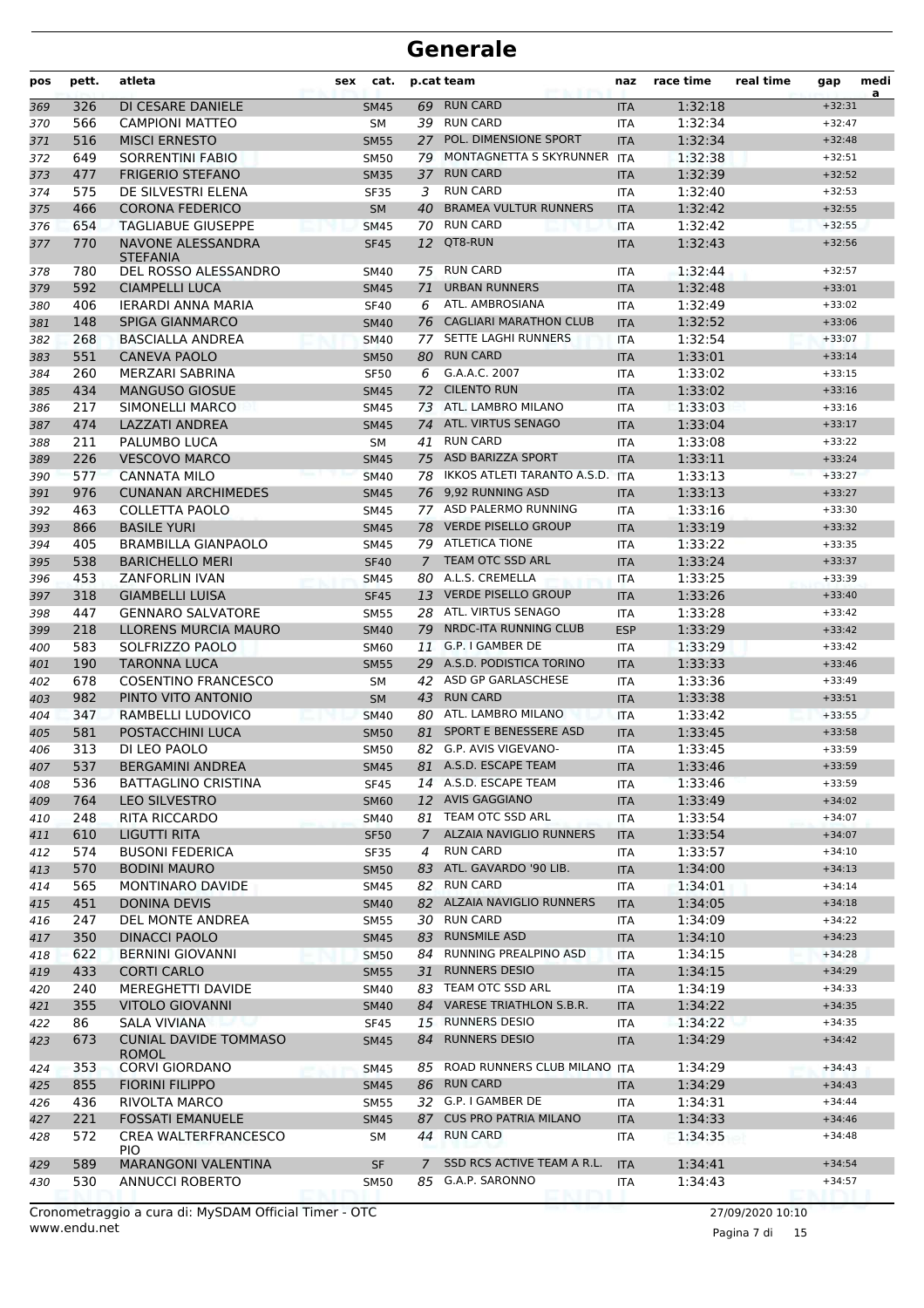# Generale

| pos | pett. | atleta | sex | cat. | p.cat | team | naz | race time | real time | gap | media |
|---|---|---|---|---|---|---|---|---|---|---|---|
| 369 | 326 | DI CESARE DANIELE | | SM45 | 69 | RUN CARD | ITA | 1:32:18 | | +32:31 | |
| 370 | 566 | CAMPIONI MATTEO | | SM | 39 | RUN CARD | ITA | 1:32:34 | | +32:47 | |
| 371 | 516 | MISCI ERNESTO | | SM55 | 27 | POL. DIMENSIONE SPORT | ITA | 1:32:34 | | +32:48 | |
| 372 | 649 | SORRENTINI FABIO | | SM50 | 79 | MONTAGNETTA S SKYRUNNER | ITA | 1:32:38 | | +32:51 | |
| 373 | 477 | FRIGERIO STEFANO | | SM35 | 37 | RUN CARD | ITA | 1:32:39 | | +32:52 | |
| 374 | 575 | DE SILVESTRI ELENA | | SF35 | 3 | RUN CARD | ITA | 1:32:40 | | +32:53 | |
| 375 | 466 | CORONA FEDERICO | | SM | 40 | BRAMEA VULTUR RUNNERS | ITA | 1:32:42 | | +32:55 | |
| 376 | 654 | TAGLIABUE GIUSEPPE | | SM45 | 70 | RUN CARD | ITA | 1:32:42 | | +32:55 | |
| 377 | 770 | NAVONE ALESSANDRA STEFANIA | | SF45 | 12 | QT8-RUN | ITA | 1:32:43 | | +32:56 | |
| 378 | 780 | DEL ROSSO ALESSANDRO | | SM40 | 75 | RUN CARD | ITA | 1:32:44 | | +32:57 | |
| 379 | 592 | CIAMPELLI LUCA | | SM45 | 71 | URBAN RUNNERS | ITA | 1:32:48 | | +33:01 | |
| 380 | 406 | IERARDI ANNA MARIA | | SF40 | 6 | ATL. AMBROSIANA | ITA | 1:32:49 | | +33:02 | |
| 381 | 148 | SPIGA GIANMARCO | | SM40 | 76 | CAGLIARI MARATHON CLUB | ITA | 1:32:52 | | +33:06 | |
| 382 | 268 | BASCIALLA ANDREA | | SM40 | 77 | SETTE LAGHI RUNNERS | ITA | 1:32:54 | | +33:07 | |
| 383 | 551 | CANEVA PAOLO | | SM50 | 80 | RUN CARD | ITA | 1:33:01 | | +33:14 | |
| 384 | 260 | MERZARI SABRINA | | SF50 | 6 | G.A.A.C. 2007 | ITA | 1:33:02 | | +33:15 | |
| 385 | 434 | MANGUSO GIOSUE | | SM45 | 72 | CILENTO RUN | ITA | 1:33:02 | | +33:16 | |
| 386 | 217 | SIMONELLI MARCO | | SM45 | 73 | ATL. LAMBRO MILANO | ITA | 1:33:03 | | +33:16 | |
| 387 | 474 | LAZZATI ANDREA | | SM45 | 74 | ATL. VIRTUS SENAGO | ITA | 1:33:04 | | +33:17 | |
| 388 | 211 | PALUMBO LUCA | | SM | 41 | RUN CARD | ITA | 1:33:08 | | +33:22 | |
| 389 | 226 | VESCOVO MARCO | | SM45 | 75 | ASD BARIZZA SPORT | ITA | 1:33:11 | | +33:24 | |
| 390 | 577 | CANNATA MILO | | SM40 | 78 | IKKOS ATLETI TARANTO A.S.D. | ITA | 1:33:13 | | +33:27 | |
| 391 | 976 | CUNANAN ARCHIMEDES | | SM45 | 76 | 9,92 RUNNING ASD | ITA | 1:33:13 | | +33:27 | |
| 392 | 463 | COLLETTA PAOLO | | SM45 | 77 | ASD PALERMO RUNNING | ITA | 1:33:16 | | +33:30 | |
| 393 | 866 | BASILE YURI | | SM45 | 78 | VERDE PISELLO GROUP | ITA | 1:33:19 | | +33:32 | |
| 394 | 405 | BRAMBILLA GIANPAOLO | | SM45 | 79 | ATLETICA TIONE | ITA | 1:33:22 | | +33:35 | |
| 395 | 538 | BARICHELLO MERI | | SF40 | 7 | TEAM OTC SSD ARL | ITA | 1:33:24 | | +33:37 | |
| 396 | 453 | ZANFORLIN IVAN | | SM45 | 80 | A.L.S. CREMELLA | ITA | 1:33:25 | | +33:39 | |
| 397 | 318 | GIAMBELLI LUISA | | SF45 | 13 | VERDE PISELLO GROUP | ITA | 1:33:26 | | +33:40 | |
| 398 | 447 | GENNARO SALVATORE | | SM55 | 28 | ATL. VIRTUS SENAGO | ITA | 1:33:28 | | +33:42 | |
| 399 | 218 | LLORENS MURCIA MAURO | | SM40 | 79 | NRDC-ITA RUNNING CLUB | ESP | 1:33:29 | | +33:42 | |
| 400 | 583 | SOLFRIZZO PAOLO | | SM60 | 11 | G.P. I GAMBER DE | ITA | 1:33:29 | | +33:42 | |
| 401 | 190 | TARONNA LUCA | | SM55 | 29 | A.S.D. PODISTICA TORINO | ITA | 1:33:33 | | +33:46 | |
| 402 | 678 | COSENTINO FRANCESCO | | SM | 42 | ASD GP GARLASCHESE | ITA | 1:33:36 | | +33:49 | |
| 403 | 982 | PINTO VITO ANTONIO | | SM | 43 | RUN CARD | ITA | 1:33:38 | | +33:51 | |
| 404 | 347 | RAMBELLI LUDOVICO | | SM40 | 80 | ATL. LAMBRO MILANO | ITA | 1:33:42 | | +33:55 | |
| 405 | 581 | POSTACCHINI LUCA | | SM50 | 81 | SPORT E BENESSERE ASD | ITA | 1:33:45 | | +33:58 | |
| 406 | 313 | DI LEO PAOLO | | SM50 | 82 | G.P. AVIS VIGEVANO- | ITA | 1:33:45 | | +33:59 | |
| 407 | 537 | BERGAMINI ANDREA | | SM45 | 81 | A.S.D. ESCAPE TEAM | ITA | 1:33:46 | | +33:59 | |
| 408 | 536 | BATTAGLINO CRISTINA | | SF45 | 14 | A.S.D. ESCAPE TEAM | ITA | 1:33:46 | | +33:59 | |
| 409 | 764 | LEO SILVESTRO | | SM60 | 12 | AVIS GAGGIANO | ITA | 1:33:49 | | +34:02 | |
| 410 | 248 | RITA RICCARDO | | SM40 | 81 | TEAM OTC SSD ARL | ITA | 1:33:54 | | +34:07 | |
| 411 | 610 | LIGUTTI RITA | | SF50 | 7 | ALZAIA NAVIGLIO RUNNERS | ITA | 1:33:54 | | +34:07 | |
| 412 | 574 | BUSONI FEDERICA | | SF35 | 4 | RUN CARD | ITA | 1:33:57 | | +34:10 | |
| 413 | 570 | BODINI MAURO | | SM50 | 83 | ATL. GAVARDO '90 LIB. | ITA | 1:34:00 | | +34:13 | |
| 414 | 565 | MONTINARO DAVIDE | | SM45 | 82 | RUN CARD | ITA | 1:34:01 | | +34:14 | |
| 415 | 451 | DONINA DEVIS | | SM40 | 82 | ALZAIA NAVIGLIO RUNNERS | ITA | 1:34:05 | | +34:18 | |
| 416 | 247 | DEL MONTE ANDREA | | SM55 | 30 | RUN CARD | ITA | 1:34:09 | | +34:22 | |
| 417 | 350 | DINACCI PAOLO | | SM45 | 83 | RUNSMILE ASD | ITA | 1:34:10 | | +34:23 | |
| 418 | 622 | BERNINI GIOVANNI | | SM50 | 84 | RUNNING PREALPINO ASD | ITA | 1:34:15 | | +34:28 | |
| 419 | 433 | CORTI CARLO | | SM55 | 31 | RUNNERS DESIO | ITA | 1:34:15 | | +34:29 | |
| 420 | 240 | MEREGHETTI DAVIDE | | SM40 | 83 | TEAM OTC SSD ARL | ITA | 1:34:19 | | +34:33 | |
| 421 | 355 | VITOLO GIOVANNI | | SM40 | 84 | VARESE TRIATHLON S.B.R. | ITA | 1:34:22 | | +34:35 | |
| 422 | 86 | SALA VIVIANA | | SF45 | 15 | RUNNERS DESIO | ITA | 1:34:22 | | +34:35 | |
| 423 | 673 | CUNIAL DAVIDE TOMMASO ROMOL | | SM45 | 84 | RUNNERS DESIO | ITA | 1:34:29 | | +34:42 | |
| 424 | 353 | CORVI GIORDANO | | SM45 | 85 | ROAD RUNNERS CLUB MILANO | ITA | 1:34:29 | | +34:43 | |
| 425 | 855 | FIORINI FILIPPO | | SM45 | 86 | RUN CARD | ITA | 1:34:29 | | +34:43 | |
| 426 | 436 | RIVOLTA MARCO | | SM55 | 32 | G.P. I GAMBER DE | ITA | 1:34:31 | | +34:44 | |
| 427 | 221 | FOSSATI EMANUELE | | SM45 | 87 | CUS PRO PATRIA MILANO | ITA | 1:34:33 | | +34:46 | |
| 428 | 572 | CREA WALTERFRANCESCO PIO | | SM | 44 | RUN CARD | ITA | 1:34:35 | | +34:48 | |
| 429 | 589 | MARANGONI VALENTINA | | SF | 7 | SSD RCS ACTIVE TEAM A R.L. | ITA | 1:34:41 | | +34:54 | |
| 430 | 530 | ANNUCCI ROBERTO | | SM50 | 85 | G.A.P. SARONNO | ITA | 1:34:43 | | +34:57 | |

Cronometraggio a cura di: MySDAM Official Timer - OTC
www.endu.net

27/09/2020 10:10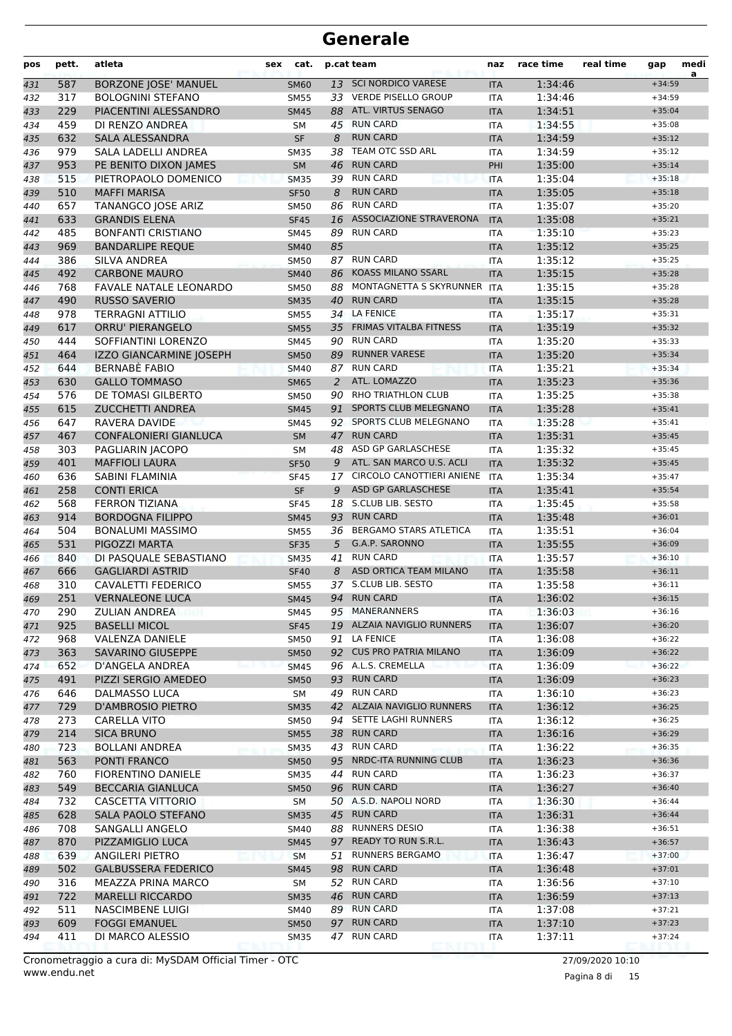# Generale

| pos | pett. | atleta | sex | cat. | p.cat | team | naz | race time | real time | gap | media |
|---|---|---|---|---|---|---|---|---|---|---|---|
| 431 | 587 | BORZONE JOSE' MANUEL | | SM60 | 13 | SCI NORDICO VARESE | ITA | 1:34:46 | | +34:59 | |
| 432 | 317 | BOLOGNINI STEFANO | | SM55 | 33 | VERDE PISELLO GROUP | ITA | 1:34:46 | | +34:59 | |
| 433 | 229 | PIACENTINI ALESSANDRO | | SM45 | 88 | ATL. VIRTUS SENAGO | ITA | 1:34:51 | | +35:04 | |
| 434 | 459 | DI RENZO ANDREA | | SM | 45 | RUN CARD | ITA | 1:34:55 | | +35:08 | |
| 435 | 632 | SALA ALESSANDRA | | SF | 8 | RUN CARD | ITA | 1:34:59 | | +35:12 | |
| 436 | 979 | SALA LADELLI ANDREA | | SM35 | 38 | TEAM OTC SSD ARL | ITA | 1:34:59 | | +35:12 | |
| 437 | 953 | PE BENITO DIXON JAMES | | SM | 46 | RUN CARD | PHI | 1:35:00 | | +35:14 | |
| 438 | 515 | PIETROPAOLO DOMENICO | | SM35 | 39 | RUN CARD | ITA | 1:35:04 | | +35:18 | |
| 439 | 510 | MAFFI MARISA | | SF50 | 8 | RUN CARD | ITA | 1:35:05 | | +35:18 | |
| 440 | 657 | TANANGCO JOSE ARIZ | | SM50 | 86 | RUN CARD | ITA | 1:35:07 | | +35:20 | |
| 441 | 633 | GRANDIS ELENA | | SF45 | 16 | ASSOCIAZIONE STRAVERONA | ITA | 1:35:08 | | +35:21 | |
| 442 | 485 | BONFANTI CRISTIANO | | SM45 | 89 | RUN CARD | ITA | 1:35:10 | | +35:23 | |
| 443 | 969 | BANDARLIPE REQUE | | SM40 | 85 | | ITA | 1:35:12 | | +35:25 | |
| 444 | 386 | SILVA ANDREA | | SM50 | 87 | RUN CARD | ITA | 1:35:12 | | +35:25 | |
| 445 | 492 | CARBONE MAURO | | SM40 | 86 | KOASS MILANO SSARL | ITA | 1:35:15 | | +35:28 | |
| 446 | 768 | FAVALE NATALE LEONARDO | | SM50 | 88 | MONTAGNETTA S SKYRUNNER | ITA | 1:35:15 | | +35:28 | |
| 447 | 490 | RUSSO SAVERIO | | SM35 | 40 | RUN CARD | ITA | 1:35:15 | | +35:28 | |
| 448 | 978 | TERRAGNI ATTILIO | | SM55 | 34 | LA FENICE | ITA | 1:35:17 | | +35:31 | |
| 449 | 617 | ORRU' PIERANGELO | | SM55 | 35 | FRIMAS VITALBA FITNESS | ITA | 1:35:19 | | +35:32 | |
| 450 | 444 | SOFFIANTINI LORENZO | | SM45 | 90 | RUN CARD | ITA | 1:35:20 | | +35:33 | |
| 451 | 464 | IZZO GIANCARMINE JOSEPH | | SM50 | 89 | RUNNER VARESE | ITA | 1:35:20 | | +35:34 | |
| 452 | 644 | BERNABÈ FABIO | | SM40 | 87 | RUN CARD | ITA | 1:35:21 | | +35:34 | |
| 453 | 630 | GALLO TOMMASO | | SM65 | 2 | ATL. LOMAZZO | ITA | 1:35:23 | | +35:36 | |
| 454 | 576 | DE TOMASI GILBERTO | | SM50 | 90 | RHO TRIATHLON CLUB | ITA | 1:35:25 | | +35:38 | |
| 455 | 615 | ZUCCHETTI ANDREA | | SM45 | 91 | SPORTS CLUB MELEGNANO | ITA | 1:35:28 | | +35:41 | |
| 456 | 647 | RAVERA DAVIDE | | SM45 | 92 | SPORTS CLUB MELEGNANO | ITA | 1:35:28 | | +35:41 | |
| 457 | 467 | CONFALONIERI GIANLUCA | | SM | 47 | RUN CARD | ITA | 1:35:31 | | +35:45 | |
| 458 | 303 | PAGLIARIN JACOPO | | SM | 48 | ASD GP GARLASCHESE | ITA | 1:35:32 | | +35:45 | |
| 459 | 401 | MAFFIOLI LAURA | | SF50 | 9 | ATL. SAN MARCO U.S. ACLI | ITA | 1:35:32 | | +35:45 | |
| 460 | 636 | SABINI FLAMINIA | | SF45 | 17 | CIRCOLO CANOTTIERI ANIENE | ITA | 1:35:34 | | +35:47 | |
| 461 | 258 | CONTI ERICA | | SF | 9 | ASD GP GARLASCHESE | ITA | 1:35:41 | | +35:54 | |
| 462 | 568 | FERRON TIZIANA | | SF45 | 18 | S.CLUB LIB. SESTO | ITA | 1:35:45 | | +35:58 | |
| 463 | 914 | BORDOGNA FILIPPO | | SM45 | 93 | RUN CARD | ITA | 1:35:48 | | +36:01 | |
| 464 | 504 | BONALUMI MASSIMO | | SM55 | 36 | BERGAMO STARS ATLETICA | ITA | 1:35:51 | | +36:04 | |
| 465 | 531 | PIGOZZI MARTA | | SF35 | 5 | G.A.P. SARONNO | ITA | 1:35:55 | | +36:09 | |
| 466 | 840 | DI PASQUALE SEBASTIANO | | SM35 | 41 | RUN CARD | ITA | 1:35:57 | | +36:10 | |
| 467 | 666 | GAGLIARDI ASTRID | | SF40 | 8 | ASD ORTICA TEAM MILANO | ITA | 1:35:58 | | +36:11 | |
| 468 | 310 | CAVALETTI FEDERICO | | SM55 | 37 | S.CLUB LIB. SESTO | ITA | 1:35:58 | | +36:11 | |
| 469 | 251 | VERNALEONE LUCA | | SM45 | 94 | RUN CARD | ITA | 1:36:02 | | +36:15 | |
| 470 | 290 | ZULIAN ANDREA | | SM45 | 95 | MANERANNERS | ITA | 1:36:03 | | +36:16 | |
| 471 | 925 | BASELLI MICOL | | SF45 | 19 | ALZAIA NAVIGLIO RUNNERS | ITA | 1:36:07 | | +36:20 | |
| 472 | 968 | VALENZA DANIELE | | SM50 | 91 | LA FENICE | ITA | 1:36:08 | | +36:22 | |
| 473 | 363 | SAVARINO GIUSEPPE | | SM50 | 92 | CUS PRO PATRIA MILANO | ITA | 1:36:09 | | +36:22 | |
| 474 | 652 | D'ANGELA ANDREA | | SM45 | 96 | A.L.S. CREMELLA | ITA | 1:36:09 | | +36:22 | |
| 475 | 491 | PIZZI SERGIO AMEDEO | | SM50 | 93 | RUN CARD | ITA | 1:36:09 | | +36:23 | |
| 476 | 646 | DALMASSO LUCA | | SM | 49 | RUN CARD | ITA | 1:36:10 | | +36:23 | |
| 477 | 729 | D'AMBROSIO PIETRO | | SM35 | 42 | ALZAIA NAVIGLIO RUNNERS | ITA | 1:36:12 | | +36:25 | |
| 478 | 273 | CARELLA VITO | | SM50 | 94 | SETTE LAGHI RUNNERS | ITA | 1:36:12 | | +36:25 | |
| 479 | 214 | SICA BRUNO | | SM55 | 38 | RUN CARD | ITA | 1:36:16 | | +36:29 | |
| 480 | 723 | BOLLANI ANDREA | | SM35 | 43 | RUN CARD | ITA | 1:36:22 | | +36:35 | |
| 481 | 563 | PONTI FRANCO | | SM50 | 95 | NRDC-ITA RUNNING CLUB | ITA | 1:36:23 | | +36:36 | |
| 482 | 760 | FIORENTINO DANIELE | | SM35 | 44 | RUN CARD | ITA | 1:36:23 | | +36:37 | |
| 483 | 549 | BECCARIA GIANLUCA | | SM50 | 96 | RUN CARD | ITA | 1:36:27 | | +36:40 | |
| 484 | 732 | CASCETTA VITTORIO | | SM | 50 | A.S.D. NAPOLI NORD | ITA | 1:36:30 | | +36:44 | |
| 485 | 628 | SALA PAOLO STEFANO | | SM35 | 45 | RUN CARD | ITA | 1:36:31 | | +36:44 | |
| 486 | 708 | SANGALLI ANGELO | | SM40 | 88 | RUNNERS DESIO | ITA | 1:36:38 | | +36:51 | |
| 487 | 870 | PIZZAMIGLIO LUCA | | SM45 | 97 | READY TO RUN S.R.L. | ITA | 1:36:43 | | +36:57 | |
| 488 | 639 | ANGILERI PIETRO | | SM | 51 | RUNNERS BERGAMO | ITA | 1:36:47 | | +37:00 | |
| 489 | 502 | GALBUSSERA FEDERICO | | SM45 | 98 | RUN CARD | ITA | 1:36:48 | | +37:01 | |
| 490 | 316 | MEAZZA PRINA MARCO | | SM | 52 | RUN CARD | ITA | 1:36:56 | | +37:10 | |
| 491 | 722 | MARELLI RICCARDO | | SM35 | 46 | RUN CARD | ITA | 1:36:59 | | +37:13 | |
| 492 | 511 | NASCIMBENE LUIGI | | SM40 | 89 | RUN CARD | ITA | 1:37:08 | | +37:21 | |
| 493 | 609 | FOGGI EMANUEL | | SM50 | 97 | RUN CARD | ITA | 1:37:10 | | +37:23 | |
| 494 | 411 | DI MARCO ALESSIO | | SM35 | 47 | RUN CARD | ITA | 1:37:11 | | +37:24 | |

Cronometraggio a cura di: MySDAM Official Timer - OTC
www.endu.net

27/09/2020 10:10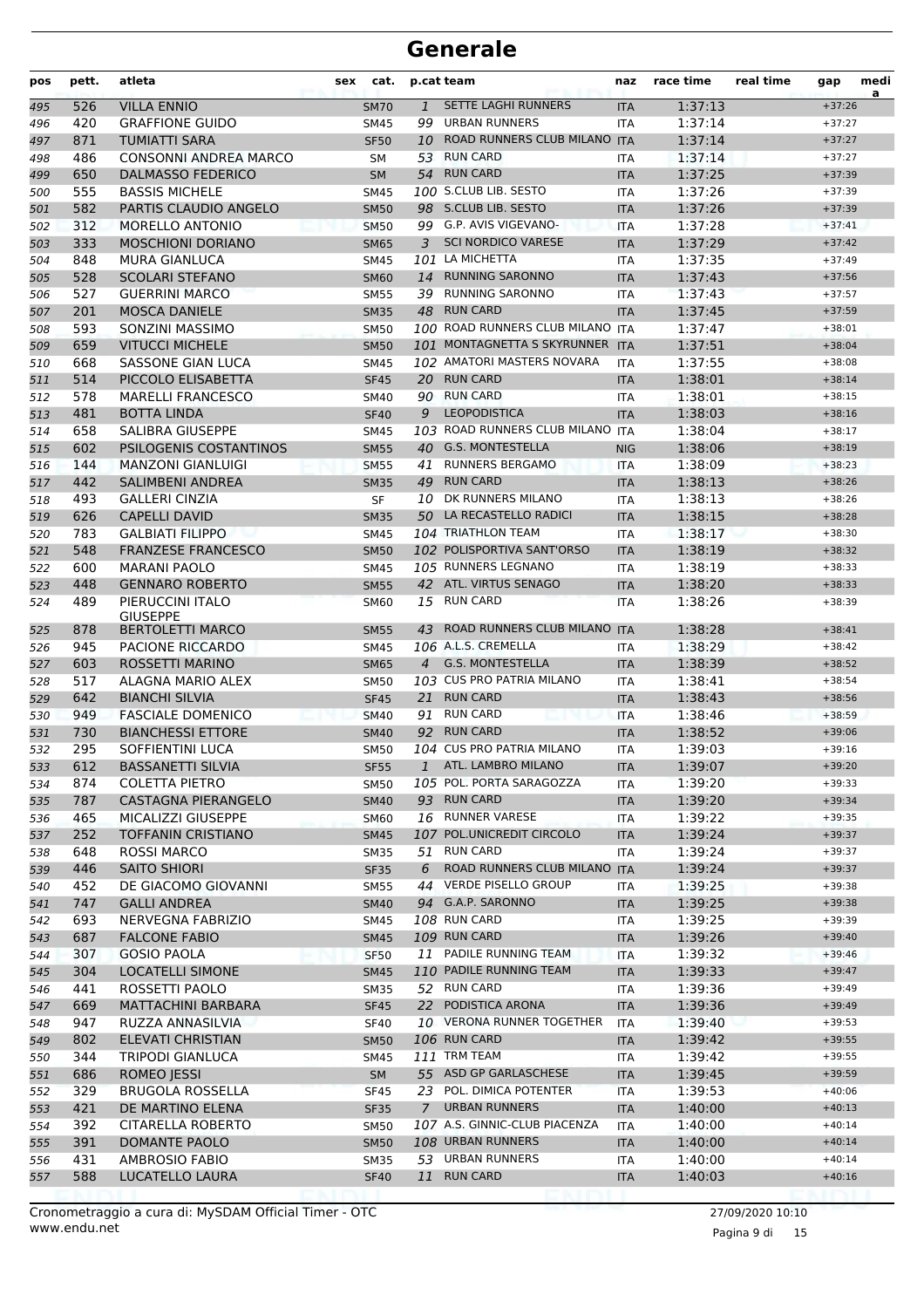# Generale

| pos | pett. | atleta | sex | cat. | p.cat | team | naz | race time | real time | gap | media |
|---|---|---|---|---|---|---|---|---|---|---|---|
| 495 | 526 | VILLA ENNIO | | SM70 | 1 | SETTE LAGHI RUNNERS | ITA | 1:37:13 | | +37:26 | |
| 496 | 420 | GRAFFIONE GUIDO | | SM45 | 99 | URBAN RUNNERS | ITA | 1:37:14 | | +37:27 | |
| 497 | 871 | TUMIATTI SARA | | SF50 | 10 | ROAD RUNNERS CLUB MILANO | ITA | 1:37:14 | | +37:27 | |
| 498 | 486 | CONSONNI ANDREA MARCO | | SM | 53 | RUN CARD | ITA | 1:37:14 | | +37:27 | |
| 499 | 650 | DALMASSO FEDERICO | | SM | 54 | RUN CARD | ITA | 1:37:25 | | +37:39 | |
| 500 | 555 | BASSIS MICHELE | | SM45 | 100 | S.CLUB LIB. SESTO | ITA | 1:37:26 | | +37:39 | |
| 501 | 582 | PARTIS CLAUDIO ANGELO | | SM50 | 98 | S.CLUB LIB. SESTO | ITA | 1:37:26 | | +37:39 | |
| 502 | 312 | MORELLO ANTONIO | | SM50 | 99 | G.P. AVIS VIGEVANO- | ITA | 1:37:28 | | +37:41 | |
| 503 | 333 | MOSCHIONI DORIANO | | SM65 | 3 | SCI NORDICO VARESE | ITA | 1:37:29 | | +37:42 | |
| 504 | 848 | MURA GIANLUCA | | SM45 | 101 | LA MICHETTA | ITA | 1:37:35 | | +37:49 | |
| 505 | 528 | SCOLARI STEFANO | | SM60 | 14 | RUNNING SARONNO | ITA | 1:37:43 | | +37:56 | |
| 506 | 527 | GUERRINI MARCO | | SM55 | 39 | RUNNING SARONNO | ITA | 1:37:43 | | +37:57 | |
| 507 | 201 | MOSCA DANIELE | | SM35 | 48 | RUN CARD | ITA | 1:37:45 | | +37:59 | |
| 508 | 593 | SONZINI MASSIMO | | SM50 | 100 | ROAD RUNNERS CLUB MILANO | ITA | 1:37:47 | | +38:01 | |
| 509 | 659 | VITUCCI MICHELE | | SM50 | 101 | MONTAGNETTA S SKYRUNNER | ITA | 1:37:51 | | +38:04 | |
| 510 | 668 | SASSONE GIAN LUCA | | SM45 | 102 | AMATORI MASTERS NOVARA | ITA | 1:37:55 | | +38:08 | |
| 511 | 514 | PICCOLO ELISABETTA | | SF45 | 20 | RUN CARD | ITA | 1:38:01 | | +38:14 | |
| 512 | 578 | MARELLI FRANCESCO | | SM40 | 90 | RUN CARD | ITA | 1:38:01 | | +38:15 | |
| 513 | 481 | BOTTA LINDA | | SF40 | 9 | LEOPODISTICA | ITA | 1:38:03 | | +38:16 | |
| 514 | 658 | SALIBRA GIUSEPPE | | SM45 | 103 | ROAD RUNNERS CLUB MILANO | ITA | 1:38:04 | | +38:17 | |
| 515 | 602 | PSILOGENIS COSTANTINOS | | SM55 | 40 | G.S. MONTESTELLA | NIG | 1:38:06 | | +38:19 | |
| 516 | 144 | MANZONI GIANLUIGI | | SM55 | 41 | RUNNERS BERGAMO | ITA | 1:38:09 | | +38:23 | |
| 517 | 442 | SALIMBENI ANDREA | | SM35 | 49 | RUN CARD | ITA | 1:38:13 | | +38:26 | |
| 518 | 493 | GALLERI CINZIA | | SF | 10 | DK RUNNERS MILANO | ITA | 1:38:13 | | +38:26 | |
| 519 | 626 | CAPELLI DAVID | | SM35 | 50 | LA RECASTELLO RADICI | ITA | 1:38:15 | | +38:28 | |
| 520 | 783 | GALBIATI FILIPPO | | SM45 | 104 | TRIATHLON TEAM | ITA | 1:38:17 | | +38:30 | |
| 521 | 548 | FRANZESE FRANCESCO | | SM50 | 102 | POLISPORTIVA SANT'ORSO | ITA | 1:38:19 | | +38:32 | |
| 522 | 600 | MARANI PAOLO | | SM45 | 105 | RUNNERS LEGNANO | ITA | 1:38:19 | | +38:33 | |
| 523 | 448 | GENNARO ROBERTO | | SM55 | 42 | ATL. VIRTUS SENAGO | ITA | 1:38:20 | | +38:33 | |
| 524 | 489 | PIERUCCINI ITALO GIUSEPPE | | SM60 | 15 | RUN CARD | ITA | 1:38:26 | | +38:39 | |
| 525 | 878 | BERTOLETTI MARCO | | SM55 | 43 | ROAD RUNNERS CLUB MILANO | ITA | 1:38:28 | | +38:41 | |
| 526 | 945 | PACIONE RICCARDO | | SM45 | 106 | A.L.S. CREMELLA | ITA | 1:38:29 | | +38:42 | |
| 527 | 603 | ROSSETTI MARINO | | SM65 | 4 | G.S. MONTESTELLA | ITA | 1:38:39 | | +38:52 | |
| 528 | 517 | ALAGNA MARIO ALEX | | SM50 | 103 | CUS PRO PATRIA MILANO | ITA | 1:38:41 | | +38:54 | |
| 529 | 642 | BIANCHI SILVIA | | SF45 | 21 | RUN CARD | ITA | 1:38:43 | | +38:56 | |
| 530 | 949 | FASCIALE DOMENICO | | SM40 | 91 | RUN CARD | ITA | 1:38:46 | | +38:59 | |
| 531 | 730 | BIANCHESSI ETTORE | | SM40 | 92 | RUN CARD | ITA | 1:38:52 | | +39:06 | |
| 532 | 295 | SOFFIENTINI LUCA | | SM50 | 104 | CUS PRO PATRIA MILANO | ITA | 1:39:03 | | +39:16 | |
| 533 | 612 | BASSANETTI SILVIA | | SF55 | 1 | ATL. LAMBRO MILANO | ITA | 1:39:07 | | +39:20 | |
| 534 | 874 | COLETTA PIETRO | | SM50 | 105 | POL. PORTA SARAGOZZA | ITA | 1:39:20 | | +39:33 | |
| 535 | 787 | CASTAGNA PIERANGELO | | SM40 | 93 | RUN CARD | ITA | 1:39:20 | | +39:34 | |
| 536 | 465 | MICALIZZI GIUSEPPE | | SM60 | 16 | RUNNER VARESE | ITA | 1:39:22 | | +39:35 | |
| 537 | 252 | TOFFANIN CRISTIANO | | SM45 | 107 | POL.UNICREDIT CIRCOLO | ITA | 1:39:24 | | +39:37 | |
| 538 | 648 | ROSSI MARCO | | SM35 | 51 | RUN CARD | ITA | 1:39:24 | | +39:37 | |
| 539 | 446 | SAITO SHIORI | | SF35 | 6 | ROAD RUNNERS CLUB MILANO | ITA | 1:39:24 | | +39:37 | |
| 540 | 452 | DE GIACOMO GIOVANNI | | SM55 | 44 | VERDE PISELLO GROUP | ITA | 1:39:25 | | +39:38 | |
| 541 | 747 | GALLI ANDREA | | SM40 | 94 | G.A.P. SARONNO | ITA | 1:39:25 | | +39:38 | |
| 542 | 693 | NERVEGNA FABRIZIO | | SM45 | 108 | RUN CARD | ITA | 1:39:25 | | +39:39 | |
| 543 | 687 | FALCONE FABIO | | SM45 | 109 | RUN CARD | ITA | 1:39:26 | | +39:40 | |
| 544 | 307 | GOSIO PAOLA | | SF50 | 11 | PADILE RUNNING TEAM | ITA | 1:39:32 | | +39:46 | |
| 545 | 304 | LOCATELLI SIMONE | | SM45 | 110 | PADILE RUNNING TEAM | ITA | 1:39:33 | | +39:47 | |
| 546 | 441 | ROSSETTI PAOLO | | SM35 | 52 | RUN CARD | ITA | 1:39:36 | | +39:49 | |
| 547 | 669 | MATTACHINI BARBARA | | SF45 | 22 | PODISTICA ARONA | ITA | 1:39:36 | | +39:49 | |
| 548 | 947 | RUZZA ANNASILVIA | | SF40 | 10 | VERONA RUNNER TOGETHER | ITA | 1:39:40 | | +39:53 | |
| 549 | 802 | ELEVATI CHRISTIAN | | SM50 | 106 | RUN CARD | ITA | 1:39:42 | | +39:55 | |
| 550 | 344 | TRIPODI GIANLUCA | | SM45 | 111 | TRM TEAM | ITA | 1:39:42 | | +39:55 | |
| 551 | 686 | ROMEO JESSI | | SM | 55 | ASD GP GARLASCHESE | ITA | 1:39:45 | | +39:59 | |
| 552 | 329 | BRUGOLA ROSSELLA | | SF45 | 23 | POL. DIMICA POTENTER | ITA | 1:39:53 | | +40:06 | |
| 553 | 421 | DE MARTINO ELENA | | SF35 | 7 | URBAN RUNNERS | ITA | 1:40:00 | | +40:13 | |
| 554 | 392 | CITARELLA ROBERTO | | SM50 | 107 | A.S. GINNIC-CLUB PIACENZA | ITA | 1:40:00 | | +40:14 | |
| 555 | 391 | DOMANTE PAOLO | | SM50 | 108 | URBAN RUNNERS | ITA | 1:40:00 | | +40:14 | |
| 556 | 431 | AMBROSIO FABIO | | SM35 | 53 | URBAN RUNNERS | ITA | 1:40:00 | | +40:14 | |
| 557 | 588 | LUCATELLO LAURA | | SF40 | 11 | RUN CARD | ITA | 1:40:03 | | +40:16 | |

Cronometraggio a cura di: MySDAM Official Timer - OTC
www.endu.net

27/09/2020 10:10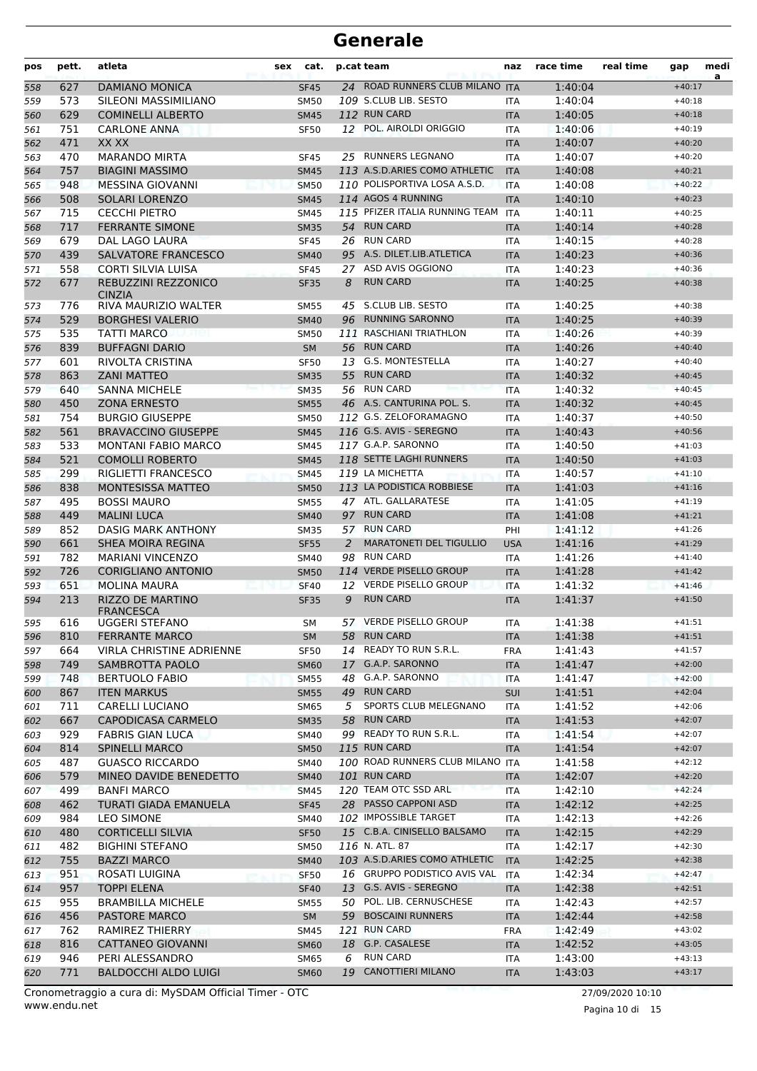# Generale

| pos | pett. | atleta | sex | cat. | p.cat | team | naz | race time | real time | gap | medi a |
|---|---|---|---|---|---|---|---|---|---|---|---|
| 558 | 627 | DAMIANO MONICA | | SF45 | 24 | ROAD RUNNERS CLUB MILANO | ITA | 1:40:04 | | +40:17 | |
| 559 | 573 | SILEONI MASSIMILIANO | | SM50 | 109 | S.CLUB LIB. SESTO | ITA | 1:40:04 | | +40:18 | |
| 560 | 629 | COMINELLI ALBERTO | | SM45 | 112 | RUN CARD | ITA | 1:40:05 | | +40:18 | |
| 561 | 751 | CARLONE ANNA | | SF50 | 12 | POL. AIROLDI ORIGGIO | ITA | 1:40:06 | | +40:19 | |
| 562 | 471 | XX XX | | | | | ITA | 1:40:07 | | +40:20 | |
| 563 | 470 | MARANDO MIRTA | | SF45 | 25 | RUNNERS LEGNANO | ITA | 1:40:07 | | +40:20 | |
| 564 | 757 | BIAGINI MASSIMO | | SM45 | 113 | A.S.D.ARIES COMO ATHLETIC | ITA | 1:40:08 | | +40:21 | |
| 565 | 948 | MESSINA GIOVANNI | | SM50 | 110 | POLISPORTIVA LOSA A.S.D. | ITA | 1:40:08 | | +40:22 | |
| 566 | 508 | SOLARI LORENZO | | SM45 | 114 | AGOS 4 RUNNING | ITA | 1:40:10 | | +40:23 | |
| 567 | 715 | CECCHI PIETRO | | SM45 | 115 | PFIZER ITALIA RUNNING TEAM | ITA | 1:40:11 | | +40:25 | |
| 568 | 717 | FERRANTE SIMONE | | SM35 | 54 | RUN CARD | ITA | 1:40:14 | | +40:28 | |
| 569 | 679 | DAL LAGO LAURA | | SF45 | 26 | RUN CARD | ITA | 1:40:15 | | +40:28 | |
| 570 | 439 | SALVATORE FRANCESCO | | SM40 | 95 | A.S. DILET.LIB.ATLETICA | ITA | 1:40:23 | | +40:36 | |
| 571 | 558 | CORTI SILVIA LUISA | | SF45 | 27 | ASD AVIS OGGIONO | ITA | 1:40:23 | | +40:36 | |
| 572 | 677 | REBUZZINI REZZONICO CINZIA | | SF35 | 8 | RUN CARD | ITA | 1:40:25 | | +40:38 | |
| 573 | 776 | RIVA MAURIZIO WALTER | | SM55 | 45 | S.CLUB LIB. SESTO | ITA | 1:40:25 | | +40:38 | |
| 574 | 529 | BORGHESI VALERIO | | SM40 | 96 | RUNNING SARONNO | ITA | 1:40:25 | | +40:39 | |
| 575 | 535 | TATTI MARCO | | SM50 | 111 | RASCHIANI TRIATHLON | ITA | 1:40:26 | | +40:39 | |
| 576 | 839 | BUFFAGNI DARIO | | SM | 56 | RUN CARD | ITA | 1:40:26 | | +40:40 | |
| 577 | 601 | RIVOLTA CRISTINA | | SF50 | 13 | G.S. MONTESTELLA | ITA | 1:40:27 | | +40:40 | |
| 578 | 863 | ZANI MATTEO | | SM35 | 55 | RUN CARD | ITA | 1:40:32 | | +40:45 | |
| 579 | 640 | SANNA MICHELE | | SM35 | 56 | RUN CARD | ITA | 1:40:32 | | +40:45 | |
| 580 | 450 | ZONA ERNESTO | | SM55 | 46 | A.S. CANTURINA POL. S. | ITA | 1:40:32 | | +40:45 | |
| 581 | 754 | BURGIO GIUSEPPE | | SM50 | 112 | G.S. ZELOFORAMAGNO | ITA | 1:40:37 | | +40:50 | |
| 582 | 561 | BRAVACCINO GIUSEPPE | | SM45 | 116 | G.S. AVIS - SEREGNO | ITA | 1:40:43 | | +40:56 | |
| 583 | 533 | MONTANI FABIO MARCO | | SM45 | 117 | G.A.P. SARONNO | ITA | 1:40:50 | | +41:03 | |
| 584 | 521 | COMOLLI ROBERTO | | SM45 | 118 | SETTE LAGHI RUNNERS | ITA | 1:40:50 | | +41:03 | |
| 585 | 299 | RIGLIETTI FRANCESCO | | SM45 | 119 | LA MICHETTA | ITA | 1:40:57 | | +41:10 | |
| 586 | 838 | MONTESISSA MATTEO | | SM50 | 113 | LA PODISTICA ROBBIESE | ITA | 1:41:03 | | +41:16 | |
| 587 | 495 | BOSSI MAURO | | SM55 | 47 | ATL. GALLARATESE | ITA | 1:41:05 | | +41:19 | |
| 588 | 449 | MALINI LUCA | | SM40 | 97 | RUN CARD | ITA | 1:41:08 | | +41:21 | |
| 589 | 852 | DASIG MARK ANTHONY | | SM35 | 57 | RUN CARD | PHI | 1:41:12 | | +41:26 | |
| 590 | 661 | SHEA MOIRA REGINA | | SF55 | 2 | MARATONETI DEL TIGULLIO | USA | 1:41:16 | | +41:29 | |
| 591 | 782 | MARIANI VINCENZO | | SM40 | 98 | RUN CARD | ITA | 1:41:26 | | +41:40 | |
| 592 | 726 | CORIGLIANO ANTONIO | | SM50 | 114 | VERDE PISELLO GROUP | ITA | 1:41:28 | | +41:42 | |
| 593 | 651 | MOLINA MAURA | | SF40 | 12 | VERDE PISELLO GROUP | ITA | 1:41:32 | | +41:46 | |
| 594 | 213 | RIZZO DE MARTINO FRANCESCA | | SF35 | 9 | RUN CARD | ITA | 1:41:37 | | +41:50 | |
| 595 | 616 | UGGERI STEFANO | | SM | 57 | VERDE PISELLO GROUP | ITA | 1:41:38 | | +41:51 | |
| 596 | 810 | FERRANTE MARCO | | SM | 58 | RUN CARD | ITA | 1:41:38 | | +41:51 | |
| 597 | 664 | VIRLA CHRISTINE ADRIENNE | | SF50 | 14 | READY TO RUN S.R.L. | FRA | 1:41:43 | | +41:57 | |
| 598 | 749 | SAMBROTTA PAOLO | | SM60 | 17 | G.A.P. SARONNO | ITA | 1:41:47 | | +42:00 | |
| 599 | 748 | BERTUOLO FABIO | | SM55 | 48 | G.A.P. SARONNO | ITA | 1:41:47 | | +42:00 | |
| 600 | 867 | ITEN MARKUS | | SM55 | 49 | RUN CARD | SUI | 1:41:51 | | +42:04 | |
| 601 | 711 | CARELLI LUCIANO | | SM65 | 5 | SPORTS CLUB MELEGNANO | ITA | 1:41:52 | | +42:06 | |
| 602 | 667 | CAPODICASA CARMELO | | SM35 | 58 | RUN CARD | ITA | 1:41:53 | | +42:07 | |
| 603 | 929 | FABRIS GIAN LUCA | | SM40 | 99 | READY TO RUN S.R.L. | ITA | 1:41:54 | | +42:07 | |
| 604 | 814 | SPINELLI MARCO | | SM50 | 115 | RUN CARD | ITA | 1:41:54 | | +42:07 | |
| 605 | 487 | GUASCO RICCARDO | | SM40 | 100 | ROAD RUNNERS CLUB MILANO | ITA | 1:41:58 | | +42:12 | |
| 606 | 579 | MINEO DAVIDE BENEDETTO | | SM40 | 101 | RUN CARD | ITA | 1:42:07 | | +42:20 | |
| 607 | 499 | BANFI MARCO | | SM45 | 120 | TEAM OTC SSD ARL | ITA | 1:42:10 | | +42:24 | |
| 608 | 462 | TURATI GIADA EMANUELA | | SF45 | 28 | PASSO CAPPONI ASD | ITA | 1:42:12 | | +42:25 | |
| 609 | 984 | LEO SIMONE | | SM40 | 102 | IMPOSSIBLE TARGET | ITA | 1:42:13 | | +42:26 | |
| 610 | 480 | CORTICELLI SILVIA | | SF50 | 15 | C.B.A. CINISELLO BALSAMO | ITA | 1:42:15 | | +42:29 | |
| 611 | 482 | BIGHINI STEFANO | | SM50 | 116 | N. ATL. 87 | ITA | 1:42:17 | | +42:30 | |
| 612 | 755 | BAZZI MARCO | | SM40 | 103 | A.S.D.ARIES COMO ATHLETIC | ITA | 1:42:25 | | +42:38 | |
| 613 | 951 | ROSATI LUIGINA | | SF50 | 16 | GRUPPO PODISTICO AVIS VAL | ITA | 1:42:34 | | +42:47 | |
| 614 | 957 | TOPPI ELENA | | SF40 | 13 | G.S. AVIS - SEREGNO | ITA | 1:42:38 | | +42:51 | |
| 615 | 955 | BRAMBILLA MICHELE | | SM55 | 50 | POL. LIB. CERNUSCHESE | ITA | 1:42:43 | | +42:57 | |
| 616 | 456 | PASTORE MARCO | | SM | 59 | BOSCAINI RUNNERS | ITA | 1:42:44 | | +42:58 | |
| 617 | 762 | RAMIREZ THIERRY | | SM45 | 121 | RUN CARD | FRA | 1:42:49 | | +43:02 | |
| 618 | 816 | CATTANEO GIOVANNI | | SM60 | 18 | G.P. CASALESE | ITA | 1:42:52 | | +43:05 | |
| 619 | 946 | PERI ALESSANDRO | | SM65 | 6 | RUN CARD | ITA | 1:43:00 | | +43:13 | |
| 620 | 771 | BALDOCCHI ALDO LUIGI | | SM60 | 19 | CANOTTIERI MILANO | ITA | 1:43:03 | | +43:17 | |

Cronometraggio a cura di: MySDAM Official Timer - OTC
www.endu.net

27/09/2020 10:10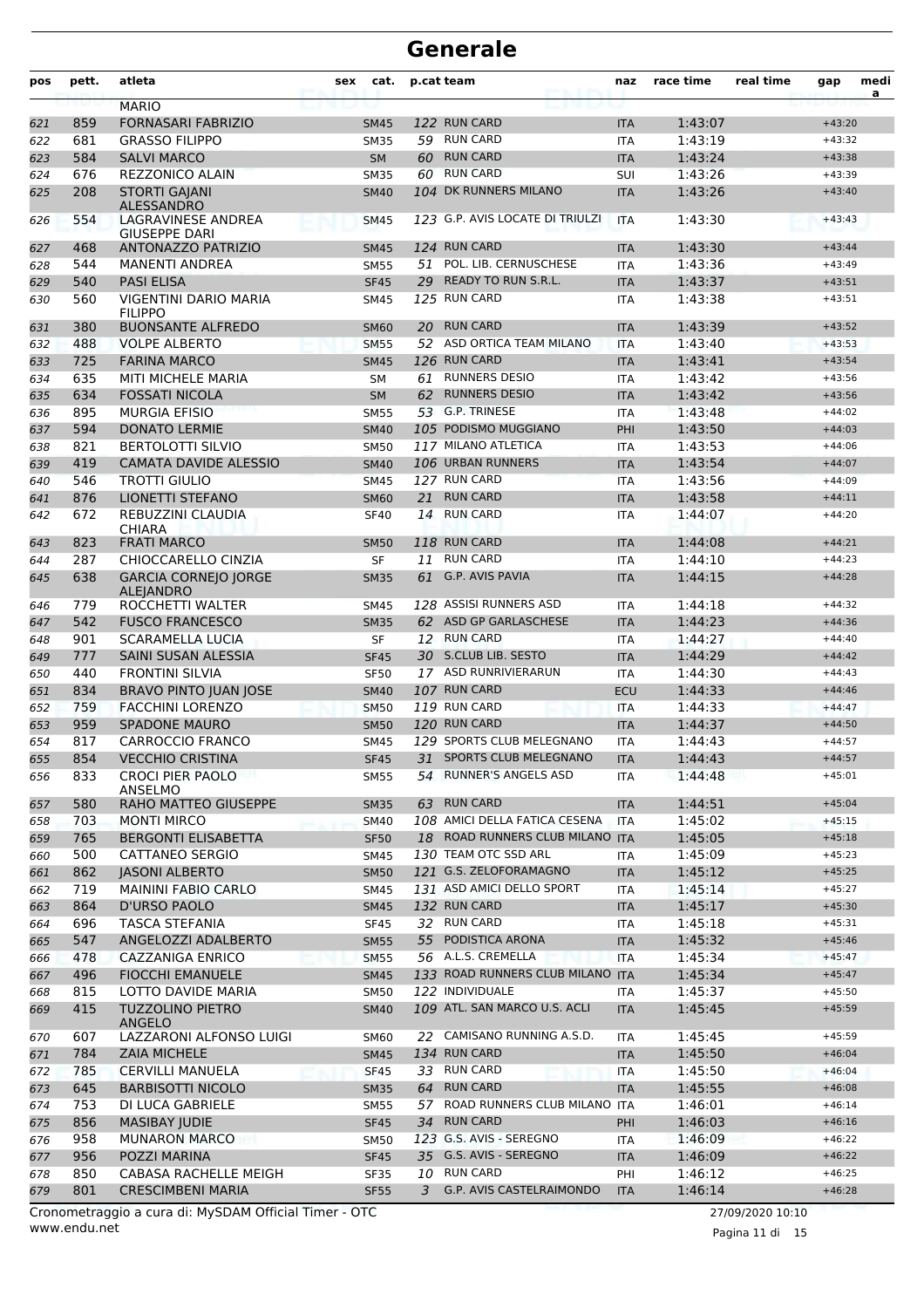# Generale

| pos | pett. | atleta | sex | cat. | p.cat | team | naz | race time | real time | gap | media |
|---|---|---|---|---|---|---|---|---|---|---|---|
| | | MARIO | | | | | | | | | |
| 621 | 859 | FORNASARI FABRIZIO | | SM45 | 122 | RUN CARD | ITA | 1:43:07 | | +43:20 | |
| 622 | 681 | GRASSO FILIPPO | | SM35 | 59 | RUN CARD | ITA | 1:43:19 | | +43:32 | |
| 623 | 584 | SALVI MARCO | | SM | 60 | RUN CARD | ITA | 1:43:24 | | +43:38 | |
| 624 | 676 | REZZONICO ALAIN | | SM35 | 60 | RUN CARD | SUI | 1:43:26 | | +43:39 | |
| 625 | 208 | STORTI GAJANI ALESSANDRO | | SM40 | 104 | DK RUNNERS MILANO | ITA | 1:43:26 | | +43:40 | |
| 626 | 554 | LAGRAVINESE ANDREA GIUSEPPE DARI | | SM45 | 123 | G.P. AVIS LOCATE DI TRIULZI | ITA | 1:43:30 | | +43:43 | |
| 627 | 468 | ANTONAZZO PATRIZIO | | SM45 | 124 | RUN CARD | ITA | 1:43:30 | | +43:44 | |
| 628 | 544 | MANENTI ANDREA | | SM55 | 51 | POL. LIB. CERNUSCHESE | ITA | 1:43:36 | | +43:49 | |
| 629 | 540 | PASI ELISA | | SF45 | 29 | READY TO RUN S.R.L. | ITA | 1:43:37 | | +43:51 | |
| 630 | 560 | VIGENTINI DARIO MARIA FILIPPO | | SM45 | 125 | RUN CARD | ITA | 1:43:38 | | +43:51 | |
| 631 | 380 | BUONSANTE ALFREDO | | SM60 | 20 | RUN CARD | ITA | 1:43:39 | | +43:52 | |
| 632 | 488 | VOLPE ALBERTO | | SM55 | 52 | ASD ORTICA TEAM MILANO | ITA | 1:43:40 | | +43:53 | |
| 633 | 725 | FARINA MARCO | | SM45 | 126 | RUN CARD | ITA | 1:43:41 | | +43:54 | |
| 634 | 635 | MITI MICHELE MARIA | | SM | 61 | RUNNERS DESIO | ITA | 1:43:42 | | +43:56 | |
| 635 | 634 | FOSSATI NICOLA | | SM | 62 | RUNNERS DESIO | ITA | 1:43:42 | | +43:56 | |
| 636 | 895 | MURGIA EFISIO | | SM55 | 53 | G.P. TRINESE | ITA | 1:43:48 | | +44:02 | |
| 637 | 594 | DONATO LERMIE | | SM40 | 105 | PODISMO MUGGIANO | PHI | 1:43:50 | | +44:03 | |
| 638 | 821 | BERTOLOTTI SILVIO | | SM50 | 117 | MILANO ATLETICA | ITA | 1:43:53 | | +44:06 | |
| 639 | 419 | CAMATA DAVIDE ALESSIO | | SM40 | 106 | URBAN RUNNERS | ITA | 1:43:54 | | +44:07 | |
| 640 | 546 | TROTTI GIULIO | | SM45 | 127 | RUN CARD | ITA | 1:43:56 | | +44:09 | |
| 641 | 876 | LIONETTI STEFANO | | SM60 | 21 | RUN CARD | ITA | 1:43:58 | | +44:11 | |
| 642 | 672 | REBUZZINI CLAUDIA CHIARA | | SF40 | 14 | RUN CARD | ITA | 1:44:07 | | +44:20 | |
| 643 | 823 | FRATI MARCO | | SM50 | 118 | RUN CARD | ITA | 1:44:08 | | +44:21 | |
| 644 | 287 | CHIOCCARELLO CINZIA | | SF | 11 | RUN CARD | ITA | 1:44:10 | | +44:23 | |
| 645 | 638 | GARCIA CORNEJO JORGE ALEJANDRO | | SM35 | 61 | G.P. AVIS PAVIA | ITA | 1:44:15 | | +44:28 | |
| 646 | 779 | ROCCHETTI WALTER | | SM45 | 128 | ASSISI RUNNERS ASD | ITA | 1:44:18 | | +44:32 | |
| 647 | 542 | FUSCO FRANCESCO | | SM35 | 62 | ASD GP GARLASCHESE | ITA | 1:44:23 | | +44:36 | |
| 648 | 901 | SCARAMELLA LUCIA | | SF | 12 | RUN CARD | ITA | 1:44:27 | | +44:40 | |
| 649 | 777 | SAINI SUSAN ALESSIA | | SF45 | 30 | S.CLUB LIB. SESTO | ITA | 1:44:29 | | +44:42 | |
| 650 | 440 | FRONTINI SILVIA | | SF50 | 17 | ASD RUNRIVIERARUN | ITA | 1:44:30 | | +44:43 | |
| 651 | 834 | BRAVO PINTO JUAN JOSE | | SM40 | 107 | RUN CARD | ECU | 1:44:33 | | +44:46 | |
| 652 | 759 | FACCHINI LORENZO | | SM50 | 119 | RUN CARD | ITA | 1:44:33 | | +44:47 | |
| 653 | 959 | SPADONE MAURO | | SM50 | 120 | RUN CARD | ITA | 1:44:37 | | +44:50 | |
| 654 | 817 | CARROCCIO FRANCO | | SM45 | 129 | SPORTS CLUB MELEGNANO | ITA | 1:44:43 | | +44:57 | |
| 655 | 854 | VECCHIO CRISTINA | | SF45 | 31 | SPORTS CLUB MELEGNANO | ITA | 1:44:43 | | +44:57 | |
| 656 | 833 | CROCI PIER PAOLO ANSELMO | | SM55 | 54 | RUNNER'S ANGELS ASD | ITA | 1:44:48 | | +45:01 | |
| 657 | 580 | RAHO MATTEO GIUSEPPE | | SM35 | 63 | RUN CARD | ITA | 1:44:51 | | +45:04 | |
| 658 | 703 | MONTI MIRCO | | SM40 | 108 | AMICI DELLA FATICA CESENA | ITA | 1:45:02 | | +45:15 | |
| 659 | 765 | BERGONZI ELISABETTA | | SF50 | 18 | ROAD RUNNERS CLUB MILANO | ITA | 1:45:05 | | +45:18 | |
| 660 | 500 | CATTANEO SERGIO | | SM45 | 130 | TEAM OTC SSD ARL | ITA | 1:45:09 | | +45:23 | |
| 661 | 862 | JASONI ALBERTO | | SM50 | 121 | G.S. ZELOFORAMAGNO | ITA | 1:45:12 | | +45:25 | |
| 662 | 719 | MAININI FABIO CARLO | | SM45 | 131 | ASD AMICI DELLO SPORT | ITA | 1:45:14 | | +45:27 | |
| 663 | 864 | D'URSO PAOLO | | SM45 | 132 | RUN CARD | ITA | 1:45:17 | | +45:30 | |
| 664 | 696 | TASCA STEFANIA | | SF45 | 32 | RUN CARD | ITA | 1:45:18 | | +45:31 | |
| 665 | 547 | ANGELOZZI ADALBERTO | | SM55 | 55 | PODISTICA ARONA | ITA | 1:45:32 | | +45:46 | |
| 666 | 478 | CAZZANIGA ENRICO | | SM55 | 56 | A.L.S. CREMELLA | ITA | 1:45:34 | | +45:47 | |
| 667 | 496 | FIOCCHI EMANUELE | | SM45 | 133 | ROAD RUNNERS CLUB MILANO | ITA | 1:45:34 | | +45:47 | |
| 668 | 815 | LOTTO DAVIDE MARIA | | SM50 | 122 | INDIVIDUALE | ITA | 1:45:37 | | +45:50 | |
| 669 | 415 | TUZZOLINO PIETRO ANGELO | | SM40 | 109 | ATL. SAN MARCO U.S. ACLI | ITA | 1:45:45 | | +45:59 | |
| 670 | 607 | LAZZARONI ALFONSO LUIGI | | SM60 | 22 | CAMISANO RUNNING A.S.D. | ITA | 1:45:45 | | +45:59 | |
| 671 | 784 | ZAIA MICHELE | | SM45 | 134 | RUN CARD | ITA | 1:45:50 | | +46:04 | |
| 672 | 785 | CERVILLI MANUELA | | SF45 | 33 | RUN CARD | ITA | 1:45:50 | | +46:04 | |
| 673 | 645 | BARBISOTTI NICOLO | | SM35 | 64 | RUN CARD | ITA | 1:45:55 | | +46:08 | |
| 674 | 753 | DI LUCA GABRIELE | | SM55 | 57 | ROAD RUNNERS CLUB MILANO | ITA | 1:46:01 | | +46:14 | |
| 675 | 856 | MASIBAY JUDIE | | SF45 | 34 | RUN CARD | PHI | 1:46:03 | | +46:16 | |
| 676 | 958 | MUNARON MARCO | | SM50 | 123 | G.S. AVIS - SEREGNO | ITA | 1:46:09 | | +46:22 | |
| 677 | 956 | POZZI MARINA | | SF45 | 35 | G.S. AVIS - SEREGNO | ITA | 1:46:09 | | +46:22 | |
| 678 | 850 | CABASA RACHELLE MEIGH | | SF35 | 10 | RUN CARD | PHI | 1:46:12 | | +46:25 | |
| 679 | 801 | CRESCIMBENI MARIA | | SF55 | 3 | G.P. AVIS CASTELRAIMONDO | ITA | 1:46:14 | | +46:28 | |

Cronometraggio a cura di: MySDAM Official Timer - OTC
www.endu.net

27/09/2020 10:10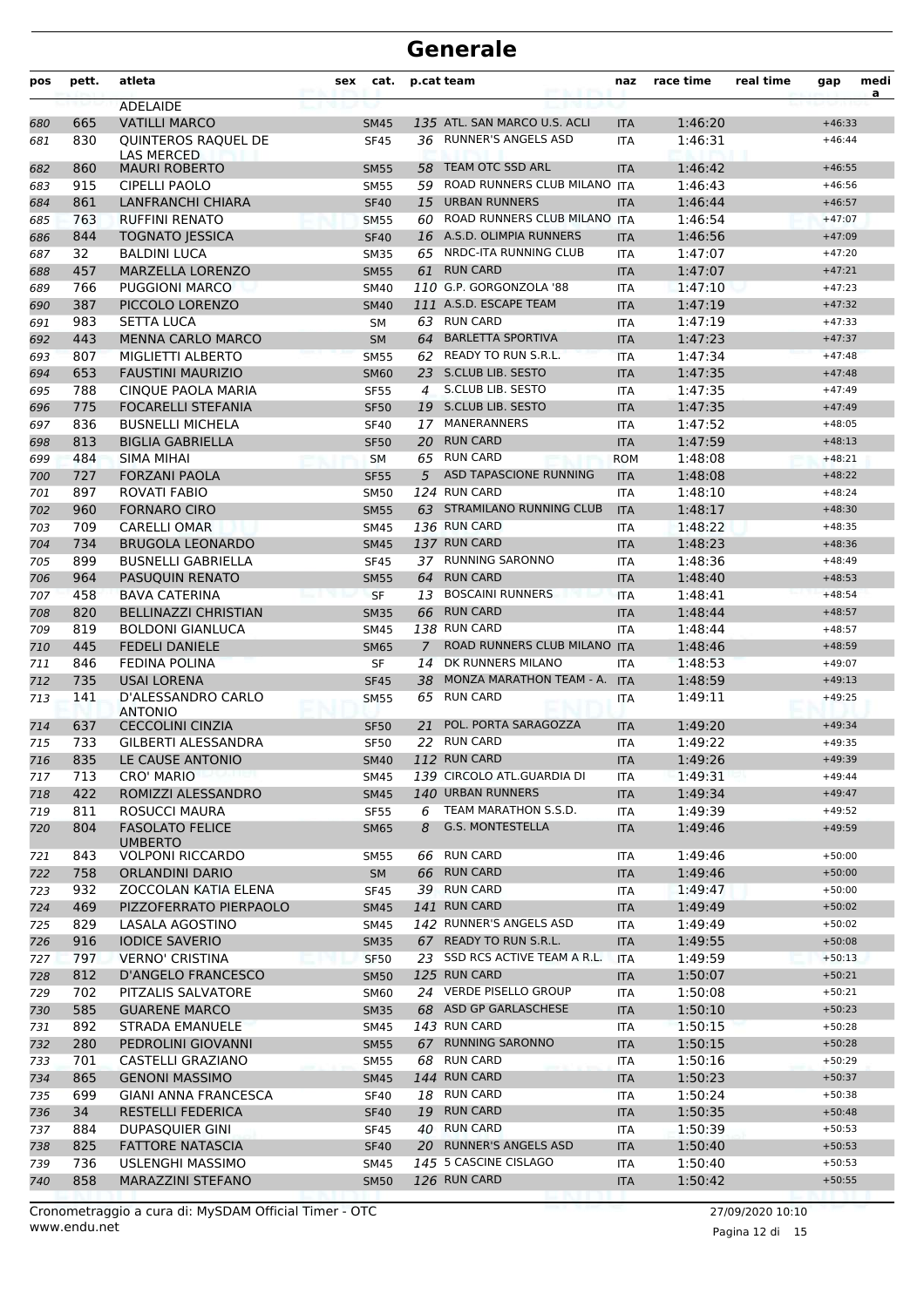# Generale

| pos | pett. | atleta | sex | cat. | p.cat | team | naz | race time | real time | gap | media |
|---|---|---|---|---|---|---|---|---|---|---|---|
| | | ADELAIDE | | | | | | | | | |
| 680 | 665 | VATILLI MARCO | | SM45 | 135 | ATL. SAN MARCO U.S. ACLI | ITA | 1:46:20 | | +46:33 | |
| 681 | 830 | QUINTEROS RAQUEL DE LAS MERCED | | SF45 | 36 | RUNNER'S ANGELS ASD | ITA | 1:46:31 | | +46:44 | |
| 682 | 860 | MAURI ROBERTO | | SM55 | 58 | TEAM OTC SSD ARL | ITA | 1:46:42 | | +46:55 | |
| 683 | 915 | CIPELLI PAOLO | | SM55 | 59 | ROAD RUNNERS CLUB MILANO | ITA | 1:46:43 | | +46:56 | |
| 684 | 861 | LANFRANCHI CHIARA | | SF40 | 15 | URBAN RUNNERS | ITA | 1:46:44 | | +46:57 | |
| 685 | 763 | RUFFINI RENATO | | SM55 | 60 | ROAD RUNNERS CLUB MILANO | ITA | 1:46:54 | | +47:07 | |
| 686 | 844 | TOGNATO JESSICA | | SF40 | 16 | A.S.D. OLIMPIA RUNNERS | ITA | 1:46:56 | | +47:09 | |
| 687 | 32 | BALDINI LUCA | | SM35 | 65 | NRDC-ITA RUNNING CLUB | ITA | 1:47:07 | | +47:20 | |
| 688 | 457 | MARZELLA LORENZO | | SM55 | 61 | RUN CARD | ITA | 1:47:07 | | +47:21 | |
| 689 | 766 | PUGGIONI MARCO | | SM40 | 110 | G.P. GORGONZOLA '88 | ITA | 1:47:10 | | +47:23 | |
| 690 | 387 | PICCOLO LORENZO | | SM40 | 111 | A.S.D. ESCAPE TEAM | ITA | 1:47:19 | | +47:32 | |
| 691 | 983 | SETTA LUCA | | SM | 63 | RUN CARD | ITA | 1:47:19 | | +47:33 | |
| 692 | 443 | MENNA CARLO MARCO | | SM | 64 | BARLETTA SPORTIVA | ITA | 1:47:23 | | +47:37 | |
| 693 | 807 | MIGLIETTI ALBERTO | | SM55 | 62 | READY TO RUN S.R.L. | ITA | 1:47:34 | | +47:48 | |
| 694 | 653 | FAUSTINI MAURIZIO | | SM60 | 23 | S.CLUB LIB. SESTO | ITA | 1:47:35 | | +47:48 | |
| 695 | 788 | CINQUE PAOLA MARIA | | SF55 | 4 | S.CLUB LIB. SESTO | ITA | 1:47:35 | | +47:49 | |
| 696 | 775 | FOCARELLI STEFANIA | | SF50 | 19 | S.CLUB LIB. SESTO | ITA | 1:47:35 | | +47:49 | |
| 697 | 836 | BUSNELLI MICHELA | | SF40 | 17 | MANERANNERS | ITA | 1:47:52 | | +48:05 | |
| 698 | 813 | BIGLIA GABRIELLA | | SF50 | 20 | RUN CARD | ITA | 1:47:59 | | +48:13 | |
| 699 | 484 | SIMA MIHAI | | SM | 65 | RUN CARD | ROM | 1:48:08 | | +48:21 | |
| 700 | 727 | FORZANI PAOLA | | SF55 | 5 | ASD TAPASCIONE RUNNING | ITA | 1:48:08 | | +48:22 | |
| 701 | 897 | ROVATI FABIO | | SM50 | 124 | RUN CARD | ITA | 1:48:10 | | +48:24 | |
| 702 | 960 | FORNARO CIRO | | SM55 | 63 | STRAMILANO RUNNING CLUB | ITA | 1:48:17 | | +48:30 | |
| 703 | 709 | CARELLI OMAR | | SM45 | 136 | RUN CARD | ITA | 1:48:22 | | +48:35 | |
| 704 | 734 | BRUGOLA LEONARDO | | SM45 | 137 | RUN CARD | ITA | 1:48:23 | | +48:36 | |
| 705 | 899 | BUSNELLI GABRIELLA | | SF45 | 37 | RUNNING SARONNO | ITA | 1:48:36 | | +48:49 | |
| 706 | 964 | PASUQUIN RENATO | | SM55 | 64 | RUN CARD | ITA | 1:48:40 | | +48:53 | |
| 707 | 458 | BAVA CATERINA | | SF | 13 | BOSCAINI RUNNERS | ITA | 1:48:41 | | +48:54 | |
| 708 | 820 | BELLINAZZI CHRISTIAN | | SM35 | 66 | RUN CARD | ITA | 1:48:44 | | +48:57 | |
| 709 | 819 | BOLDONI GIANLUCA | | SM45 | 138 | RUN CARD | ITA | 1:48:44 | | +48:57 | |
| 710 | 445 | FEDELI DANIELE | | SM65 | 7 | ROAD RUNNERS CLUB MILANO | ITA | 1:48:46 | | +48:59 | |
| 711 | 846 | FEDINA POLINA | | SF | 14 | DK RUNNERS MILANO | ITA | 1:48:53 | | +49:07 | |
| 712 | 735 | USAI LORENA | | SF45 | 38 | MONZA MARATHON TEAM - A. | ITA | 1:48:59 | | +49:13 | |
| 713 | 141 | D'ALESSANDRO CARLO ANTONIO | | SM55 | 65 | RUN CARD | ITA | 1:49:11 | | +49:25 | |
| 714 | 637 | CECCOLINI CINZIA | | SF50 | 21 | POL. PORTA SARAGOZZA | ITA | 1:49:20 | | +49:34 | |
| 715 | 733 | GILBERTI ALESSANDRA | | SF50 | 22 | RUN CARD | ITA | 1:49:22 | | +49:35 | |
| 716 | 835 | LE CAUSE ANTONIO | | SM40 | 112 | RUN CARD | ITA | 1:49:26 | | +49:39 | |
| 717 | 713 | CRO' MARIO | | SM45 | 139 | CIRCOLO ATL.GUARDIA DI | ITA | 1:49:31 | | +49:44 | |
| 718 | 422 | ROMIZZI ALESSANDRO | | SM45 | 140 | URBAN RUNNERS | ITA | 1:49:34 | | +49:47 | |
| 719 | 811 | ROSUCCI MAURA | | SF55 | 6 | TEAM MARATHON S.S.D. | ITA | 1:49:39 | | +49:52 | |
| 720 | 804 | FASOLATO FELICE UMBERTO | | SM65 | 8 | G.S. MONTESTELLA | ITA | 1:49:46 | | +49:59 | |
| 721 | 843 | VOLPONI RICCARDO | | SM55 | 66 | RUN CARD | ITA | 1:49:46 | | +50:00 | |
| 722 | 758 | ORLANDINI DARIO | | SM | 66 | RUN CARD | ITA | 1:49:46 | | +50:00 | |
| 723 | 932 | ZOCCOLAN KATIA ELENA | | SF45 | 39 | RUN CARD | ITA | 1:49:47 | | +50:00 | |
| 724 | 469 | PIZZOFERRATO PIERPAOLO | | SM45 | 141 | RUN CARD | ITA | 1:49:49 | | +50:02 | |
| 725 | 829 | LASALA AGOSTINO | | SM45 | 142 | RUNNER'S ANGELS ASD | ITA | 1:49:49 | | +50:02 | |
| 726 | 916 | IODICE SAVERIO | | SM35 | 67 | READY TO RUN S.R.L. | ITA | 1:49:55 | | +50:08 | |
| 727 | 797 | VERNO' CRISTINA | | SF50 | 23 | SSD RCS ACTIVE TEAM A R.L. | ITA | 1:49:59 | | +50:13 | |
| 728 | 812 | D'ANGELO FRANCESCO | | SM50 | 125 | RUN CARD | ITA | 1:50:07 | | +50:21 | |
| 729 | 702 | PITZALIS SALVATORE | | SM60 | 24 | VERDE PISELLO GROUP | ITA | 1:50:08 | | +50:21 | |
| 730 | 585 | GUARENE MARCO | | SM35 | 68 | ASD GP GARLASCHESE | ITA | 1:50:10 | | +50:23 | |
| 731 | 892 | STRADA EMANUELE | | SM45 | 143 | RUN CARD | ITA | 1:50:15 | | +50:28 | |
| 732 | 280 | PEDROLINI GIOVANNI | | SM55 | 67 | RUNNING SARONNO | ITA | 1:50:15 | | +50:28 | |
| 733 | 701 | CASTELLI GRAZIANO | | SM55 | 68 | RUN CARD | ITA | 1:50:16 | | +50:29 | |
| 734 | 865 | GENONI MASSIMO | | SM45 | 144 | RUN CARD | ITA | 1:50:23 | | +50:37 | |
| 735 | 699 | GIANI ANNA FRANCESCA | | SF40 | 18 | RUN CARD | ITA | 1:50:24 | | +50:38 | |
| 736 | 34 | RESTELLI FEDERICA | | SF40 | 19 | RUN CARD | ITA | 1:50:35 | | +50:48 | |
| 737 | 884 | DUPASQUIER GINI | | SF45 | 40 | RUN CARD | ITA | 1:50:39 | | +50:53 | |
| 738 | 825 | FATTORE NATASCIA | | SF40 | 20 | RUNNER'S ANGELS ASD | ITA | 1:50:40 | | +50:53 | |
| 739 | 736 | USLENGHI MASSIMO | | SM45 | 145 | 5 CASCINE CISLAGO | ITA | 1:50:40 | | +50:53 | |
| 740 | 858 | MARAZZINI STEFANO | | SM50 | 126 | RUN CARD | ITA | 1:50:42 | | +50:55 | |

Cronometraggio a cura di: MySDAM Official Timer - OTC
www.endu.net

27/09/2020 10:10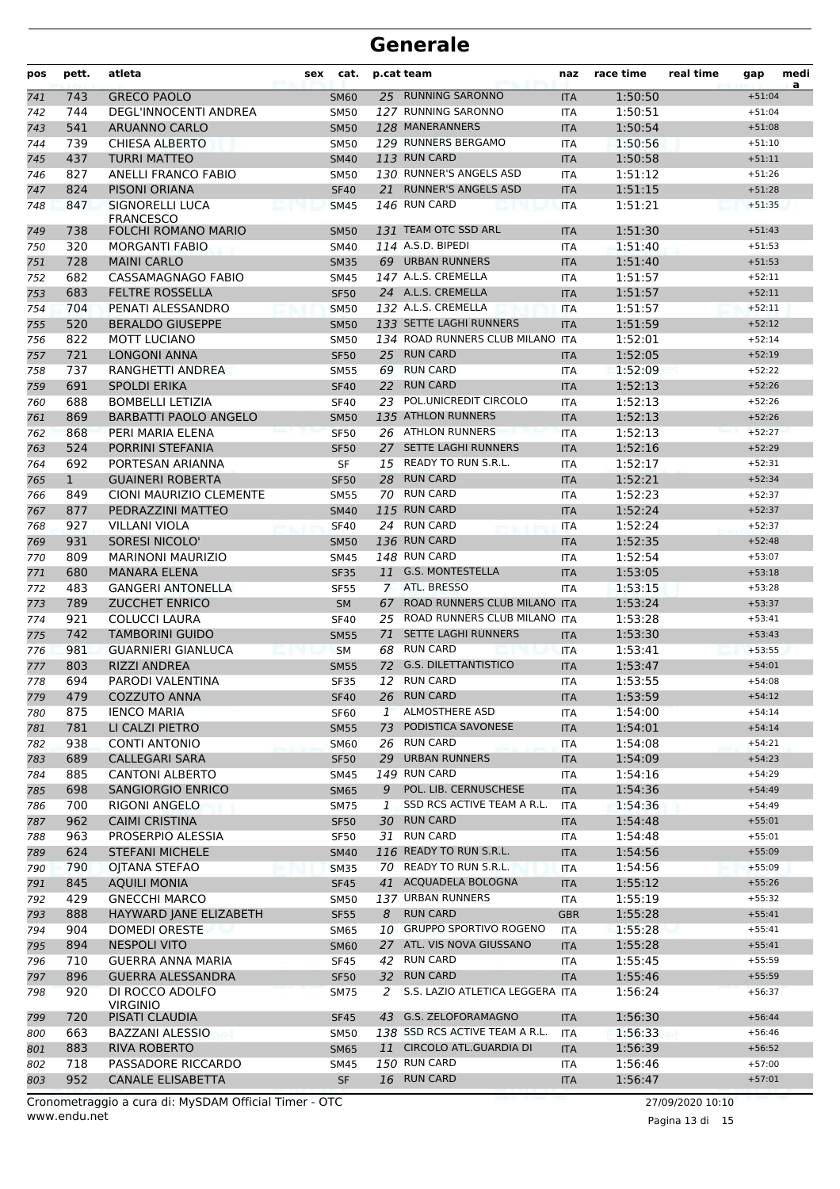# Generale

| pos | pett. | atleta | sex | cat. | p.cat | team | naz | race time | real time | gap | media |
|---|---|---|---|---|---|---|---|---|---|---|---|
| 741 | 743 | GRECO PAOLO | | SM60 | 25 | RUNNING SARONNO | ITA | 1:50:50 | | +51:04 | |
| 742 | 744 | DEGL'INNOCENTI ANDREA | | SM50 | 127 | RUNNING SARONNO | ITA | 1:50:51 | | +51:04 | |
| 743 | 541 | ARUANNO CARLO | | SM50 | 128 | MANERANNERS | ITA | 1:50:54 | | +51:08 | |
| 744 | 739 | CHIESA ALBERTO | | SM50 | 129 | RUNNERS BERGAMO | ITA | 1:50:56 | | +51:10 | |
| 745 | 437 | TURRI MATTEO | | SM40 | 113 | RUN CARD | ITA | 1:50:58 | | +51:11 | |
| 746 | 827 | ANELLI FRANCO FABIO | | SM50 | 130 | RUNNER'S ANGELS ASD | ITA | 1:51:12 | | +51:26 | |
| 747 | 824 | PISONI ORIANA | | SF40 | 21 | RUNNER'S ANGELS ASD | ITA | 1:51:15 | | +51:28 | |
| 748 | 847 | SIGNORELLI LUCA FRANCESCO | | SM45 | 146 | RUN CARD | ITA | 1:51:21 | | +51:35 | |
| 749 | 738 | FOLCHI ROMANO MARIO | | SM50 | 131 | TEAM OTC SSD ARL | ITA | 1:51:30 | | +51:43 | |
| 750 | 320 | MORGANTI FABIO | | SM40 | 114 | A.S.D. BIPEDI | ITA | 1:51:40 | | +51:53 | |
| 751 | 728 | MAINI CARLO | | SM35 | 69 | URBAN RUNNERS | ITA | 1:51:40 | | +51:53 | |
| 752 | 682 | CASSAMAGNAGO FABIO | | SM45 | 147 | A.L.S. CREMELLA | ITA | 1:51:57 | | +52:11 | |
| 753 | 683 | FELTRE ROSSELLA | | SF50 | 24 | A.L.S. CREMELLA | ITA | 1:51:57 | | +52:11 | |
| 754 | 704 | PENATI ALESSANDRO | | SM50 | 132 | A.L.S. CREMELLA | ITA | 1:51:57 | | +52:11 | |
| 755 | 520 | BERALDO GIUSEPPE | | SM50 | 133 | SETTE LAGHI RUNNERS | ITA | 1:51:59 | | +52:12 | |
| 756 | 822 | MOTT LUCIANO | | SM50 | 134 | ROAD RUNNERS CLUB MILANO | ITA | 1:52:01 | | +52:14 | |
| 757 | 721 | LONGONI ANNA | | SF50 | 25 | RUN CARD | ITA | 1:52:05 | | +52:19 | |
| 758 | 737 | RANGHETTI ANDREA | | SM55 | 69 | RUN CARD | ITA | 1:52:09 | | +52:22 | |
| 759 | 691 | SPOLDI ERIKA | | SF40 | 22 | RUN CARD | ITA | 1:52:13 | | +52:26 | |
| 760 | 688 | BOMBELLI LETIZIA | | SF40 | 23 | POL.UNICREDIT CIRCOLO | ITA | 1:52:13 | | +52:26 | |
| 761 | 869 | BARBATTI PAOLO ANGELO | | SM50 | 135 | ATHLON RUNNERS | ITA | 1:52:13 | | +52:26 | |
| 762 | 868 | PERI MARIA ELENA | | SF50 | 26 | ATHLON RUNNERS | ITA | 1:52:13 | | +52:27 | |
| 763 | 524 | PORRINI STEFANIA | | SF50 | 27 | SETTE LAGHI RUNNERS | ITA | 1:52:16 | | +52:29 | |
| 764 | 692 | PORTESAN ARIANNA | | SF | 15 | READY TO RUN S.R.L. | ITA | 1:52:17 | | +52:31 | |
| 765 | 1 | GUAINERI ROBERTA | | SF50 | 28 | RUN CARD | ITA | 1:52:21 | | +52:34 | |
| 766 | 849 | CIONI MAURIZIO CLEMENTE | | SM55 | 70 | RUN CARD | ITA | 1:52:23 | | +52:37 | |
| 767 | 877 | PEDRAZZINI MATTEO | | SM40 | 115 | RUN CARD | ITA | 1:52:24 | | +52:37 | |
| 768 | 927 | VILLANI VIOLA | | SF40 | 24 | RUN CARD | ITA | 1:52:24 | | +52:37 | |
| 769 | 931 | SORESI NICOLO' | | SM50 | 136 | RUN CARD | ITA | 1:52:35 | | +52:48 | |
| 770 | 809 | MARINONI MAURIZIO | | SM45 | 148 | RUN CARD | ITA | 1:52:54 | | +53:07 | |
| 771 | 680 | MANARA ELENA | | SF35 | 11 | G.S. MONTESTELLA | ITA | 1:53:05 | | +53:18 | |
| 772 | 483 | GANGERI ANTONELLA | | SF55 | 7 | ATL. BRESSO | ITA | 1:53:15 | | +53:28 | |
| 773 | 789 | ZUCCHET ENRICO | | SM | 67 | ROAD RUNNERS CLUB MILANO | ITA | 1:53:24 | | +53:37 | |
| 774 | 921 | COLUCCI LAURA | | SF40 | 25 | ROAD RUNNERS CLUB MILANO | ITA | 1:53:28 | | +53:41 | |
| 775 | 742 | TAMBORINI GUIDO | | SM55 | 71 | SETTE LAGHI RUNNERS | ITA | 1:53:30 | | +53:43 | |
| 776 | 981 | GUARNIERI GIANLUCA | | SM | 68 | RUN CARD | ITA | 1:53:41 | | +53:55 | |
| 777 | 803 | RIZZI ANDREA | | SM55 | 72 | G.S. DILETTANTISTICO | ITA | 1:53:47 | | +54:01 | |
| 778 | 694 | PARODI VALENTINA | | SF35 | 12 | RUN CARD | ITA | 1:53:55 | | +54:08 | |
| 779 | 479 | COZZUTO ANNA | | SF40 | 26 | RUN CARD | ITA | 1:53:59 | | +54:12 | |
| 780 | 875 | IENCO MARIA | | SF60 | 1 | ALMOSTHERE ASD | ITA | 1:54:00 | | +54:14 | |
| 781 | 781 | LI CALZI PIETRO | | SM55 | 73 | PODISTICA SAVONESE | ITA | 1:54:01 | | +54:14 | |
| 782 | 938 | CONTI ANTONIO | | SM60 | 26 | RUN CARD | ITA | 1:54:08 | | +54:21 | |
| 783 | 689 | CALLEGARI SARA | | SF50 | 29 | URBAN RUNNERS | ITA | 1:54:09 | | +54:23 | |
| 784 | 885 | CANTONI ALBERTO | | SM45 | 149 | RUN CARD | ITA | 1:54:16 | | +54:29 | |
| 785 | 698 | SANGIORGIO ENRICO | | SM65 | 9 | POL. LIB. CERNUSCHESE | ITA | 1:54:36 | | +54:49 | |
| 786 | 700 | RIGONI ANGELO | | SM75 | 1 | SSD RCS ACTIVE TEAM A R.L. | ITA | 1:54:36 | | +54:49 | |
| 787 | 962 | CAIMI CRISTINA | | SF50 | 30 | RUN CARD | ITA | 1:54:48 | | +55:01 | |
| 788 | 963 | PROSERPIO ALESSIA | | SF50 | 31 | RUN CARD | ITA | 1:54:48 | | +55:01 | |
| 789 | 624 | STEFANI MICHELE | | SM40 | 116 | READY TO RUN S.R.L. | ITA | 1:54:56 | | +55:09 | |
| 790 | 790 | OJTANA STEFAO | | SM35 | 70 | READY TO RUN S.R.L. | ITA | 1:54:56 | | +55:09 | |
| 791 | 845 | AQUILI MONIA | | SF45 | 41 | ACQUADELA BOLOGNA | ITA | 1:55:12 | | +55:26 | |
| 792 | 429 | GNECCHI MARCO | | SM50 | 137 | URBAN RUNNERS | ITA | 1:55:19 | | +55:32 | |
| 793 | 888 | HAYWARD JANE ELIZABETH | | SF55 | 8 | RUN CARD | GBR | 1:55:28 | | +55:41 | |
| 794 | 904 | DOMEDI ORESTE | | SM65 | 10 | GRUPPO SPORTIVO ROGENO | ITA | 1:55:28 | | +55:41 | |
| 795 | 894 | NESPOLI VITO | | SM60 | 27 | ATL. VIS NOVA GIUSSANO | ITA | 1:55:28 | | +55:41 | |
| 796 | 710 | GUERRA ANNA MARIA | | SF45 | 42 | RUN CARD | ITA | 1:55:45 | | +55:59 | |
| 797 | 896 | GUERRA ALESSANDRA | | SF50 | 32 | RUN CARD | ITA | 1:55:46 | | +55:59 | |
| 798 | 920 | DI ROCCO ADOLFO VIRGINIO | | SM75 | 2 | S.S. LAZIO ATLETICA LEGGERA | ITA | 1:56:24 | | +56:37 | |
| 799 | 720 | PISATI CLAUDIA | | SF45 | 43 | G.S. ZELOFORAMAGNO | ITA | 1:56:30 | | +56:44 | |
| 800 | 663 | BAZZANI ALESSIO | | SM50 | 138 | SSD RCS ACTIVE TEAM A R.L. | ITA | 1:56:33 | | +56:46 | |
| 801 | 883 | RIVA ROBERTO | | SM65 | 11 | CIRCOLO ATL.GUARDIA DI | ITA | 1:56:39 | | +56:52 | |
| 802 | 718 | PASSADORE RICCARDO | | SM45 | 150 | RUN CARD | ITA | 1:56:46 | | +57:00 | |
| 803 | 952 | CANALE ELISABETTA | | SF | 16 | RUN CARD | ITA | 1:56:47 | | +57:01 | |

Cronometraggio a cura di: MySDAM Official Timer - OTC
www.endu.net

27/09/2020 10:10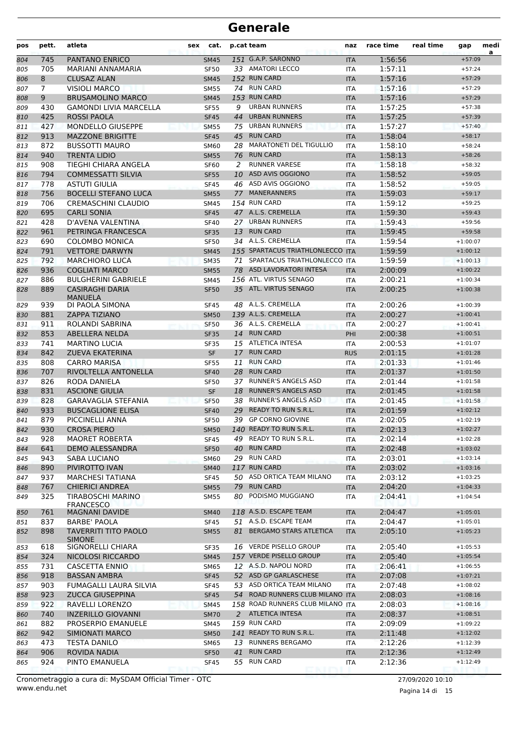# Generale

| pos | pett. | atleta | sex | cat. | p.cat | team | naz | race time | real time | gap | medi a |
|---|---|---|---|---|---|---|---|---|---|---|---|
| 804 | 745 | PANTANO ENRICO | | SM45 | 151 | G.A.P. SARONNO | ITA | 1:56:56 | | +57:09 | |
| 805 | 705 | MARIANI ANNAMARIA | | SF50 | 33 | AMATORI LECCO | ITA | 1:57:11 | | +57:24 | |
| 806 | 8 | CLUSAZ ALAN | | SM45 | 152 | RUN CARD | ITA | 1:57:16 | | +57:29 | |
| 807 | 7 | VISIOLI MARCO | | SM55 | 74 | RUN CARD | ITA | 1:57:16 | | +57:29 | |
| 808 | 9 | BRUSAMOLINO MARCO | | SM45 | 153 | RUN CARD | ITA | 1:57:16 | | +57:29 | |
| 809 | 430 | GAMONDI LIVIA MARCELLA | | SF55 | 9 | URBAN RUNNERS | ITA | 1:57:25 | | +57:38 | |
| 810 | 425 | ROSSI PAOLA | | SF45 | 44 | URBAN RUNNERS | ITA | 1:57:25 | | +57:39 | |
| 811 | 427 | MONDELLO GIUSEPPE | | SM55 | 75 | URBAN RUNNERS | ITA | 1:57:27 | | +57:40 | |
| 812 | 913 | MAZZONE BRIGITTE | | SF45 | 45 | RUN CARD | ITA | 1:58:04 | | +58:17 | |
| 813 | 872 | BUSSOTTI MAURO | | SM60 | 28 | MARATONETI DEL TIGULLIO | ITA | 1:58:10 | | +58:24 | |
| 814 | 940 | TRENTA LIDIO | | SM55 | 76 | RUN CARD | ITA | 1:58:13 | | +58:26 | |
| 815 | 908 | TIEGHI CHIARA ANGELA | | SF60 | 2 | RUNNER VARESE | ITA | 1:58:18 | | +58:32 | |
| 816 | 794 | COMMESSATTI SILVIA | | SF55 | 10 | ASD AVIS OGGIONO | ITA | 1:58:52 | | +59:05 | |
| 817 | 778 | ASTUTI GIULIA | | SF45 | 46 | ASD AVIS OGGIONO | ITA | 1:58:52 | | +59:05 | |
| 818 | 756 | BOCELLI STEFANO LUCA | | SM55 | 77 | MANERANNERS | ITA | 1:59:03 | | +59:17 | |
| 819 | 706 | CREMASCHINI CLAUDIO | | SM45 | 154 | RUN CARD | ITA | 1:59:12 | | +59:25 | |
| 820 | 695 | CARLI SONIA | | SF45 | 47 | A.L.S. CREMELLA | ITA | 1:59:30 | | +59:43 | |
| 821 | 428 | D'AVENA VALENTINA | | SF40 | 27 | URBAN RUNNERS | ITA | 1:59:43 | | +59:56 | |
| 822 | 961 | PETRINGA FRANCESCA | | SF35 | 13 | RUN CARD | ITA | 1:59:45 | | +59:58 | |
| 823 | 690 | COLOMBO MONICA | | SF50 | 34 | A.L.S. CREMELLA | ITA | 1:59:54 | | +1:00:07 | |
| 824 | 791 | VETTORE DARWYN | | SM45 | 155 | SPARTACUS TRIATHLONLECCO | ITA | 1:59:59 | | +1:00:12 | |
| 825 | 792 | MARCHIORO LUCA | | SM35 | 71 | SPARTACUS TRIATHLONLECCO | ITA | 1:59:59 | | +1:00:13 | |
| 826 | 936 | COGLIATI MARCO | | SM55 | 78 | ASD LAVORATORI INTESA | ITA | 2:00:09 | | +1:00:22 | |
| 827 | 886 | BULGHERINI GABRIELE | | SM45 | 156 | ATL. VIRTUS SENAGO | ITA | 2:00:21 | | +1:00:34 | |
| 828 | 889 | CASIRAGHI DARIA MANUELA | | SF50 | 35 | ATL. VIRTUS SENAGO | ITA | 2:00:25 | | +1:00:38 | |
| 829 | 939 | DI PAOLA SIMONA | | SF45 | 48 | A.L.S. CREMELLA | ITA | 2:00:26 | | +1:00:39 | |
| 830 | 881 | ZAPPA TIZIANO | | SM50 | 139 | A.L.S. CREMELLA | ITA | 2:00:27 | | +1:00:41 | |
| 831 | 911 | ROLANDI SABRINA | | SF50 | 36 | A.L.S. CREMELLA | ITA | 2:00:27 | | +1:00:41 | |
| 832 | 853 | ABELLERA NELDA | | SF35 | 14 | RUN CARD | PHI | 2:00:38 | | +1:00:51 | |
| 833 | 741 | MARTINO LUCIA | | SF35 | 15 | ATLETICA INTESA | ITA | 2:00:53 | | +1:01:07 | |
| 834 | 842 | ZUEVA EKATERINA | | SF | 17 | RUN CARD | RUS | 2:01:15 | | +1:01:28 | |
| 835 | 808 | CARRO MARISA | | SF55 | 11 | RUN CARD | ITA | 2:01:33 | | +1:01:46 | |
| 836 | 707 | RIVOLTELLA ANTONELLA | | SF40 | 28 | RUN CARD | ITA | 2:01:37 | | +1:01:50 | |
| 837 | 826 | RODA DANIELA | | SF50 | 37 | RUNNER'S ANGELS ASD | ITA | 2:01:44 | | +1:01:58 | |
| 838 | 831 | ASCIONE GIULIA | | SF | 18 | RUNNER'S ANGELS ASD | ITA | 2:01:45 | | +1:01:58 | |
| 839 | 828 | GARAVAGLIA STEFANIA | | SF50 | 38 | RUNNER'S ANGELS ASD | ITA | 2:01:45 | | +1:01:58 | |
| 840 | 933 | BUSCAGLIONE ELISA | | SF40 | 29 | READY TO RUN S.R.L. | ITA | 2:01:59 | | +1:02:12 | |
| 841 | 879 | PICCINELLI ANNA | | SF50 | 39 | GP CORNO GIOVINE | ITA | 2:02:05 | | +1:02:19 | |
| 842 | 930 | CROSA PIERO | | SM50 | 140 | READY TO RUN S.R.L. | ITA | 2:02:13 | | +1:02:27 | |
| 843 | 928 | MAORET ROBERTA | | SF45 | 49 | READY TO RUN S.R.L. | ITA | 2:02:14 | | +1:02:28 | |
| 844 | 641 | DEMO ALESSANDRA | | SF50 | 40 | RUN CARD | ITA | 2:02:48 | | +1:03:02 | |
| 845 | 943 | SABA LUCIANO | | SM60 | 29 | RUN CARD | ITA | 2:03:01 | | +1:03:14 | |
| 846 | 890 | PIVIROTTO IVAN | | SM40 | 117 | RUN CARD | ITA | 2:03:02 | | +1:03:16 | |
| 847 | 937 | MARCHESI TATIANA | | SF45 | 50 | ASD ORTICA TEAM MILANO | ITA | 2:03:12 | | +1:03:25 | |
| 848 | 767 | CHIERICI ANDREA | | SM55 | 79 | RUN CARD | ITA | 2:04:20 | | +1:04:33 | |
| 849 | 325 | TIRABOSCHI MARINO FRANCESCO | | SM55 | 80 | PODISMO MUGGIANO | ITA | 2:04:41 | | +1:04:54 | |
| 850 | 761 | MAGNANI DAVIDE | | SM40 | 118 | A.S.D. ESCAPE TEAM | ITA | 2:04:47 | | +1:05:01 | |
| 851 | 837 | BARBE' PAOLA | | SF45 | 51 | A.S.D. ESCAPE TEAM | ITA | 2:04:47 | | +1:05:01 | |
| 852 | 898 | TAVERRITI TITO PAOLO SIMONE | | SM55 | 81 | BERGAMO STARS ATLETICA | ITA | 2:05:10 | | +1:05:23 | |
| 853 | 618 | SIGNORELLI CHIARA | | SF35 | 16 | VERDE PISELLO GROUP | ITA | 2:05:40 | | +1:05:53 | |
| 854 | 324 | NICOLOSI RICCARDO | | SM45 | 157 | VERDE PISELLO GROUP | ITA | 2:05:40 | | +1:05:54 | |
| 855 | 731 | CASCETTA ENNIO | | SM65 | 12 | A.S.D. NAPOLI NORD | ITA | 2:06:41 | | +1:06:55 | |
| 856 | 918 | BASSAN AMBRA | | SF45 | 52 | ASD GP GARLASCHESE | ITA | 2:07:08 | | +1:07:21 | |
| 857 | 903 | FUMAGALLI LAURA SILVIA | | SF45 | 53 | ASD ORTICA TEAM MILANO | ITA | 2:07:48 | | +1:08:02 | |
| 858 | 923 | ZUCCA GIUSEPPINA | | SF45 | 54 | ROAD RUNNERS CLUB MILANO | ITA | 2:08:03 | | +1:08:16 | |
| 859 | 922 | RAVELLI LORENZO | | SM45 | 158 | ROAD RUNNERS CLUB MILANO | ITA | 2:08:03 | | +1:08:16 | |
| 860 | 740 | INZERILLO GIOVANNI | | SM70 | 2 | ATLETICA INTESA | ITA | 2:08:37 | | +1:08:51 | |
| 861 | 882 | PROSERPIO EMANUELE | | SM45 | 159 | RUN CARD | ITA | 2:09:09 | | +1:09:22 | |
| 862 | 942 | SIMIONATI MARCO | | SM50 | 141 | READY TO RUN S.R.L. | ITA | 2:11:48 | | +1:12:02 | |
| 863 | 473 | TESTA DANILO | | SM65 | 13 | RUNNERS BERGAMO | ITA | 2:12:26 | | +1:12:39 | |
| 864 | 906 | ROVIDA NADIA | | SF50 | 41 | RUN CARD | ITA | 2:12:36 | | +1:12:49 | |
| 865 | 924 | PINTO EMANUELA | | SF45 | 55 | RUN CARD | ITA | 2:12:36 | | +1:12:49 | |

Cronometraggio a cura di: MySDAM Official Timer - OTC
www.endu.net

27/09/2020 10:10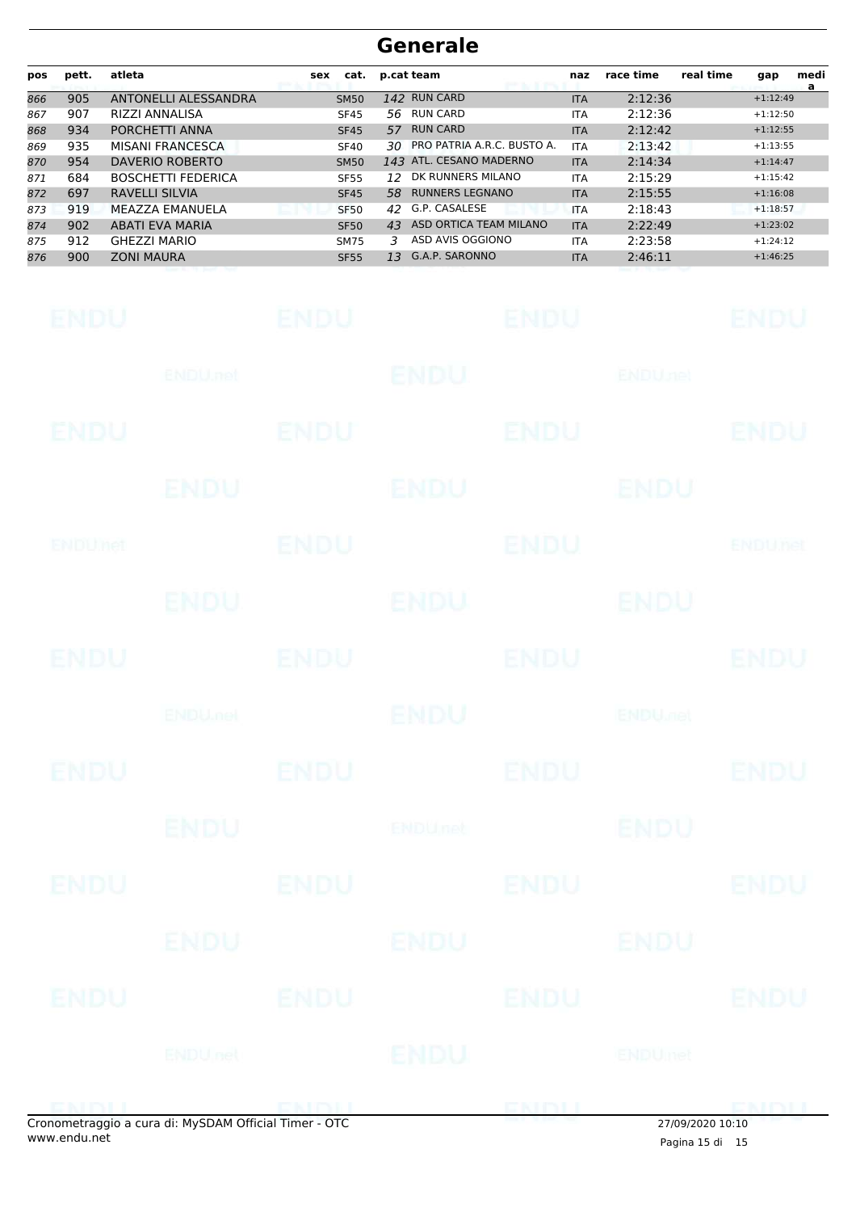# Generale

| pos | pett. | atleta | sex | cat. | p.cat | team | naz | race time | real time | gap | media |
|---|---|---|---|---|---|---|---|---|---|---|---|
| 866 | 905 | ANTONELLI ALESSANDRA | | SM50 | 142 | RUN CARD | ITA | 2:12:36 | | +1:12:49 | |
| 867 | 907 | RIZZI ANNALISA | | SF45 | 56 | RUN CARD | ITA | 2:12:36 | | +1:12:50 | |
| 868 | 934 | PORCHETTI ANNA | | SF45 | 57 | RUN CARD | ITA | 2:12:42 | | +1:12:55 | |
| 869 | 935 | MISANI FRANCESCA | | SF40 | 30 | PRO PATRIA A.R.C. BUSTO A. | ITA | 2:13:42 | | +1:13:55 | |
| 870 | 954 | DAVERIO ROBERTO | | SM50 | 143 | ATL. CESANO MADERNO | ITA | 2:14:34 | | +1:14:47 | |
| 871 | 684 | BOSCHETTI FEDERICA | | SF55 | 12 | DK RUNNERS MILANO | ITA | 2:15:29 | | +1:15:42 | |
| 872 | 697 | RAVELLI SILVIA | | SF45 | 58 | RUNNERS LEGNANO | ITA | 2:15:55 | | +1:16:08 | |
| 873 | 919 | MEAZZA EMANUELA | | SF50 | 42 | G.P. CASALESE | ITA | 2:18:43 | | +1:18:57 | |
| 874 | 902 | ABATI EVA MARIA | | SF50 | 43 | ASD ORTICA TEAM MILANO | ITA | 2:22:49 | | +1:23:02 | |
| 875 | 912 | GHEZZI MARIO | | SM75 | 3 | ASD AVIS OGGIONO | ITA | 2:23:58 | | +1:24:12 | |
| 876 | 900 | ZONI MAURA | | SF55 | 13 | G.A.P. SARONNO | ITA | 2:46:11 | | +1:46:25 | |

Cronometraggio a cura di: MySDAM Official Timer - OTC
www.endu.net

27/09/2020 10:10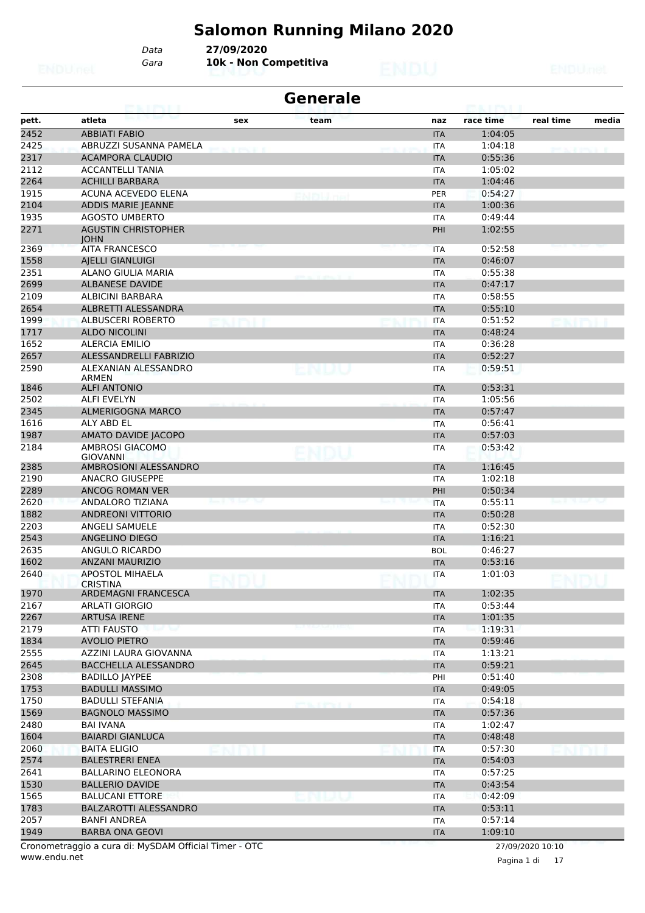# Salomon Running Milano 2020

*Data* **27/09/2020**
*Gara* **10k - Non Competitiva**

## Generale

| pett. | atleta | sex | team | naz | race time | real time | media |
|---|---|---|---|---|---|---|---|
| 2452 | ABBIATI FABIO | | | ITA | 1:04:05 | | |
| 2425 | ABRUZZI SUSANNA PAMELA | | | ITA | 1:04:18 | | |
| 2317 | ACAMPORA CLAUDIO | | | ITA | 0:55:36 | | |
| 2112 | ACCANTELLI TANIA | | | ITA | 1:05:02 | | |
| 2264 | ACHILLI BARBARA | | | ITA | 1:04:46 | | |
| 1915 | ACUNA ACEVEDO ELENA | | | PER | 0:54:27 | | |
| 2104 | ADDIS MARIE JEANNE | | | ITA | 1:00:36 | | |
| 1935 | AGOSTO UMBERTO | | | ITA | 0:49:44 | | |
| 2271 | AGUSTIN CHRISTOPHER JOHN | | | PHI | 1:02:55 | | |
| 2369 | AITA FRANCESCO | | | ITA | 0:52:58 | | |
| 1558 | AJELLI GIANLUIGI | | | ITA | 0:46:07 | | |
| 2351 | ALANO GIULIA MARIA | | | ITA | 0:55:38 | | |
| 2699 | ALBANESE DAVIDE | | | ITA | 0:47:17 | | |
| 2109 | ALBICINI BARBARA | | | ITA | 0:58:55 | | |
| 2654 | ALBRETTI ALESSANDRA | | | ITA | 0:55:10 | | |
| 1999 | ALBUSCERI ROBERTO | | | ITA | 0:51:52 | | |
| 1717 | ALDO NICOLINI | | | ITA | 0:48:24 | | |
| 1652 | ALERCIA EMILIO | | | ITA | 0:36:28 | | |
| 2657 | ALESSANDRELLI FABRIZIO | | | ITA | 0:52:27 | | |
| 2590 | ALEXANIAN ALESSANDRO ARMEN | | | ITA | 0:59:51 | | |
| 1846 | ALFI ANTONIO | | | ITA | 0:53:31 | | |
| 2502 | ALFI EVELYN | | | ITA | 1:05:56 | | |
| 2345 | ALMERIGOGNA MARCO | | | ITA | 0:57:47 | | |
| 1616 | ALY ABD EL | | | ITA | 0:56:41 | | |
| 1987 | AMATO DAVIDE JACOPO | | | ITA | 0:57:03 | | |
| 2184 | AMBROSI GIACOMO GIOVANNI | | | ITA | 0:53:42 | | |
| 2385 | AMBROSIONI ALESSANDRO | | | ITA | 1:16:45 | | |
| 2190 | ANACRO GIUSEPPE | | | ITA | 1:02:18 | | |
| 2289 | ANCOG ROMAN VER | | | PHI | 0:50:34 | | |
| 2620 | ANDALORO TIZIANA | | | ITA | 0:55:11 | | |
| 1882 | ANDREONI VITTORIO | | | ITA | 0:50:28 | | |
| 2203 | ANGELI SAMUELE | | | ITA | 0:52:30 | | |
| 2543 | ANGELINO DIEGO | | | ITA | 1:16:21 | | |
| 2635 | ANGULO RICARDO | | | BOL | 0:46:27 | | |
| 1602 | ANZANI MAURIZIO | | | ITA | 0:53:16 | | |
| 2640 | APOSTOL MIHAELA CRISTINA | | | ITA | 1:01:03 | | |
| 1970 | ARDEMAGNI FRANCESCA | | | ITA | 1:02:35 | | |
| 2167 | ARLATI GIORGIO | | | ITA | 0:53:44 | | |
| 2267 | ARTUSA IRENE | | | ITA | 1:01:35 | | |
| 2179 | ATTI FAUSTO | | | ITA | 1:19:31 | | |
| 1834 | AVOLIO PIETRO | | | ITA | 0:59:46 | | |
| 2555 | AZZINI LAURA GIOVANNA | | | ITA | 1:13:21 | | |
| 2645 | BACCHELLA ALESSANDRO | | | ITA | 0:59:21 | | |
| 2308 | BADILLO JAYPEE | | | PHI | 0:51:40 | | |
| 1753 | BADULLI MASSIMO | | | ITA | 0:49:05 | | |
| 1750 | BADULLI STEFANIA | | | ITA | 0:54:18 | | |
| 1569 | BAGNOLO MASSIMO | | | ITA | 0:57:36 | | |
| 2480 | BAI IVANA | | | ITA | 1:02:47 | | |
| 1604 | BAIARDI GIANLUCA | | | ITA | 0:48:48 | | |
| 2060 | BAITA ELIGIO | | | ITA | 0:57:30 | | |
| 2574 | BALESTRERI ENEA | | | ITA | 0:54:03 | | |
| 2641 | BALLARINO ELEONORA | | | ITA | 0:57:25 | | |
| 1530 | BALLERIO DAVIDE | | | ITA | 0:43:54 | | |
| 1565 | BALUCANI ETTORE | | | ITA | 0:42:09 | | |
| 1783 | BALZAROTTI ALESSANDRO | | | ITA | 0:53:11 | | |
| 2057 | BANFI ANDREA | | | ITA | 0:57:14 | | |
| 1949 | BARBA ONA GEOVI | | | ITA | 1:09:10 | | |

Cronometraggio a cura di: MySDAM Official Timer - OTC
www.endu.net

27/09/2020 10:10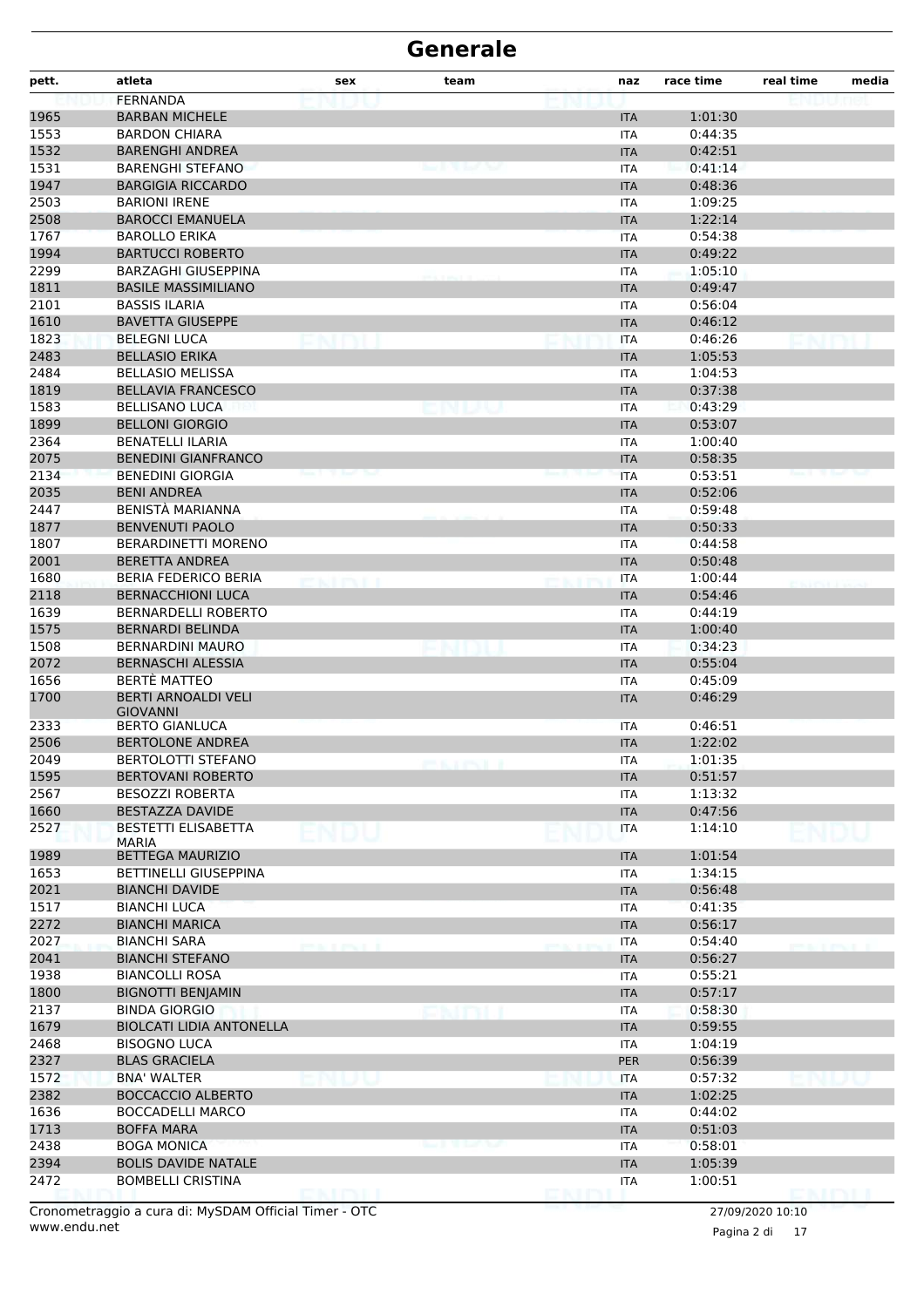# Generale

| pett. | atleta | sex | team | naz | race time | real time | media |
|---|---|---|---|---|---|---|---|
| | FERNANDA | | | | | | |
| 1965 | BARBAN MICHELE | | | ITA | 1:01:30 | | |
| 1553 | BARDON CHIARA | | | ITA | 0:44:35 | | |
| 1532 | BARENGHI ANDREA | | | ITA | 0:42:51 | | |
| 1531 | BARENGHI STEFANO | | | ITA | 0:41:14 | | |
| 1947 | BARGIGIA RICCARDO | | | ITA | 0:48:36 | | |
| 2503 | BARIONI IRENE | | | ITA | 1:09:25 | | |
| 2508 | BAROCCI EMANUELA | | | ITA | 1:22:14 | | |
| 1767 | BAROLLO ERIKA | | | ITA | 0:54:38 | | |
| 1994 | BARTUCCI ROBERTO | | | ITA | 0:49:22 | | |
| 2299 | BARZAGHI GIUSEPPINA | | | ITA | 1:05:10 | | |
| 1811 | BASILE MASSIMILIANO | | | ITA | 0:49:47 | | |
| 2101 | BASSIS ILARIA | | | ITA | 0:56:04 | | |
| 1610 | BAVETTA GIUSEPPE | | | ITA | 0:46:12 | | |
| 1823 | BELEGNI LUCA | | | ITA | 0:46:26 | | |
| 2483 | BELLASIO ERIKA | | | ITA | 1:05:53 | | |
| 2484 | BELLASIO MELISSA | | | ITA | 1:04:53 | | |
| 1819 | BELLAVIA FRANCESCO | | | ITA | 0:37:38 | | |
| 1583 | BELLISANO LUCA | | | ITA | 0:43:29 | | |
| 1899 | BELLONI GIORGIO | | | ITA | 0:53:07 | | |
| 2364 | BENATELLI ILARIA | | | ITA | 1:00:40 | | |
| 2075 | BENEDINI GIANFRANCO | | | ITA | 0:58:35 | | |
| 2134 | BENEDINI GIORGIA | | | ITA | 0:53:51 | | |
| 2035 | BENI ANDREA | | | ITA | 0:52:06 | | |
| 2447 | BENISTÀ MARIANNA | | | ITA | 0:59:48 | | |
| 1877 | BENVENUTI PAOLO | | | ITA | 0:50:33 | | |
| 1807 | BERARDINETTI MORENO | | | ITA | 0:44:58 | | |
| 2001 | BERETTA ANDREA | | | ITA | 0:50:48 | | |
| 1680 | BERIA FEDERICO BERIA | | | ITA | 1:00:44 | | |
| 2118 | BERNACCHIONI LUCA | | | ITA | 0:54:46 | | |
| 1639 | BERNARDELLI ROBERTO | | | ITA | 0:44:19 | | |
| 1575 | BERNARDI BELINDA | | | ITA | 1:00:40 | | |
| 1508 | BERNARDINI MAURO | | | ITA | 0:34:23 | | |
| 2072 | BERNASCHI ALESSIA | | | ITA | 0:55:04 | | |
| 1656 | BERTÈ MATTEO | | | ITA | 0:45:09 | | |
| 1700 | BERTI ARNOALDI VELI GIOVANNI | | | ITA | 0:46:29 | | |
| 2333 | BERTO GIANLUCA | | | ITA | 0:46:51 | | |
| 2506 | BERTOLONE ANDREA | | | ITA | 1:22:02 | | |
| 2049 | BERTOLOTTI STEFANO | | | ITA | 1:01:35 | | |
| 1595 | BERTOVANI ROBERTO | | | ITA | 0:51:57 | | |
| 2567 | BESOZZI ROBERTA | | | ITA | 1:13:32 | | |
| 1660 | BESTAZZA DAVIDE | | | ITA | 0:47:56 | | |
| 2527 | BESTETTI ELISABETTA MARIA | | | ITA | 1:14:10 | | |
| 1989 | BETTEGA MAURIZIO | | | ITA | 1:01:54 | | |
| 1653 | BETTINELLI GIUSEPPINA | | | ITA | 1:34:15 | | |
| 2021 | BIANCHI DAVIDE | | | ITA | 0:56:48 | | |
| 1517 | BIANCHI LUCA | | | ITA | 0:41:35 | | |
| 2272 | BIANCHI MARICA | | | ITA | 0:56:17 | | |
| 2027 | BIANCHI SARA | | | ITA | 0:54:40 | | |
| 2041 | BIANCHI STEFANO | | | ITA | 0:56:27 | | |
| 1938 | BIANCOLLI ROSA | | | ITA | 0:55:21 | | |
| 1800 | BIGNOTTI BENJAMIN | | | ITA | 0:57:17 | | |
| 2137 | BINDA GIORGIO | | | ITA | 0:58:30 | | |
| 1679 | BIOLCATI LIDIA ANTONELLA | | | ITA | 0:59:55 | | |
| 2468 | BISOGNO LUCA | | | ITA | 1:04:19 | | |
| 2327 | BLAS GRACIELA | | | PER | 0:56:39 | | |
| 1572 | BNA' WALTER | | | ITA | 0:57:32 | | |
| 2382 | BOCCACCIO ALBERTO | | | ITA | 1:02:25 | | |
| 1636 | BOCCADELLI MARCO | | | ITA | 0:44:02 | | |
| 1713 | BOFFA MARA | | | ITA | 0:51:03 | | |
| 2438 | BOGA MONICA | | | ITA | 0:58:01 | | |
| 2394 | BOLIS DAVIDE NATALE | | | ITA | 1:05:39 | | |
| 2472 | BOMBELLI CRISTINA | | | ITA | 1:00:51 | | |

Cronometraggio a cura di: MySDAM Official Timer - OTC
www.endu.net

27/09/2020 10:10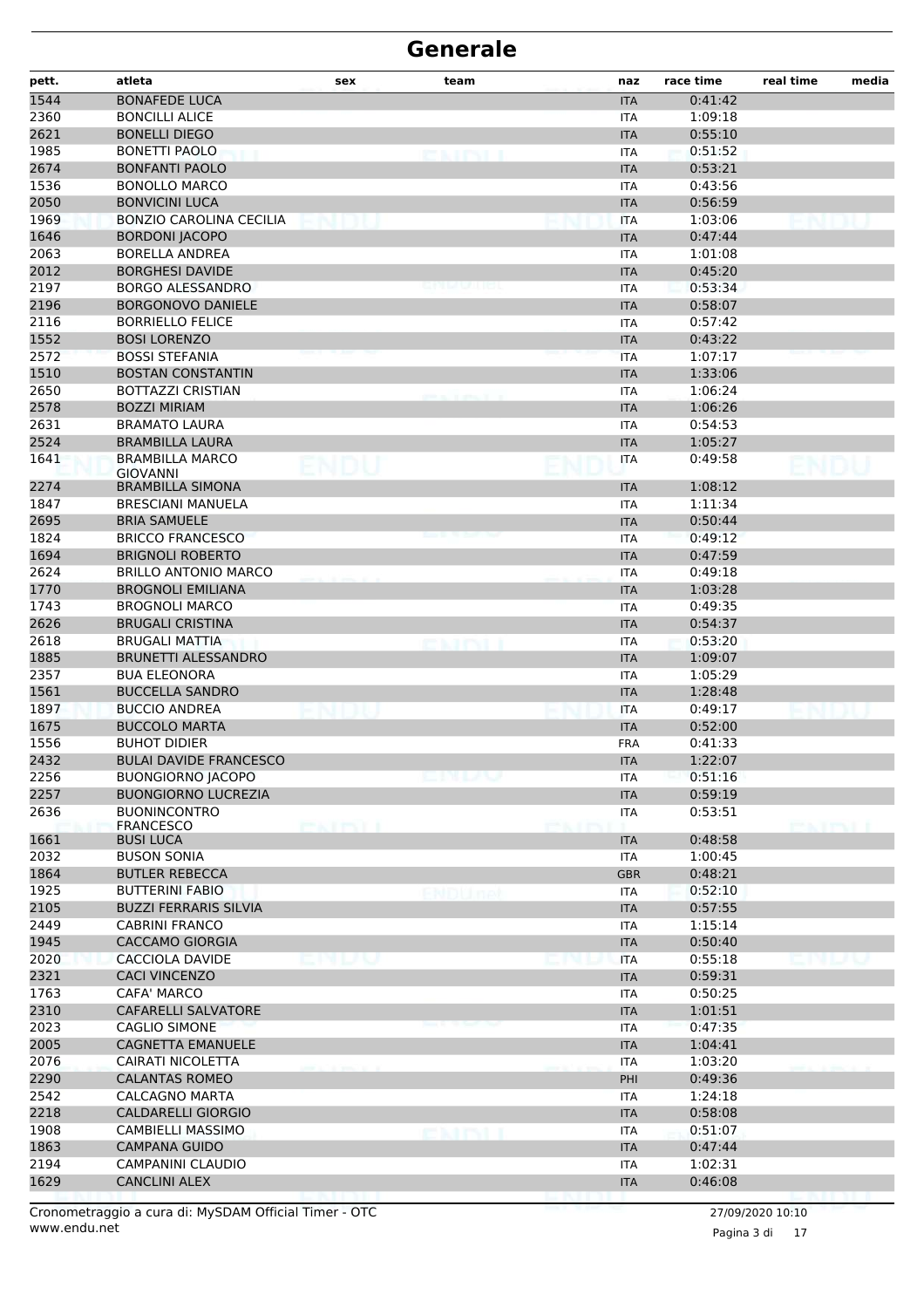# Generale

| pett. | atleta | sex | team | naz | race time | real time | media |
|---|---|---|---|---|---|---|---|
| 1544 | BONAFEDE LUCA | | | ITA | 0:41:42 | | |
| 2360 | BONCILLI ALICE | | | ITA | 1:09:18 | | |
| 2621 | BONELLI DIEGO | | | ITA | 0:55:10 | | |
| 1985 | BONETTI PAOLO | | | ITA | 0:51:52 | | |
| 2674 | BONFANTI PAOLO | | | ITA | 0:53:21 | | |
| 1536 | BONOLLO MARCO | | | ITA | 0:43:56 | | |
| 2050 | BONVICINI LUCA | | | ITA | 0:56:59 | | |
| 1969 | BONZIO CAROLINA CECILIA | | | ITA | 1:03:06 | | |
| 1646 | BORDONI JACOPO | | | ITA | 0:47:44 | | |
| 2063 | BORELLA ANDREA | | | ITA | 1:01:08 | | |
| 2012 | BORGHESI DAVIDE | | | ITA | 0:45:20 | | |
| 2197 | BORGO ALESSANDRO | | | ITA | 0:53:34 | | |
| 2196 | BORGONOVO DANIELE | | | ITA | 0:58:07 | | |
| 2116 | BORRIELLO FELICE | | | ITA | 0:57:42 | | |
| 1552 | BOSI LORENZO | | | ITA | 0:43:22 | | |
| 2572 | BOSSI STEFANIA | | | ITA | 1:07:17 | | |
| 1510 | BOSTAN CONSTANTIN | | | ITA | 1:33:06 | | |
| 2650 | BOTTAZZI CRISTIAN | | | ITA | 1:06:24 | | |
| 2578 | BOZZI MIRIAM | | | ITA | 1:06:26 | | |
| 2631 | BRAMATO LAURA | | | ITA | 0:54:53 | | |
| 2524 | BRAMBILLA LAURA | | | ITA | 1:05:27 | | |
| 1641 | BRAMBILLA MARCO GIOVANNI | | | ITA | 0:49:58 | | |
| 2274 | BRAMBILLA SIMONA | | | ITA | 1:08:12 | | |
| 1847 | BRESCIANI MANUELA | | | ITA | 1:11:34 | | |
| 2695 | BRIA SAMUELE | | | ITA | 0:50:44 | | |
| 1824 | BRICCO FRANCESCO | | | ITA | 0:49:12 | | |
| 1694 | BRIGNOLI ROBERTO | | | ITA | 0:47:59 | | |
| 2624 | BRILLO ANTONIO MARCO | | | ITA | 0:49:18 | | |
| 1770 | BROGNOLI EMILIANA | | | ITA | 1:03:28 | | |
| 1743 | BROGNOLI MARCO | | | ITA | 0:49:35 | | |
| 2626 | BRUGALI CRISTINA | | | ITA | 0:54:37 | | |
| 2618 | BRUGALI MATTIA | | | ITA | 0:53:20 | | |
| 1885 | BRUNETTI ALESSANDRO | | | ITA | 1:09:07 | | |
| 2357 | BUA ELEONORA | | | ITA | 1:05:29 | | |
| 1561 | BUCCELLA SANDRO | | | ITA | 1:28:48 | | |
| 1897 | BUCCIO ANDREA | | | ITA | 0:49:17 | | |
| 1675 | BUCCOLO MARTA | | | ITA | 0:52:00 | | |
| 1556 | BUHOT DIDIER | | | FRA | 0:41:33 | | |
| 2432 | BULAI DAVIDE FRANCESCO | | | ITA | 1:22:07 | | |
| 2256 | BUONGIORNO JACOPO | | | ITA | 0:51:16 | | |
| 2257 | BUONGIORNO LUCREZIA | | | ITA | 0:59:19 | | |
| 2636 | BUONINCONTRO FRANCESCO | | | ITA | 0:53:51 | | |
| 1661 | BUSI LUCA | | | ITA | 0:48:58 | | |
| 2032 | BUSON SONIA | | | ITA | 1:00:45 | | |
| 1864 | BUTLER REBECCA | | | GBR | 0:48:21 | | |
| 1925 | BUTTERINI FABIO | | | ITA | 0:52:10 | | |
| 2105 | BUZZI FERRARIS SILVIA | | | ITA | 0:57:55 | | |
| 2449 | CABRINI FRANCO | | | ITA | 1:15:14 | | |
| 1945 | CACCAMO GIORGIA | | | ITA | 0:50:40 | | |
| 2020 | CACCIOLA DAVIDE | | | ITA | 0:55:18 | | |
| 2321 | CACI VINCENZO | | | ITA | 0:59:31 | | |
| 1763 | CAFA' MARCO | | | ITA | 0:50:25 | | |
| 2310 | CAFARELLI SALVATORE | | | ITA | 1:01:51 | | |
| 2023 | CAGLIO SIMONE | | | ITA | 0:47:35 | | |
| 2005 | CAGNETTA EMANUELE | | | ITA | 1:04:41 | | |
| 2076 | CAIRATI NICOLETTA | | | ITA | 1:03:20 | | |
| 2290 | CALANTAS ROMEO | | | PHI | 0:49:36 | | |
| 2542 | CALCAGNO MARTA | | | ITA | 1:24:18 | | |
| 2218 | CALDARELLI GIORGIO | | | ITA | 0:58:08 | | |
| 1908 | CAMBIELLI MASSIMO | | | ITA | 0:51:07 | | |
| 1863 | CAMPANA GUIDO | | | ITA | 0:47:44 | | |
| 2194 | CAMPANINI CLAUDIO | | | ITA | 1:02:31 | | |
| 1629 | CANCLINI ALEX | | | ITA | 0:46:08 | | |

Cronometraggio a cura di: MySDAM Official Timer - OTC
www.endu.net

27/09/2020 10:10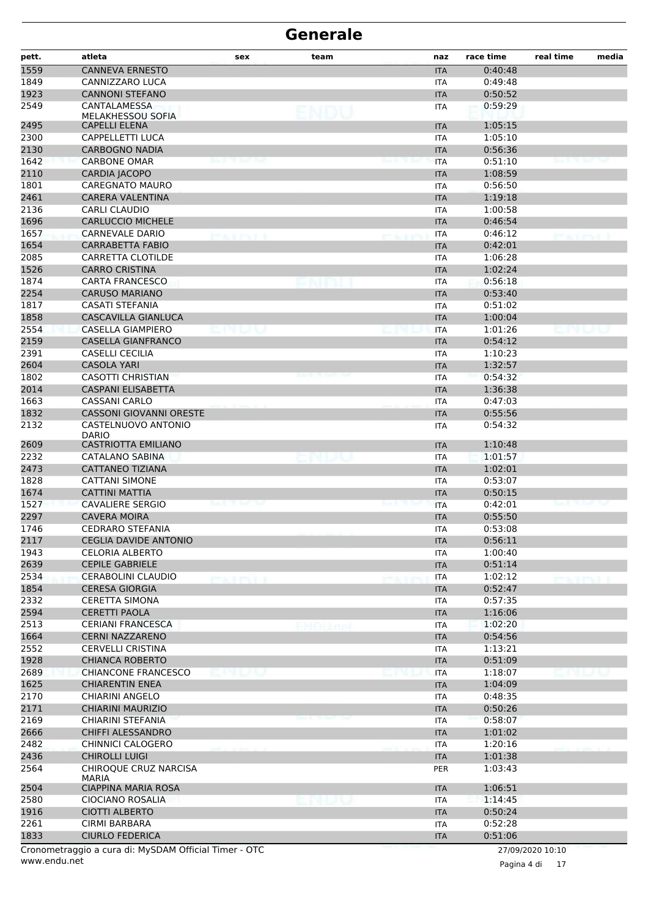# Generale

| pett. | atleta | sex | team | naz | race time | real time | media |
|---|---|---|---|---|---|---|---|
| 1559 | CANNEVA ERNESTO | | | ITA | 0:40:48 | | |
| 1849 | CANNIZZARO LUCA | | | ITA | 0:49:48 | | |
| 1923 | CANNONI STEFANO | | | ITA | 0:50:52 | | |
| 2549 | CANTALAMESSA MELAKHESSOU SOFIA | | | ITA | 0:59:29 | | |
| 2495 | CAPELLI ELENA | | | ITA | 1:05:15 | | |
| 2300 | CAPPELLETTI LUCA | | | ITA | 1:05:10 | | |
| 2130 | CARBOGNO NADIA | | | ITA | 0:56:36 | | |
| 1642 | CARBONE OMAR | | | ITA | 0:51:10 | | |
| 2110 | CARDIA JACOPO | | | ITA | 1:08:59 | | |
| 1801 | CAREGNATO MAURO | | | ITA | 0:56:50 | | |
| 2461 | CARERA VALENTINA | | | ITA | 1:19:18 | | |
| 2136 | CARLI CLAUDIO | | | ITA | 1:00:58 | | |
| 1696 | CARLUCCIO MICHELE | | | ITA | 0:46:54 | | |
| 1657 | CARNEVALE DARIO | | | ITA | 0:46:12 | | |
| 1654 | CARRABETTA FABIO | | | ITA | 0:42:01 | | |
| 2085 | CARRETTA CLOTILDE | | | ITA | 1:06:28 | | |
| 1526 | CARRO CRISTINA | | | ITA | 1:02:24 | | |
| 1874 | CARTA FRANCESCO | | | ITA | 0:56:18 | | |
| 2254 | CARUSO MARIANO | | | ITA | 0:53:40 | | |
| 1817 | CASATI STEFANIA | | | ITA | 0:51:02 | | |
| 1858 | CASCAVILLA GIANLUCA | | | ITA | 1:00:04 | | |
| 2554 | CASELLA GIAMPIERO | | | ITA | 1:01:26 | | |
| 2159 | CASELLA GIANFRANCO | | | ITA | 0:54:12 | | |
| 2391 | CASELLI CECILIA | | | ITA | 1:10:23 | | |
| 2604 | CASOLA YARI | | | ITA | 1:32:57 | | |
| 1802 | CASOTTI CHRISTIAN | | | ITA | 0:54:32 | | |
| 2014 | CASPANI ELISABETTA | | | ITA | 1:36:38 | | |
| 1663 | CASSANI CARLO | | | ITA | 0:47:03 | | |
| 1832 | CASSONI GIOVANNI ORESTE | | | ITA | 0:55:56 | | |
| 2132 | CASTELNUOVO ANTONIO DARIO | | | ITA | 0:54:32 | | |
| 2609 | CASTRIOTTA EMILIANO | | | ITA | 1:10:48 | | |
| 2232 | CATALANO SABINA | | | ITA | 1:01:57 | | |
| 2473 | CATTANEO TIZIANA | | | ITA | 1:02:01 | | |
| 1828 | CATTANI SIMONE | | | ITA | 0:53:07 | | |
| 1674 | CATTINI MATTIA | | | ITA | 0:50:15 | | |
| 1527 | CAVALIERE SERGIO | | | ITA | 0:42:01 | | |
| 2297 | CAVERA MOIRA | | | ITA | 0:55:50 | | |
| 1746 | CEDRARO STEFANIA | | | ITA | 0:53:08 | | |
| 2117 | CEGLIA DAVIDE ANTONIO | | | ITA | 0:56:11 | | |
| 1943 | CELORIA ALBERTO | | | ITA | 1:00:40 | | |
| 2639 | CEPILE GABRIELE | | | ITA | 0:51:14 | | |
| 2534 | CERABOLINI CLAUDIO | | | ITA | 1:02:12 | | |
| 1854 | CERESA GIORGIA | | | ITA | 0:52:47 | | |
| 2332 | CERETTA SIMONA | | | ITA | 0:57:35 | | |
| 2594 | CERETTI PAOLA | | | ITA | 1:16:06 | | |
| 2513 | CERIANI FRANCESCA | | | ITA | 1:02:20 | | |
| 1664 | CERNI NAZZARENO | | | ITA | 0:54:56 | | |
| 2552 | CERVELLI CRISTINA | | | ITA | 1:13:21 | | |
| 1928 | CHIANCA ROBERTO | | | ITA | 0:51:09 | | |
| 2689 | CHIANCONE FRANCESCO | | | ITA | 1:18:07 | | |
| 1625 | CHIARENTIN ENEA | | | ITA | 1:04:09 | | |
| 2170 | CHIARINI ANGELO | | | ITA | 0:48:35 | | |
| 2171 | CHIARINI MAURIZIO | | | ITA | 0:50:26 | | |
| 2169 | CHIARINI STEFANIA | | | ITA | 0:58:07 | | |
| 2666 | CHIFFI ALESSANDRO | | | ITA | 1:01:02 | | |
| 2482 | CHINNICI CALOGERO | | | ITA | 1:20:16 | | |
| 2436 | CHIROLLI LUIGI | | | ITA | 1:01:38 | | |
| 2564 | CHIROQUE CRUZ NARCISA MARIA | | | PER | 1:03:43 | | |
| 2504 | CIAPPINA MARIA ROSA | | | ITA | 1:06:51 | | |
| 2580 | CIOCIANO ROSALIA | | | ITA | 1:14:45 | | |
| 1916 | CIOTTI ALBERTO | | | ITA | 0:50:24 | | |
| 2261 | CIRMI BARBARA | | | ITA | 0:52:28 | | |
| 1833 | CIURLO FEDERICA | | | ITA | 0:51:06 | | |

Cronometraggio a cura di: MySDAM Official Timer - OTC
www.endu.net
27/09/2020 10:10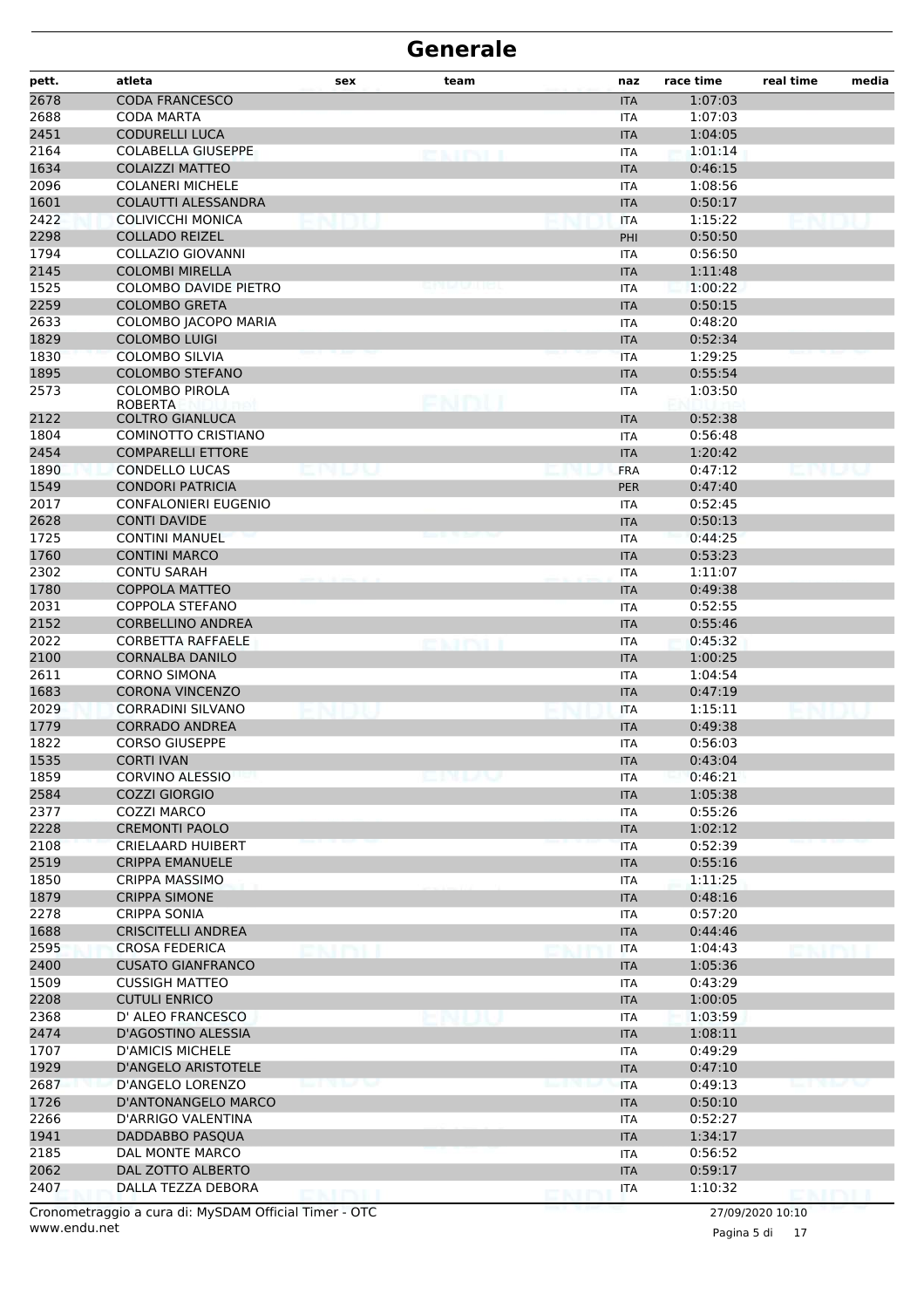# Generale

| pett. | atleta | sex | team | naz | race time | real time | media |
|---|---|---|---|---|---|---|---|
| 2678 | CODA FRANCESCO | | | ITA | 1:07:03 | | |
| 2688 | CODA MARTA | | | ITA | 1:07:03 | | |
| 2451 | CODURELLI LUCA | | | ITA | 1:04:05 | | |
| 2164 | COLABELLA GIUSEPPE | | | ITA | 1:01:14 | | |
| 1634 | COLAIZZI MATTEO | | | ITA | 0:46:15 | | |
| 2096 | COLANERI MICHELE | | | ITA | 1:08:56 | | |
| 1601 | COLAUTTI ALESSANDRA | | | ITA | 0:50:17 | | |
| 2422 | COLIVICCHI MONICA | | | ITA | 1:15:22 | | |
| 2298 | COLLADO REIZEL | | | PHI | 0:50:50 | | |
| 1794 | COLLAZIO GIOVANNI | | | ITA | 0:56:50 | | |
| 2145 | COLOMBI MIRELLA | | | ITA | 1:11:48 | | |
| 1525 | COLOMBO DAVIDE PIETRO | | | ITA | 1:00:22 | | |
| 2259 | COLOMBO GRETA | | | ITA | 0:50:15 | | |
| 2633 | COLOMBO JACOPO MARIA | | | ITA | 0:48:20 | | |
| 1829 | COLOMBO LUIGI | | | ITA | 0:52:34 | | |
| 1830 | COLOMBO SILVIA | | | ITA | 1:29:25 | | |
| 1895 | COLOMBO STEFANO | | | ITA | 0:55:54 | | |
| 2573 | COLOMBO PIROLA ROBERTA | | | ITA | 1:03:50 | | |
| 2122 | COLTRO GIANLUCA | | | ITA | 0:52:38 | | |
| 1804 | COMINOTTO CRISTIANO | | | ITA | 0:56:48 | | |
| 2454 | COMPARELLI ETTORE | | | ITA | 1:20:42 | | |
| 1890 | CONDELLO LUCAS | | | FRA | 0:47:12 | | |
| 1549 | CONDORI PATRICIA | | | PER | 0:47:40 | | |
| 2017 | CONFALONIERI EUGENIO | | | ITA | 0:52:45 | | |
| 2628 | CONTI DAVIDE | | | ITA | 0:50:13 | | |
| 1725 | CONTINI MANUEL | | | ITA | 0:44:25 | | |
| 1760 | CONTINI MARCO | | | ITA | 0:53:23 | | |
| 2302 | CONTU SARAH | | | ITA | 1:11:07 | | |
| 1780 | COPPOLA MATTEO | | | ITA | 0:49:38 | | |
| 2031 | COPPOLA STEFANO | | | ITA | 0:52:55 | | |
| 2152 | CORBELLINO ANDREA | | | ITA | 0:55:46 | | |
| 2022 | CORBETTA RAFFAELE | | | ITA | 0:45:32 | | |
| 2100 | CORNALBA DANILO | | | ITA | 1:00:25 | | |
| 2611 | CORNO SIMONA | | | ITA | 1:04:54 | | |
| 1683 | CORONA VINCENZO | | | ITA | 0:47:19 | | |
| 2029 | CORRADINI SILVANO | | | ITA | 1:15:11 | | |
| 1779 | CORRADO ANDREA | | | ITA | 0:49:38 | | |
| 1822 | CORSO GIUSEPPE | | | ITA | 0:56:03 | | |
| 1535 | CORTI IVAN | | | ITA | 0:43:04 | | |
| 1859 | CORVINO ALESSIO | | | ITA | 0:46:21 | | |
| 2584 | COZZI GIORGIO | | | ITA | 1:05:38 | | |
| 2377 | COZZI MARCO | | | ITA | 0:55:26 | | |
| 2228 | CREMONTI PAOLO | | | ITA | 1:02:12 | | |
| 2108 | CRIELAARD HUIBERT | | | ITA | 0:52:39 | | |
| 2519 | CRIPPA EMANUELE | | | ITA | 0:55:16 | | |
| 1850 | CRIPPA MASSIMO | | | ITA | 1:11:25 | | |
| 1879 | CRIPPA SIMONE | | | ITA | 0:48:16 | | |
| 2278 | CRIPPA SONIA | | | ITA | 0:57:20 | | |
| 1688 | CRISCITELLI ANDREA | | | ITA | 0:44:46 | | |
| 2595 | CROSA FEDERICA | | | ITA | 1:04:43 | | |
| 2400 | CUSATO GIANFRANCO | | | ITA | 1:05:36 | | |
| 1509 | CUSSIGH MATTEO | | | ITA | 0:43:29 | | |
| 2208 | CUTULI ENRICO | | | ITA | 1:00:05 | | |
| 2368 | D' ALEO FRANCESCO | | | ITA | 1:03:59 | | |
| 2474 | D'AGOSTINO ALESSIA | | | ITA | 1:08:11 | | |
| 1707 | D'AMICIS MICHELE | | | ITA | 0:49:29 | | |
| 1929 | D'ANGELO ARISTOTELE | | | ITA | 0:47:10 | | |
| 2687 | D'ANGELO LORENZO | | | ITA | 0:49:13 | | |
| 1726 | D'ANTONANGELO MARCO | | | ITA | 0:50:10 | | |
| 2266 | D'ARRIGO VALENTINA | | | ITA | 0:52:27 | | |
| 1941 | DADDABBO PASQUA | | | ITA | 1:34:17 | | |
| 2185 | DAL MONTE MARCO | | | ITA | 0:56:52 | | |
| 2062 | DAL ZOTTO ALBERTO | | | ITA | 0:59:17 | | |
| 2407 | DALLA TEZZA DEBORA | | | ITA | 1:10:32 | | |

Cronometraggio a cura di: MySDAM Official Timer - OTC
www.endu.net

27/09/2020 10:10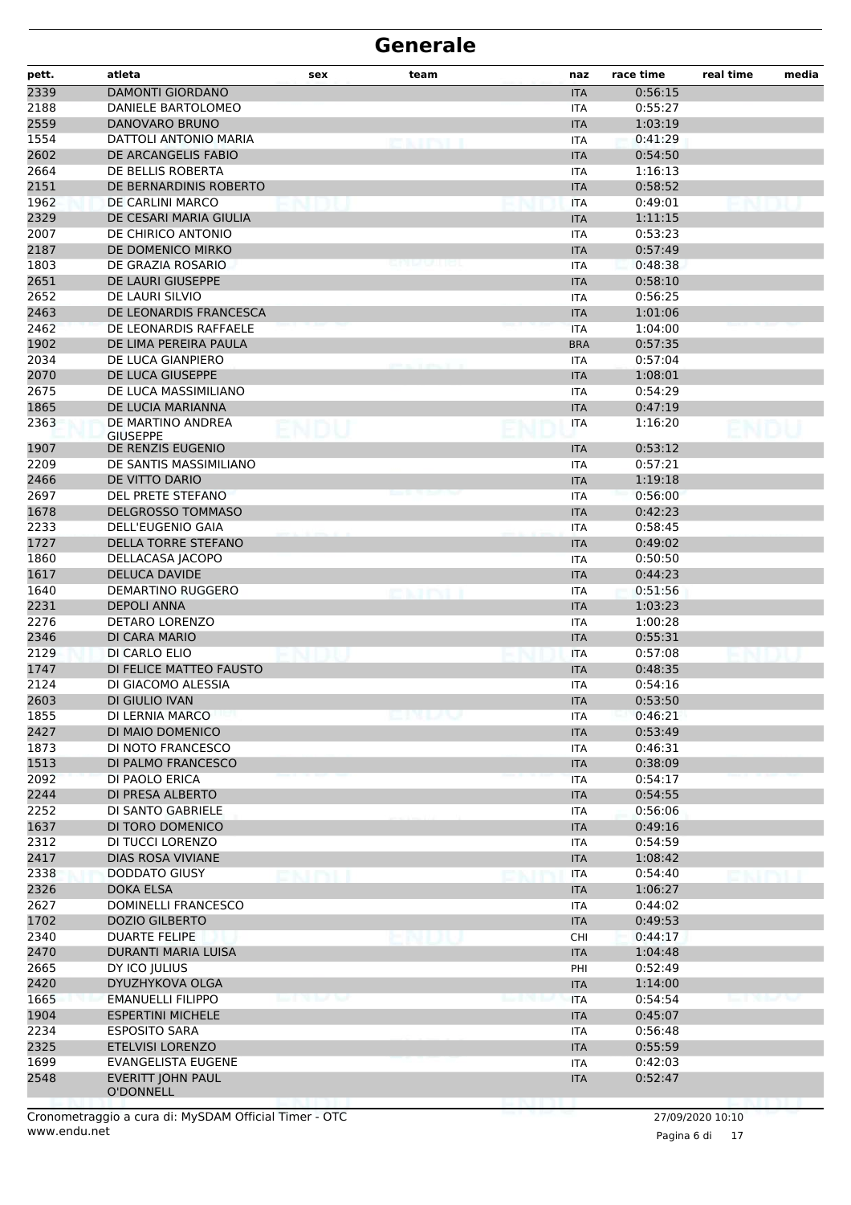# Generale

| pett. | atleta | sex | team | naz | race time | real time | media |
|---|---|---|---|---|---|---|---|
| 2339 | DAMONTI GIORDANO | | | ITA | 0:56:15 | | |
| 2188 | DANIELE BARTOLOMEO | | | ITA | 0:55:27 | | |
| 2559 | DANOVARO BRUNO | | | ITA | 1:03:19 | | |
| 1554 | DATTOLI ANTONIO MARIA | | | ITA | 0:41:29 | | |
| 2602 | DE ARCANGELIS FABIO | | | ITA | 0:54:50 | | |
| 2664 | DE BELLIS ROBERTA | | | ITA | 1:16:13 | | |
| 2151 | DE BERNARDINIS ROBERTO | | | ITA | 0:58:52 | | |
| 1962 | DE CARLINI MARCO | | | ITA | 0:49:01 | | |
| 2329 | DE CESARI MARIA GIULIA | | | ITA | 1:11:15 | | |
| 2007 | DE CHIRICO ANTONIO | | | ITA | 0:53:23 | | |
| 2187 | DE DOMENICO MIRKO | | | ITA | 0:57:49 | | |
| 1803 | DE GRAZIA ROSARIO | | | ITA | 0:48:38 | | |
| 2651 | DE LAURI GIUSEPPE | | | ITA | 0:58:10 | | |
| 2652 | DE LAURI SILVIO | | | ITA | 0:56:25 | | |
| 2463 | DE LEONARDIS FRANCESCA | | | ITA | 1:01:06 | | |
| 2462 | DE LEONARDIS RAFFAELE | | | ITA | 1:04:00 | | |
| 1902 | DE LIMA PEREIRA PAULA | | | BRA | 0:57:35 | | |
| 2034 | DE LUCA GIANPIERO | | | ITA | 0:57:04 | | |
| 2070 | DE LUCA GIUSEPPE | | | ITA | 1:08:01 | | |
| 2675 | DE LUCA MASSIMILIANO | | | ITA | 0:54:29 | | |
| 1865 | DE LUCIA MARIANNA | | | ITA | 0:47:19 | | |
| 2363 | DE MARTINO ANDREA GIUSEPPE | | | ITA | 1:16:20 | | |
| 1907 | DE RENZIS EUGENIO | | | ITA | 0:53:12 | | |
| 2209 | DE SANTIS MASSIMILIANO | | | ITA | 0:57:21 | | |
| 2466 | DE VITTO DARIO | | | ITA | 1:19:18 | | |
| 2697 | DEL PRETE STEFANO | | | ITA | 0:56:00 | | |
| 1678 | DELGROSSO TOMMASO | | | ITA | 0:42:23 | | |
| 2233 | DELL'EUGENIO GAIA | | | ITA | 0:58:45 | | |
| 1727 | DELLA TORRE STEFANO | | | ITA | 0:49:02 | | |
| 1860 | DELLACASA JACOPO | | | ITA | 0:50:50 | | |
| 1617 | DELUCA DAVIDE | | | ITA | 0:44:23 | | |
| 1640 | DEMARTINO RUGGERO | | | ITA | 0:51:56 | | |
| 2231 | DEPOLI ANNA | | | ITA | 1:03:23 | | |
| 2276 | DETARO LORENZO | | | ITA | 1:00:28 | | |
| 2346 | DI CARA MARIO | | | ITA | 0:55:31 | | |
| 2129 | DI CARLO ELIO | | | ITA | 0:57:08 | | |
| 1747 | DI FELICE MATTEO FAUSTO | | | ITA | 0:48:35 | | |
| 2124 | DI GIACOMO ALESSIA | | | ITA | 0:54:16 | | |
| 2603 | DI GIULIO IVAN | | | ITA | 0:53:50 | | |
| 1855 | DI LERNIA MARCO | | | ITA | 0:46:21 | | |
| 2427 | DI MAIO DOMENICO | | | ITA | 0:53:49 | | |
| 1873 | DI NOTO FRANCESCO | | | ITA | 0:46:31 | | |
| 1513 | DI PALMO FRANCESCO | | | ITA | 0:38:09 | | |
| 2092 | DI PAOLO ERICA | | | ITA | 0:54:17 | | |
| 2244 | DI PRESA ALBERTO | | | ITA | 0:54:55 | | |
| 2252 | DI SANTO GABRIELE | | | ITA | 0:56:06 | | |
| 1637 | DI TORO DOMENICO | | | ITA | 0:49:16 | | |
| 2312 | DI TUCCI LORENZO | | | ITA | 0:54:59 | | |
| 2417 | DIAS ROSA VIVIANE | | | ITA | 1:08:42 | | |
| 2338 | DODDATO GIUSY | | | ITA | 0:54:40 | | |
| 2326 | DOKA ELSA | | | ITA | 1:06:27 | | |
| 2627 | DOMINELLI FRANCESCO | | | ITA | 0:44:02 | | |
| 1702 | DOZIO GILBERTO | | | ITA | 0:49:53 | | |
| 2340 | DUARTE FELIPE | | | CHI | 0:44:17 | | |
| 2470 | DURANTI MARIA LUISA | | | ITA | 1:04:48 | | |
| 2665 | DY ICO JULIUS | | | PHI | 0:52:49 | | |
| 2420 | DYUZHYKOVA OLGA | | | ITA | 1:14:00 | | |
| 1665 | EMANUELLI FILIPPO | | | ITA | 0:54:54 | | |
| 1904 | ESPERTINI MICHELE | | | ITA | 0:45:07 | | |
| 2234 | ESPOSITO SARA | | | ITA | 0:56:48 | | |
| 2325 | ETELVISI LORENZO | | | ITA | 0:55:59 | | |
| 1699 | EVANGELISTA EUGENE | | | ITA | 0:42:03 | | |
| 2548 | EVERITT JOHN PAUL O'DONNELL | | | ITA | 0:52:47 | | |

Cronometraggio a cura di: MySDAM Official Timer - OTC
www.endu.net

27/09/2020 10:10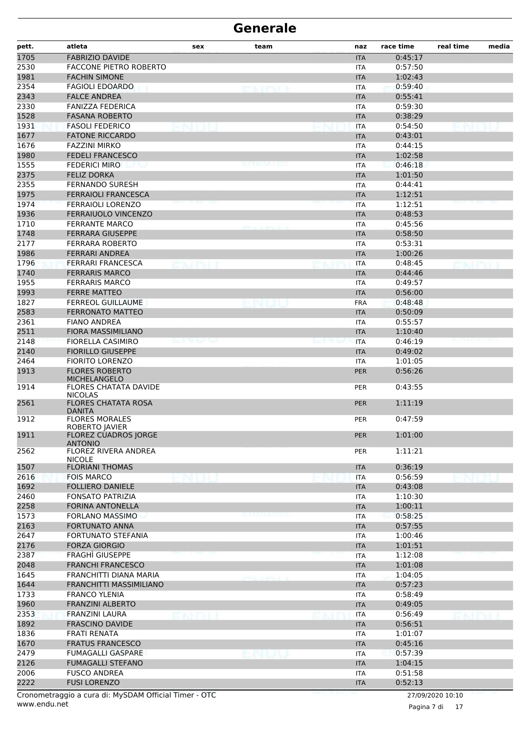# Generale

| pett. | atleta | sex | team | naz | race time | real time | media |
|---|---|---|---|---|---|---|---|
| 1705 | FABRIZIO DAVIDE | | | ITA | 0:45:17 | | |
| 2530 | FACCONE PIETRO ROBERTO | | | ITA | 0:57:50 | | |
| 1981 | FACHIN SIMONE | | | ITA | 1:02:43 | | |
| 2354 | FAGIOLI EDOARDO | | | ITA | 0:59:40 | | |
| 2343 | FALCE ANDREA | | | ITA | 0:55:41 | | |
| 2330 | FANIZZA FEDERICA | | | ITA | 0:59:30 | | |
| 1528 | FASANA ROBERTO | | | ITA | 0:38:29 | | |
| 1931 | FASOLI FEDERICO | | | ITA | 0:54:50 | | |
| 1677 | FATONE RICCARDO | | | ITA | 0:43:01 | | |
| 1676 | FAZZINI MIRKO | | | ITA | 0:44:15 | | |
| 1980 | FEDELI FRANCESCO | | | ITA | 1:02:58 | | |
| 1555 | FEDERICI MIRO | | | ITA | 0:46:18 | | |
| 2375 | FELIZ DORKA | | | ITA | 1:01:50 | | |
| 2355 | FERNANDO SURESH | | | ITA | 0:44:41 | | |
| 1975 | FERRAIOLI FRANCESCA | | | ITA | 1:12:51 | | |
| 1974 | FERRAIOLI LORENZO | | | ITA | 1:12:51 | | |
| 1936 | FERRAIUOLO VINCENZO | | | ITA | 0:48:53 | | |
| 1710 | FERRANTE MARCO | | | ITA | 0:45:56 | | |
| 1748 | FERRARA GIUSEPPE | | | ITA | 0:58:50 | | |
| 2177 | FERRARA ROBERTO | | | ITA | 0:53:31 | | |
| 1986 | FERRARI ANDREA | | | ITA | 1:00:26 | | |
| 1796 | FERRARI FRANCESCA | | | ITA | 0:48:45 | | |
| 1740 | FERRARIS MARCO | | | ITA | 0:44:46 | | |
| 1955 | FERRARIS MARCO | | | ITA | 0:49:57 | | |
| 1993 | FERRE MATTEO | | | ITA | 0:56:00 | | |
| 1827 | FERREOL GUILLAUME | | | FRA | 0:48:48 | | |
| 2583 | FERRONATO MATTEO | | | ITA | 0:50:09 | | |
| 2361 | FIANO ANDREA | | | ITA | 0:55:57 | | |
| 2511 | FIORA MASSIMILIANO | | | ITA | 1:10:40 | | |
| 2148 | FIORELLA CASIMIRO | | | ITA | 0:46:19 | | |
| 2140 | FIORILLO GIUSEPPE | | | ITA | 0:49:02 | | |
| 2464 | FIORITO LORENZO | | | ITA | 1:01:05 | | |
| 1913 | FLORES ROBERTO MICHELANGELO | | | PER | 0:56:26 | | |
| 1914 | FLORES CHATATA DAVIDE NICOLAS | | | PER | 0:43:55 | | |
| 2561 | FLORES CHATATA ROSA DANITA | | | PER | 1:11:19 | | |
| 1912 | FLORES MORALES ROBERTO JAVIER | | | PER | 0:47:59 | | |
| 1911 | FLOREZ CUADROS JORGE ANTONIO | | | PER | 1:01:00 | | |
| 2562 | FLOREZ RIVERA ANDREA NICOLE | | | PER | 1:11:21 | | |
| 1507 | FLORIANI THOMAS | | | ITA | 0:36:19 | | |
| 2616 | FOIS MARCO | | | ITA | 0:56:59 | | |
| 1692 | FOLLIERO DANIELE | | | ITA | 0:43:08 | | |
| 2460 | FONSATO PATRIZIA | | | ITA | 1:10:30 | | |
| 2258 | FORINA ANTONELLA | | | ITA | 1:00:11 | | |
| 1573 | FORLANO MASSIMO | | | ITA | 0:58:25 | | |
| 2163 | FORTUNATO ANNA | | | ITA | 0:57:55 | | |
| 2647 | FORTUNATO STEFANIA | | | ITA | 1:00:46 | | |
| 2176 | FORZA GIORGIO | | | ITA | 1:01:51 | | |
| 2387 | FRAGHÌ GIUSEPPE | | | ITA | 1:12:08 | | |
| 2048 | FRANCHI FRANCESCO | | | ITA | 1:01:08 | | |
| 1645 | FRANCHITTI DIANA MARIA | | | ITA | 1:04:05 | | |
| 1644 | FRANCHITTI MASSIMILIANO | | | ITA | 0:57:23 | | |
| 1733 | FRANCO YLENIA | | | ITA | 0:58:49 | | |
| 1960 | FRANZINI ALBERTO | | | ITA | 0:49:05 | | |
| 2353 | FRANZINI LAURA | | | ITA | 0:56:49 | | |
| 1892 | FRASCINO DAVIDE | | | ITA | 0:56:51 | | |
| 1836 | FRATI RENATA | | | ITA | 1:01:07 | | |
| 1670 | FRATUS FRANCESCO | | | ITA | 0:45:16 | | |
| 2479 | FUMAGALLI GASPARE | | | ITA | 0:57:39 | | |
| 2126 | FUMAGALLI STEFANO | | | ITA | 1:04:15 | | |
| 2006 | FUSCO ANDREA | | | ITA | 0:51:58 | | |
| 2222 | FUSI LORENZO | | | ITA | 0:52:13 | | |

Cronometraggio a cura di: MySDAM Official Timer - OTC
www.endu.net

27/09/2020 10:10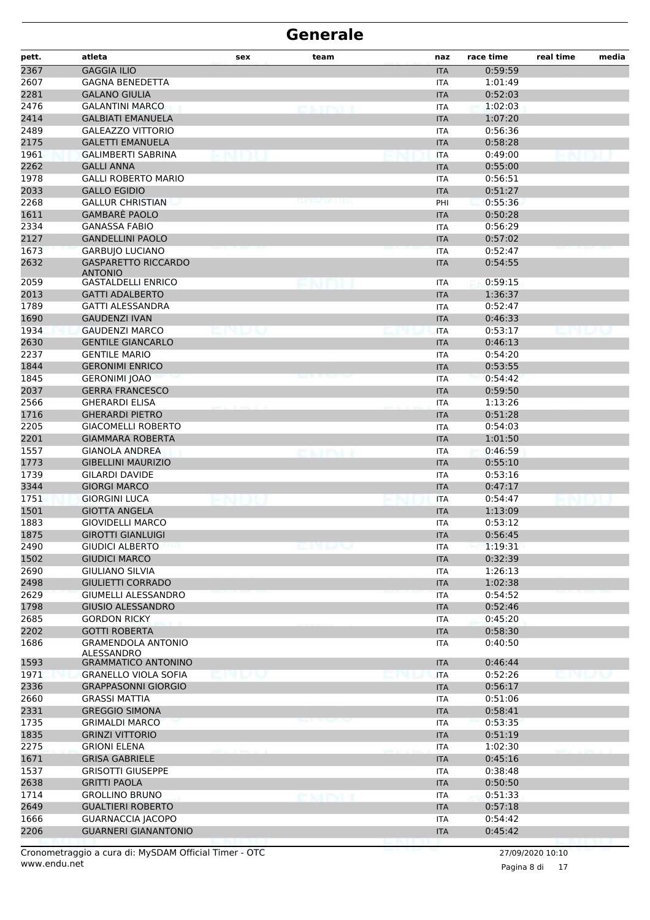# Generale

| pett. | atleta | sex | team | naz | race time | real time | media |
|---|---|---|---|---|---|---|---|
| 2367 | GAGGIA ILIO | | | ITA | 0:59:59 | | |
| 2607 | GAGNA BENEDETTA | | | ITA | 1:01:49 | | |
| 2281 | GALANO GIULIA | | | ITA | 0:52:03 | | |
| 2476 | GALANTINI MARCO | | | ITA | 1:02:03 | | |
| 2414 | GALBIATI EMANUELA | | | ITA | 1:07:20 | | |
| 2489 | GALEAZZO VITTORIO | | | ITA | 0:56:36 | | |
| 2175 | GALETTI EMANUELA | | | ITA | 0:58:28 | | |
| 1961 | GALIMBERTI SABRINA | | | ITA | 0:49:00 | | |
| 2262 | GALLI ANNA | | | ITA | 0:55:00 | | |
| 1978 | GALLI ROBERTO MARIO | | | ITA | 0:56:51 | | |
| 2033 | GALLO EGIDIO | | | ITA | 0:51:27 | | |
| 2268 | GALLUR CHRISTIAN | | | PHI | 0:55:36 | | |
| 1611 | GAMBARÈ PAOLO | | | ITA | 0:50:28 | | |
| 2334 | GANASSA FABIO | | | ITA | 0:56:29 | | |
| 2127 | GANDELLINI PAOLO | | | ITA | 0:57:02 | | |
| 1673 | GARBUJO LUCIANO | | | ITA | 0:52:47 | | |
| 2632 | GASPARETTO RICCARDO ANTONIO | | | ITA | 0:54:55 | | |
| 2059 | GASTALDELLI ENRICO | | | ITA | 0:59:15 | | |
| 2013 | GATTI ADALBERTO | | | ITA | 1:36:37 | | |
| 1789 | GATTI ALESSANDRA | | | ITA | 0:52:47 | | |
| 1690 | GAUDENZI IVAN | | | ITA | 0:46:33 | | |
| 1934 | GAUDENZI MARCO | | | ITA | 0:53:17 | | |
| 2630 | GENTILE GIANCARLO | | | ITA | 0:46:13 | | |
| 2237 | GENTILE MARIO | | | ITA | 0:54:20 | | |
| 1844 | GERONIMI ENRICO | | | ITA | 0:53:55 | | |
| 1845 | GERONIMI JOAO | | | ITA | 0:54:42 | | |
| 2037 | GERRA FRANCESCO | | | ITA | 0:59:50 | | |
| 2566 | GHERARDI ELISA | | | ITA | 1:13:26 | | |
| 1716 | GHERARDI PIETRO | | | ITA | 0:51:28 | | |
| 2205 | GIACOMELLI ROBERTO | | | ITA | 0:54:03 | | |
| 2201 | GIAMMARA ROBERTA | | | ITA | 1:01:50 | | |
| 1557 | GIANOLA ANDREA | | | ITA | 0:46:59 | | |
| 1773 | GIBELLINI MAURIZIO | | | ITA | 0:55:10 | | |
| 1739 | GILARDI DAVIDE | | | ITA | 0:53:16 | | |
| 3344 | GIORGI MARCO | | | ITA | 0:47:17 | | |
| 1751 | GIORGINI LUCA | | | ITA | 0:54:47 | | |
| 1501 | GIOTTA ANGELA | | | ITA | 1:13:09 | | |
| 1883 | GIOVIDELLI MARCO | | | ITA | 0:53:12 | | |
| 1875 | GIROTTI GIANLUIGI | | | ITA | 0:56:45 | | |
| 2490 | GIUDICI ALBERTO | | | ITA | 1:19:31 | | |
| 1502 | GIUDICI MARCO | | | ITA | 0:32:39 | | |
| 2690 | GIULIANO SILVIA | | | ITA | 1:26:13 | | |
| 2498 | GIULIETTI CORRADO | | | ITA | 1:02:38 | | |
| 2629 | GIUMELLI ALESSANDRO | | | ITA | 0:54:52 | | |
| 1798 | GIUSIO ALESSANDRO | | | ITA | 0:52:46 | | |
| 2685 | GORDON RICKY | | | ITA | 0:45:20 | | |
| 2202 | GOTTI ROBERTA | | | ITA | 0:58:30 | | |
| 1686 | GRAMENDOLA ANTONIO ALESSANDRO | | | ITA | 0:40:50 | | |
| 1593 | GRAMMATICO ANTONINO | | | ITA | 0:46:44 | | |
| 1971 | GRANELLO VIOLA SOFIA | | | ITA | 0:52:26 | | |
| 2336 | GRAPPASONNI GIORGIO | | | ITA | 0:56:17 | | |
| 2660 | GRASSI MATTIA | | | ITA | 0:51:06 | | |
| 2331 | GREGGIO SIMONA | | | ITA | 0:58:41 | | |
| 1735 | GRIMALDI MARCO | | | ITA | 0:53:35 | | |
| 1835 | GRINZI VITTORIO | | | ITA | 0:51:19 | | |
| 2275 | GRIONI ELENA | | | ITA | 1:02:30 | | |
| 1671 | GRISA GABRIELE | | | ITA | 0:45:16 | | |
| 1537 | GRISOTTI GIUSEPPE | | | ITA | 0:38:48 | | |
| 2638 | GRITTI PAOLA | | | ITA | 0:50:50 | | |
| 1714 | GROLLINO BRUNO | | | ITA | 0:51:33 | | |
| 2649 | GUALTIERI ROBERTO | | | ITA | 0:57:18 | | |
| 1666 | GUARNACCIA JACOPO | | | ITA | 0:54:42 | | |
| 2206 | GUARNERI GIANANTONIO | | | ITA | 0:45:42 | | |

Cronometraggio a cura di: MySDAM Official Timer - OTC
www.endu.net

27/09/2020 10:10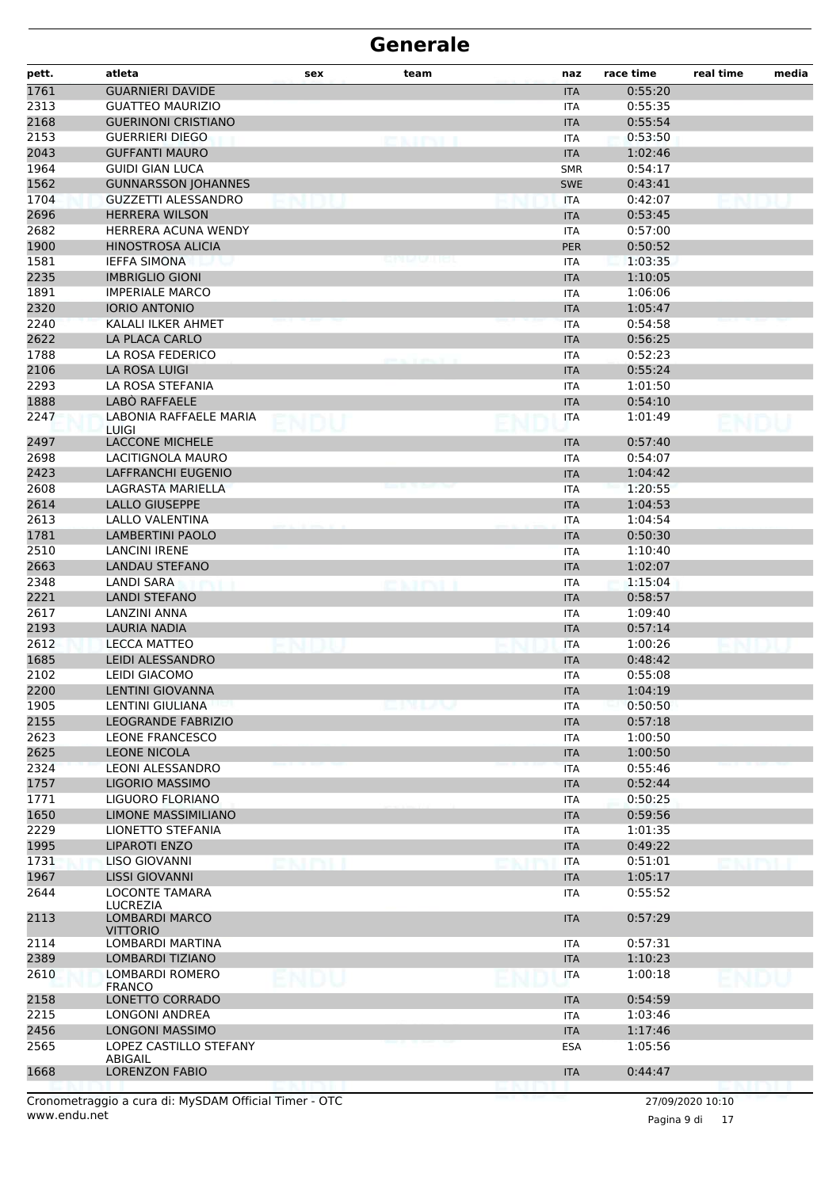# Generale

| pett. | atleta | sex | team | naz | race time | real time | media |
|---|---|---|---|---|---|---|---|
| 1761 | GUARNIERI DAVIDE | | | ITA | 0:55:20 | | |
| 2313 | GUATTEO MAURIZIO | | | ITA | 0:55:35 | | |
| 2168 | GUERINONI CRISTIANO | | | ITA | 0:55:54 | | |
| 2153 | GUERRIERI DIEGO | | | ITA | 0:53:50 | | |
| 2043 | GUFFANTI MAURO | | | ITA | 1:02:46 | | |
| 1964 | GUIDI GIAN LUCA | | | SMR | 0:54:17 | | |
| 1562 | GUNNARSSON JOHANNES | | | SWE | 0:43:41 | | |
| 1704 | GUZZETTI ALESSANDRO | | | ITA | 0:42:07 | | |
| 2696 | HERRERA WILSON | | | ITA | 0:53:45 | | |
| 2682 | HERRERA ACUNA WENDY | | | ITA | 0:57:00 | | |
| 1900 | HINOSTROSA ALICIA | | | PER | 0:50:52 | | |
| 1581 | IEFFA SIMONA | | | ITA | 1:03:35 | | |
| 2235 | IMBRIGLIO GIONI | | | ITA | 1:10:05 | | |
| 1891 | IMPERIALE MARCO | | | ITA | 1:06:06 | | |
| 2320 | IORIO ANTONIO | | | ITA | 1:05:47 | | |
| 2240 | KALALI ILKER AHMET | | | ITA | 0:54:58 | | |
| 2622 | LA PLACA CARLO | | | ITA | 0:56:25 | | |
| 1788 | LA ROSA FEDERICO | | | ITA | 0:52:23 | | |
| 2106 | LA ROSA LUIGI | | | ITA | 0:55:24 | | |
| 2293 | LA ROSA STEFANIA | | | ITA | 1:01:50 | | |
| 1888 | LABÒ RAFFAELE | | | ITA | 0:54:10 | | |
| 2247 | LABONIA RAFFAELE MARIA LUIGI | | | ITA | 1:01:49 | | |
| 2497 | LACCONE MICHELE | | | ITA | 0:57:40 | | |
| 2698 | LACITIGNOLA MAURO | | | ITA | 0:54:07 | | |
| 2423 | LAFFRANCHI EUGENIO | | | ITA | 1:04:42 | | |
| 2608 | LAGRASTA MARIELLA | | | ITA | 1:20:55 | | |
| 2614 | LALLO GIUSEPPE | | | ITA | 1:04:53 | | |
| 2613 | LALLO VALENTINA | | | ITA | 1:04:54 | | |
| 1781 | LAMBERTINI PAOLO | | | ITA | 0:50:30 | | |
| 2510 | LANCINI IRENE | | | ITA | 1:10:40 | | |
| 2663 | LANDAU STEFANO | | | ITA | 1:02:07 | | |
| 2348 | LANDI SARA | | | ITA | 1:15:04 | | |
| 2221 | LANDI STEFANO | | | ITA | 0:58:57 | | |
| 2617 | LANZINI ANNA | | | ITA | 1:09:40 | | |
| 2193 | LAURIA NADIA | | | ITA | 0:57:14 | | |
| 2612 | LECCA MATTEO | | | ITA | 1:00:26 | | |
| 1685 | LEIDI ALESSANDRO | | | ITA | 0:48:42 | | |
| 2102 | LEIDI GIACOMO | | | ITA | 0:55:08 | | |
| 2200 | LENTINI GIOVANNA | | | ITA | 1:04:19 | | |
| 1905 | LENTINI GIULIANA | | | ITA | 0:50:50 | | |
| 2155 | LEOGRANDE FABRIZIO | | | ITA | 0:57:18 | | |
| 2623 | LEONE FRANCESCO | | | ITA | 1:00:50 | | |
| 2625 | LEONE NICOLA | | | ITA | 1:00:50 | | |
| 2324 | LEONI ALESSANDRO | | | ITA | 0:55:46 | | |
| 1757 | LIGORIO MASSIMO | | | ITA | 0:52:44 | | |
| 1771 | LIGUORO FLORIANO | | | ITA | 0:50:25 | | |
| 1650 | LIMONE MASSIMILIANO | | | ITA | 0:59:56 | | |
| 2229 | LIONETTO STEFANIA | | | ITA | 1:01:35 | | |
| 1995 | LIPAROTI ENZO | | | ITA | 0:49:22 | | |
| 1731 | LISO GIOVANNI | | | ITA | 0:51:01 | | |
| 1967 | LISSI GIOVANNI | | | ITA | 1:05:17 | | |
| 2644 | LOCONTE TAMARA LUCREZIA | | | ITA | 0:55:52 | | |
| 2113 | LOMBARDI MARCO VITTORIO | | | ITA | 0:57:29 | | |
| 2114 | LOMBARDI MARTINA | | | ITA | 0:57:31 | | |
| 2389 | LOMBARDI TIZIANO | | | ITA | 1:10:23 | | |
| 2610 | LOMBARDI ROMERO FRANCO | | | ITA | 1:00:18 | | |
| 2158 | LONETTO CORRADO | | | ITA | 0:54:59 | | |
| 2215 | LONGONI ANDREA | | | ITA | 1:03:46 | | |
| 2456 | LONGONI MASSIMO | | | ITA | 1:17:46 | | |
| 2565 | LOPEZ CASTILLO STEFANY ABIGAIL | | | ESA | 1:05:56 | | |
| 1668 | LORENZON FABIO | | | ITA | 0:44:47 | | |

Cronometraggio a cura di: MySDAM Official Timer - OTC
www.endu.net

27/09/2020 10:10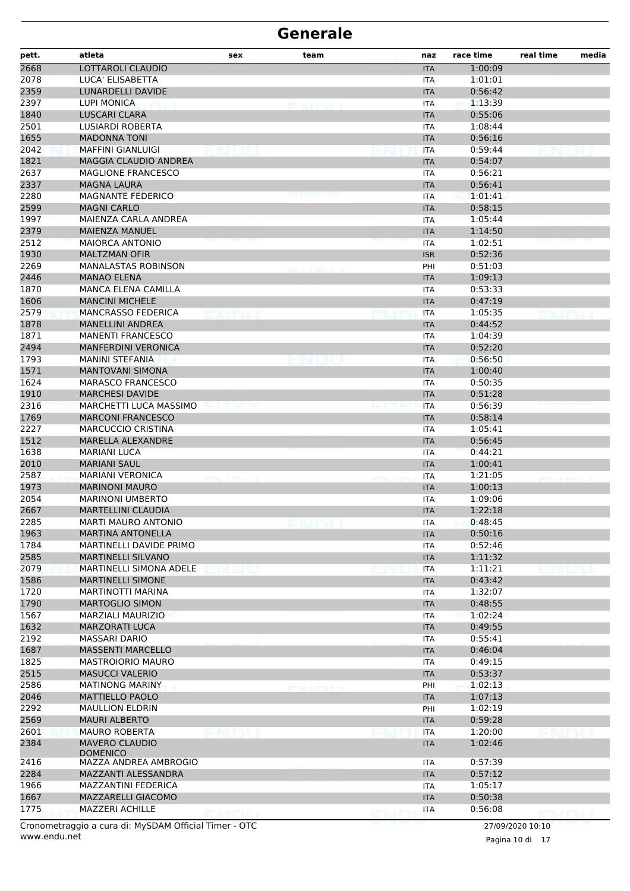# Generale

| pett. | atleta | sex | team | naz | race time | real time | media |
|---|---|---|---|---|---|---|---|
| 2668 | LOTTAROLI CLAUDIO | | | ITA | 1:00:09 | | |
| 2078 | LUCA' ELISABETTA | | | ITA | 1:01:01 | | |
| 2359 | LUNARDELLI DAVIDE | | | ITA | 0:56:42 | | |
| 2397 | LUPI MONICA | | | ITA | 1:13:39 | | |
| 1840 | LUSCARI CLARA | | | ITA | 0:55:06 | | |
| 2501 | LUSIARDI ROBERTA | | | ITA | 1:08:44 | | |
| 1655 | MADONNA TONI | | | ITA | 0:56:16 | | |
| 2042 | MAFFINI GIANLUIGI | | | ITA | 0:59:44 | | |
| 1821 | MAGGIA CLAUDIO ANDREA | | | ITA | 0:54:07 | | |
| 2637 | MAGLIONE FRANCESCO | | | ITA | 0:56:21 | | |
| 2337 | MAGNA LAURA | | | ITA | 0:56:41 | | |
| 2280 | MAGNANTE FEDERICO | | | ITA | 1:01:41 | | |
| 2599 | MAGNI CARLO | | | ITA | 0:58:15 | | |
| 1997 | MAIENZA CARLA ANDREA | | | ITA | 1:05:44 | | |
| 2379 | MAIENZA MANUEL | | | ITA | 1:14:50 | | |
| 2512 | MAIORCA ANTONIO | | | ITA | 1:02:51 | | |
| 1930 | MALTZMAN OFIR | | | ISR | 0:52:36 | | |
| 2269 | MANALASTAS ROBINSON | | | PHI | 0:51:03 | | |
| 2446 | MANAO ELENA | | | ITA | 1:09:13 | | |
| 1870 | MANCA ELENA CAMILLA | | | ITA | 0:53:33 | | |
| 1606 | MANCINI MICHELE | | | ITA | 0:47:19 | | |
| 2579 | MANCRASSO FEDERICA | | | ITA | 1:05:35 | | |
| 1878 | MANELLINI ANDREA | | | ITA | 0:44:52 | | |
| 1871 | MANENTI FRANCESCO | | | ITA | 1:04:39 | | |
| 2494 | MANFERDINI VERONICA | | | ITA | 0:52:20 | | |
| 1793 | MANINI STEFANIA | | | ITA | 0:56:50 | | |
| 1571 | MANTOVANI SIMONA | | | ITA | 1:00:40 | | |
| 1624 | MARASCO FRANCESCO | | | ITA | 0:50:35 | | |
| 1910 | MARCHESI DAVIDE | | | ITA | 0:51:28 | | |
| 2316 | MARCHETTI LUCA MASSIMO | | | ITA | 0:56:39 | | |
| 1769 | MARCONI FRANCESCO | | | ITA | 0:58:14 | | |
| 2227 | MARCUCCIO CRISTINA | | | ITA | 1:05:41 | | |
| 1512 | MARELLA ALEXANDRE | | | ITA | 0:56:45 | | |
| 1638 | MARIANI LUCA | | | ITA | 0:44:21 | | |
| 2010 | MARIANI SAUL | | | ITA | 1:00:41 | | |
| 2587 | MARIANI VERONICA | | | ITA | 1:21:05 | | |
| 1973 | MARINONI MAURO | | | ITA | 1:00:13 | | |
| 2054 | MARINONI UMBERTO | | | ITA | 1:09:06 | | |
| 2667 | MARTELLINI CLAUDIA | | | ITA | 1:22:18 | | |
| 2285 | MARTI MAURO ANTONIO | | | ITA | 0:48:45 | | |
| 1963 | MARTINA ANTONELLA | | | ITA | 0:50:16 | | |
| 1784 | MARTINELLI DAVIDE PRIMO | | | ITA | 0:52:46 | | |
| 2585 | MARTINELLI SILVANO | | | ITA | 1:11:32 | | |
| 2079 | MARTINELLI SIMONA ADELE | | | ITA | 1:11:21 | | |
| 1586 | MARTINELLI SIMONE | | | ITA | 0:43:42 | | |
| 1720 | MARTINOTTI MARINA | | | ITA | 1:32:07 | | |
| 1790 | MARTOGLIO SIMON | | | ITA | 0:48:55 | | |
| 1567 | MARZIALI MAURIZIO | | | ITA | 1:02:24 | | |
| 1632 | MARZORATI LUCA | | | ITA | 0:49:55 | | |
| 2192 | MASSARI DARIO | | | ITA | 0:55:41 | | |
| 1687 | MASSENTI MARCELLO | | | ITA | 0:46:04 | | |
| 1825 | MASTROIORIO MAURO | | | ITA | 0:49:15 | | |
| 2515 | MASUCCI VALERIO | | | ITA | 0:53:37 | | |
| 2586 | MATINONG MARINY | | | PHI | 1:02:13 | | |
| 2046 | MATTIELLO PAOLO | | | ITA | 1:07:13 | | |
| 2292 | MAULLION ELDRIN | | | PHI | 1:02:19 | | |
| 2569 | MAURI ALBERTO | | | ITA | 0:59:28 | | |
| 2601 | MAURO ROBERTA | | | ITA | 1:20:00 | | |
| 2384 | MAVERO CLAUDIO DOMENICO | | | ITA | 1:02:46 | | |
| 2416 | MAZZA ANDREA AMBROGIO | | | ITA | 0:57:39 | | |
| 2284 | MAZZANTI ALESSANDRA | | | ITA | 0:57:12 | | |
| 1966 | MAZZANTINI FEDERICA | | | ITA | 1:05:17 | | |
| 1667 | MAZZARELLI GIACOMO | | | ITA | 0:50:38 | | |
| 1775 | MAZZERI ACHILLE | | | ITA | 0:56:08 | | |

Cronometraggio a cura di: MySDAM Official Timer - OTC
www.endu.net

27/09/2020 10:10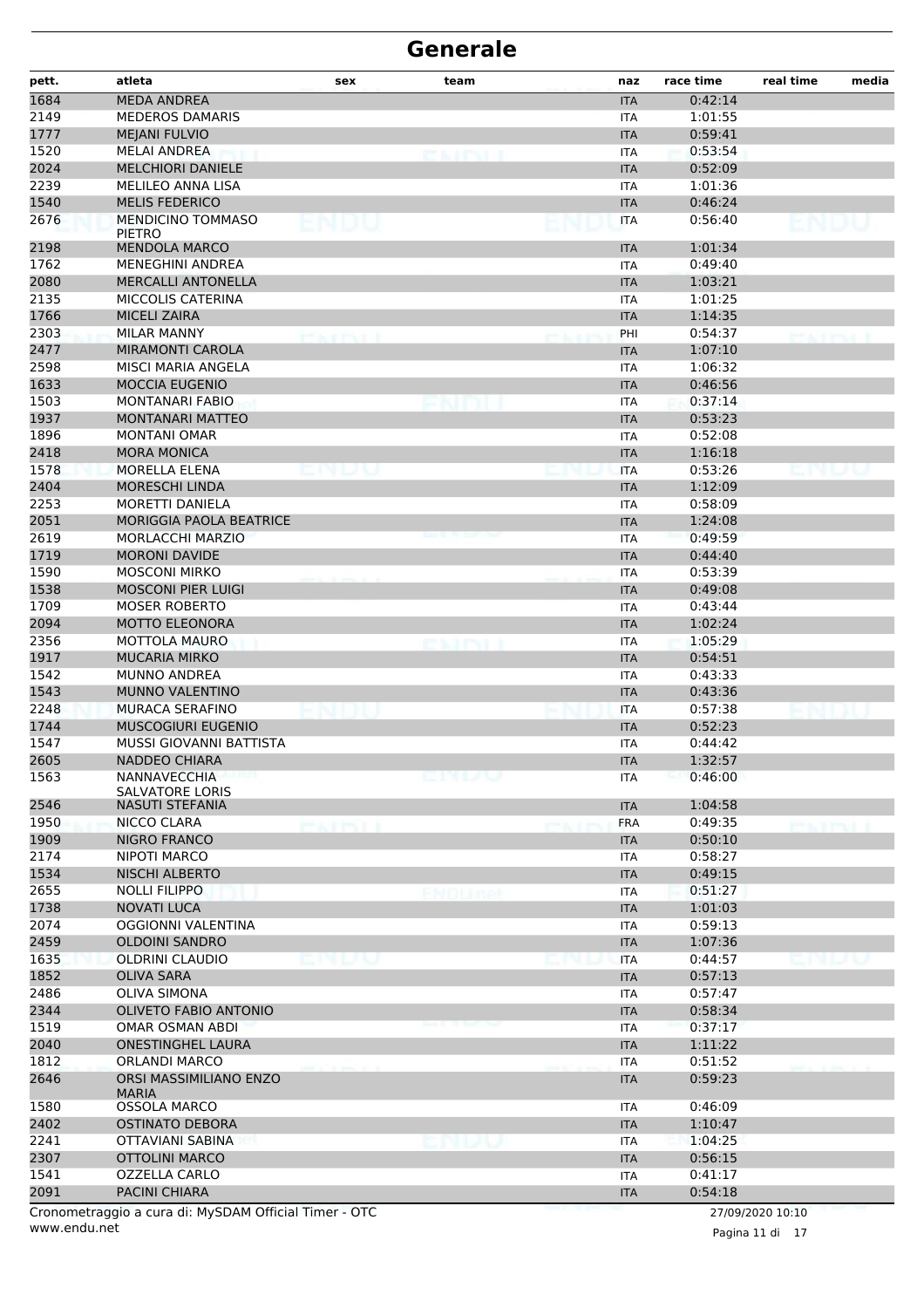# Generale

| pett. | atleta | sex | team | naz | race time | real time | media |
|---|---|---|---|---|---|---|---|
| 1684 | MEDA ANDREA | | | ITA | 0:42:14 | | |
| 2149 | MEDEROS DAMARIS | | | ITA | 1:01:55 | | |
| 1777 | MEJANI FULVIO | | | ITA | 0:59:41 | | |
| 1520 | MELAI ANDREA | | | ITA | 0:53:54 | | |
| 2024 | MELCHIORI DANIELE | | | ITA | 0:52:09 | | |
| 2239 | MELILEO ANNA LISA | | | ITA | 1:01:36 | | |
| 1540 | MELIS FEDERICO | | | ITA | 0:46:24 | | |
| 2676 | MENDICINO TOMMASO PIETRO | | | ITA | 0:56:40 | | |
| 2198 | MENDOLA MARCO | | | ITA | 1:01:34 | | |
| 1762 | MENEGHINI ANDREA | | | ITA | 0:49:40 | | |
| 2080 | MERCALLI ANTONELLA | | | ITA | 1:03:21 | | |
| 2135 | MICCOLIS CATERINA | | | ITA | 1:01:25 | | |
| 1766 | MICELI ZAIRA | | | ITA | 1:14:35 | | |
| 2303 | MILAR MANNY | | | PHI | 0:54:37 | | |
| 2477 | MIRAMONTI CAROLA | | | ITA | 1:07:10 | | |
| 2598 | MISCI MARIA ANGELA | | | ITA | 1:06:32 | | |
| 1633 | MOCCIA EUGENIO | | | ITA | 0:46:56 | | |
| 1503 | MONTANARI FABIO | | | ITA | 0:37:14 | | |
| 1937 | MONTANARI MATTEO | | | ITA | 0:53:23 | | |
| 1896 | MONTANI OMAR | | | ITA | 0:52:08 | | |
| 2418 | MORA MONICA | | | ITA | 1:16:18 | | |
| 1578 | MORELLA ELENA | | | ITA | 0:53:26 | | |
| 2404 | MORESCHI LINDA | | | ITA | 1:12:09 | | |
| 2253 | MORETTI DANIELA | | | ITA | 0:58:09 | | |
| 2051 | MORIGGIA PAOLA BEATRICE | | | ITA | 1:24:08 | | |
| 2619 | MORLACCHI MARZIO | | | ITA | 0:49:59 | | |
| 1719 | MORONI DAVIDE | | | ITA | 0:44:40 | | |
| 1590 | MOSCONI MIRKO | | | ITA | 0:53:39 | | |
| 1538 | MOSCONI PIER LUIGI | | | ITA | 0:49:08 | | |
| 1709 | MOSER ROBERTO | | | ITA | 0:43:44 | | |
| 2094 | MOTTO ELEONORA | | | ITA | 1:02:24 | | |
| 2356 | MOTTOLA MAURO | | | ITA | 1:05:29 | | |
| 1917 | MUCARIA MIRKO | | | ITA | 0:54:51 | | |
| 1542 | MUNNO ANDREA | | | ITA | 0:43:33 | | |
| 1543 | MUNNO VALENTINO | | | ITA | 0:43:36 | | |
| 2248 | MURACA SERAFINO | | | ITA | 0:57:38 | | |
| 1744 | MUSCOGIURI EUGENIO | | | ITA | 0:52:23 | | |
| 1547 | MUSSI GIOVANNI BATTISTA | | | ITA | 0:44:42 | | |
| 2605 | NADDEO CHIARA | | | ITA | 1:32:57 | | |
| 1563 | NANNAVECCHIA SALVATORE LORIS | | | ITA | 0:46:00 | | |
| 2546 | NASUTI STEFANIA | | | ITA | 1:04:58 | | |
| 1950 | NICCO CLARA | | | FRA | 0:49:35 | | |
| 1909 | NIGRO FRANCO | | | ITA | 0:50:10 | | |
| 2174 | NIPOTI MARCO | | | ITA | 0:58:27 | | |
| 1534 | NISCHI ALBERTO | | | ITA | 0:49:15 | | |
| 2655 | NOLLI FILIPPO | | | ITA | 0:51:27 | | |
| 1738 | NOVATI LUCA | | | ITA | 1:01:03 | | |
| 2074 | OGGIONNI VALENTINA | | | ITA | 0:59:13 | | |
| 2459 | OLDOINI SANDRO | | | ITA | 1:07:36 | | |
| 1635 | OLDRINI CLAUDIO | | | ITA | 0:44:57 | | |
| 1852 | OLIVA SARA | | | ITA | 0:57:13 | | |
| 2486 | OLIVA SIMONA | | | ITA | 0:57:47 | | |
| 2344 | OLIVETO FABIO ANTONIO | | | ITA | 0:58:34 | | |
| 1519 | OMAR OSMAN ABDI | | | ITA | 0:37:17 | | |
| 2040 | ONESTINGHEL LAURA | | | ITA | 1:11:22 | | |
| 1812 | ORLANDI MARCO | | | ITA | 0:51:52 | | |
| 2646 | ORSI MASSIMILIANO ENZO MARIA | | | ITA | 0:59:23 | | |
| 1580 | OSSOLA MARCO | | | ITA | 0:46:09 | | |
| 2402 | OSTINATO DEBORA | | | ITA | 1:10:47 | | |
| 2241 | OTTAVIANI SABINA | | | ITA | 1:04:25 | | |
| 2307 | OTTOLINI MARCO | | | ITA | 0:56:15 | | |
| 1541 | OZZELLA CARLO | | | ITA | 0:41:17 | | |
| 2091 | PACINI CHIARA | | | ITA | 0:54:18 | | |

Cronometraggio a cura di: MySDAM Official Timer - OTC

www.endu.net

27/09/2020 10:10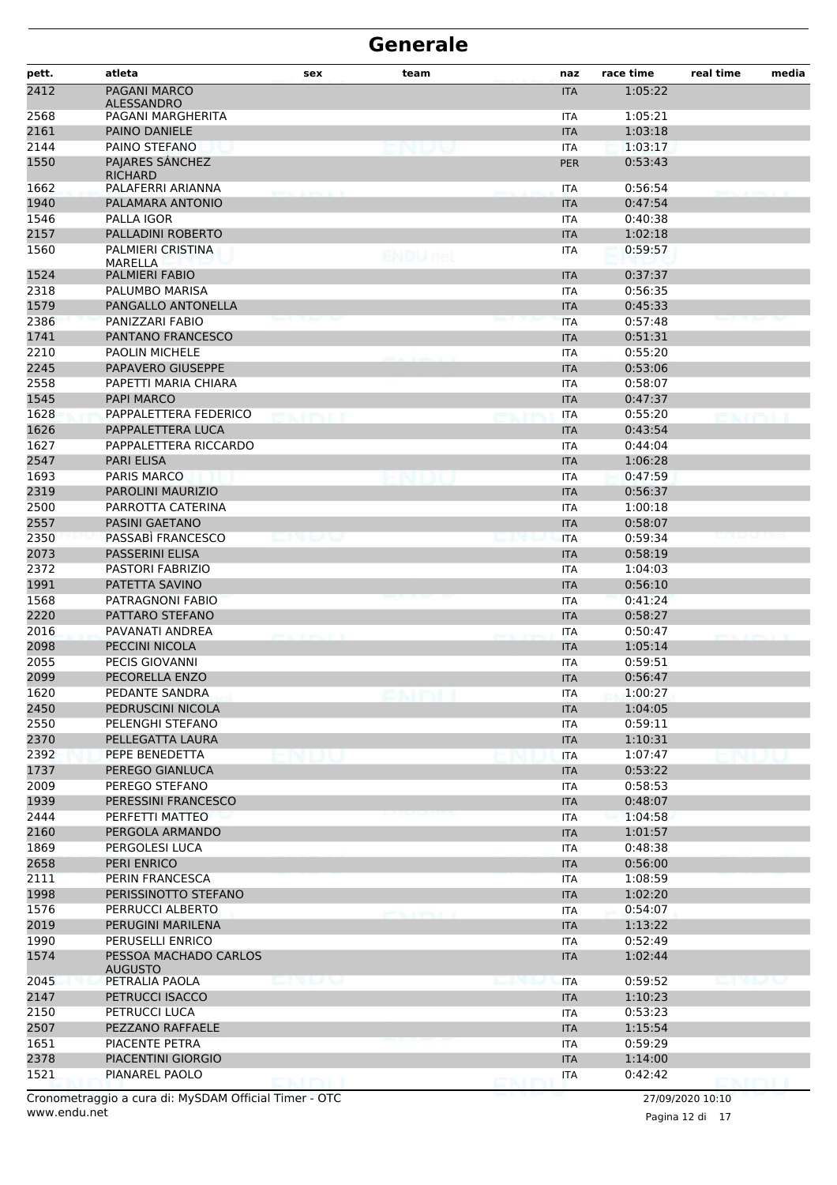# Generale

| pett. | atleta | sex | team | naz | race time | real time | media |
|---|---|---|---|---|---|---|---|
| 2412 | PAGANI MARCO ALESSANDRO | | | ITA | 1:05:22 | | |
| 2568 | PAGANI MARGHERITA | | | ITA | 1:05:21 | | |
| 2161 | PAINO DANIELE | | | ITA | 1:03:18 | | |
| 2144 | PAINO STEFANO | | | ITA | 1:03:17 | | |
| 1550 | PAJARES SÁNCHEZ RICHARD | | | PER | 0:53:43 | | |
| 1662 | PALAFERRI ARIANNA | | | ITA | 0:56:54 | | |
| 1940 | PALAMARA ANTONIO | | | ITA | 0:47:54 | | |
| 1546 | PALLA IGOR | | | ITA | 0:40:38 | | |
| 2157 | PALLADINI ROBERTO | | | ITA | 1:02:18 | | |
| 1560 | PALMIERI CRISTINA MARELLA | | | ITA | 0:59:57 | | |
| 1524 | PALMIERI FABIO | | | ITA | 0:37:37 | | |
| 2318 | PALUMBO MARISA | | | ITA | 0:56:35 | | |
| 1579 | PANGALLO ANTONELLA | | | ITA | 0:45:33 | | |
| 2386 | PANIZZARI FABIO | | | ITA | 0:57:48 | | |
| 1741 | PANTANO FRANCESCO | | | ITA | 0:51:31 | | |
| 2210 | PAOLIN MICHELE | | | ITA | 0:55:20 | | |
| 2245 | PAPAVERO GIUSEPPE | | | ITA | 0:53:06 | | |
| 2558 | PAPETTI MARIA CHIARA | | | ITA | 0:58:07 | | |
| 1545 | PAPI MARCO | | | ITA | 0:47:37 | | |
| 1628 | PAPPALETTERA FEDERICO | | | ITA | 0:55:20 | | |
| 1626 | PAPPALETTERA LUCA | | | ITA | 0:43:54 | | |
| 1627 | PAPPALETTERA RICCARDO | | | ITA | 0:44:04 | | |
| 2547 | PARI ELISA | | | ITA | 1:06:28 | | |
| 1693 | PARIS MARCO | | | ITA | 0:47:59 | | |
| 2319 | PAROLINI MAURIZIO | | | ITA | 0:56:37 | | |
| 2500 | PARROTTA CATERINA | | | ITA | 1:00:18 | | |
| 2557 | PASINI GAETANO | | | ITA | 0:58:07 | | |
| 2350 | PASSABÌ FRANCESCO | | | ITA | 0:59:34 | | |
| 2073 | PASSERINI ELISA | | | ITA | 0:58:19 | | |
| 2372 | PASTORI FABRIZIO | | | ITA | 1:04:03 | | |
| 1991 | PATETTA SAVINO | | | ITA | 0:56:10 | | |
| 1568 | PATRAGNONI FABIO | | | ITA | 0:41:24 | | |
| 2220 | PATTARO STEFANO | | | ITA | 0:58:27 | | |
| 2016 | PAVANATI ANDREA | | | ITA | 0:50:47 | | |
| 2098 | PECCINI NICOLA | | | ITA | 1:05:14 | | |
| 2055 | PECIS GIOVANNI | | | ITA | 0:59:51 | | |
| 2099 | PECORELLA ENZO | | | ITA | 0:56:47 | | |
| 1620 | PEDANTE SANDRA | | | ITA | 1:00:27 | | |
| 2450 | PEDRUSCINI NICOLA | | | ITA | 1:04:05 | | |
| 2550 | PELENGHI STEFANO | | | ITA | 0:59:11 | | |
| 2370 | PELLEGATTA LAURA | | | ITA | 1:10:31 | | |
| 2392 | PEPE BENEDETTA | | | ITA | 1:07:47 | | |
| 1737 | PEREGO GIANLUCA | | | ITA | 0:53:22 | | |
| 2009 | PEREGO STEFANO | | | ITA | 0:58:53 | | |
| 1939 | PERESSINI FRANCESCO | | | ITA | 0:48:07 | | |
| 2444 | PERFETTI MATTEO | | | ITA | 1:04:58 | | |
| 2160 | PERGOLA ARMANDO | | | ITA | 1:01:57 | | |
| 1869 | PERGOLESI LUCA | | | ITA | 0:48:38 | | |
| 2658 | PERI ENRICO | | | ITA | 0:56:00 | | |
| 2111 | PERIN FRANCESCA | | | ITA | 1:08:59 | | |
| 1998 | PERISSINOTTO STEFANO | | | ITA | 1:02:20 | | |
| 1576 | PERRUCCI ALBERTO | | | ITA | 0:54:07 | | |
| 2019 | PERUGINI MARILENA | | | ITA | 1:13:22 | | |
| 1990 | PERUSELLI ENRICO | | | ITA | 0:52:49 | | |
| 1574 | PESSOA MACHADO CARLOS AUGUSTO | | | ITA | 1:02:44 | | |
| 2045 | PETRALIA PAOLA | | | ITA | 0:59:52 | | |
| 2147 | PETRUCCI ISACCO | | | ITA | 1:10:23 | | |
| 2150 | PETRUCCI LUCA | | | ITA | 0:53:23 | | |
| 2507 | PEZZANO RAFFAELE | | | ITA | 1:15:54 | | |
| 1651 | PIACENTE PETRA | | | ITA | 0:59:29 | | |
| 2378 | PIACENTINI GIORGIO | | | ITA | 1:14:00 | | |
| 1521 | PIANAREL PAOLO | | | ITA | 0:42:42 | | |

Cronometraggio a cura di: MySDAM Official Timer - OTC
www.endu.net

27/09/2020 10:10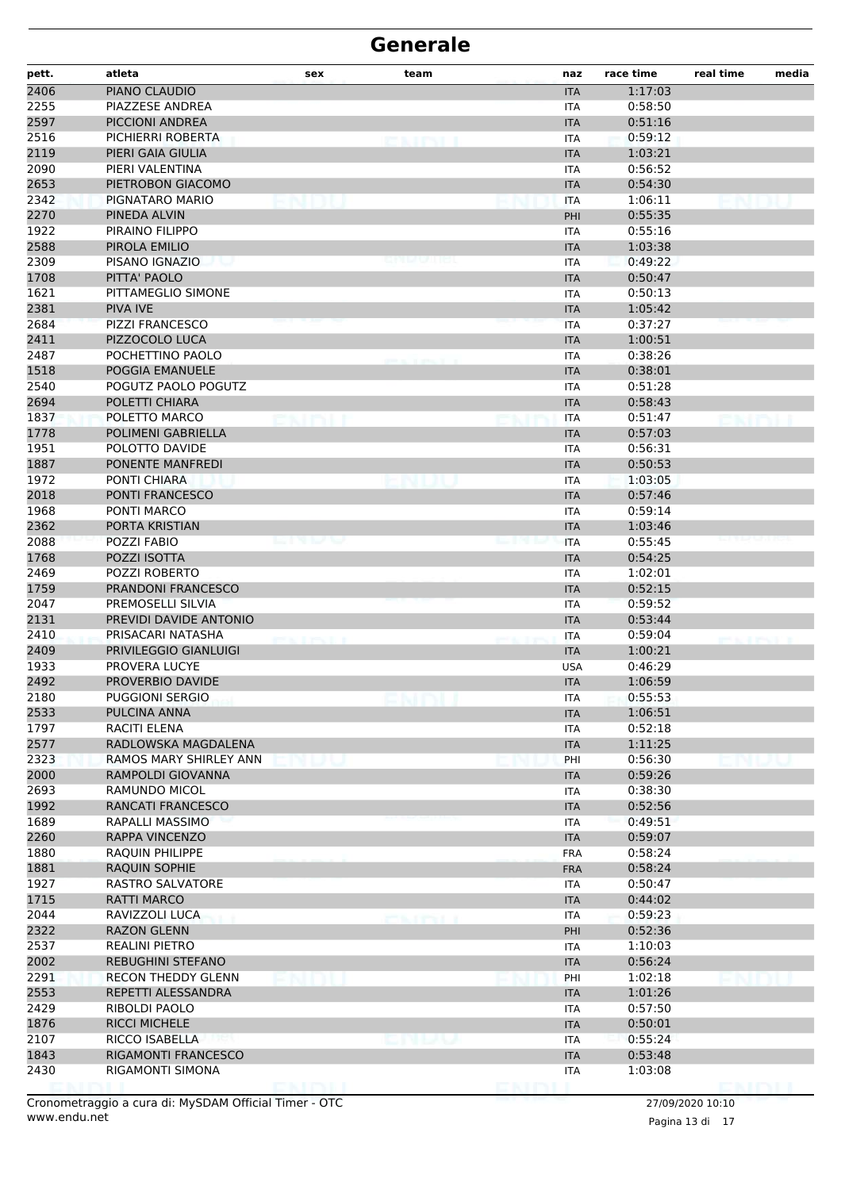# Generale

| pett. | atleta | sex | team | naz | race time | real time | media |
|---|---|---|---|---|---|---|---|
| 2406 | PIANO CLAUDIO | | | ITA | 1:17:03 | | |
| 2255 | PIAZZESE ANDREA | | | ITA | 0:58:50 | | |
| 2597 | PICCIONI ANDREA | | | ITA | 0:51:16 | | |
| 2516 | PICHIERRI ROBERTA | | | ITA | 0:59:12 | | |
| 2119 | PIERI GAIA GIULIA | | | ITA | 1:03:21 | | |
| 2090 | PIERI VALENTINA | | | ITA | 0:56:52 | | |
| 2653 | PIETROBON GIACOMO | | | ITA | 0:54:30 | | |
| 2342 | PIGNATARO MARIO | | | ITA | 1:06:11 | | |
| 2270 | PINEDA ALVIN | | | PHI | 0:55:35 | | |
| 1922 | PIRAINO FILIPPO | | | ITA | 0:55:16 | | |
| 2588 | PIROLA EMILIO | | | ITA | 1:03:38 | | |
| 2309 | PISANO IGNAZIO | | | ITA | 0:49:22 | | |
| 1708 | PITTA' PAOLO | | | ITA | 0:50:47 | | |
| 1621 | PITTAMEGLIO SIMONE | | | ITA | 0:50:13 | | |
| 2381 | PIVA IVE | | | ITA | 1:05:42 | | |
| 2684 | PIZZI FRANCESCO | | | ITA | 0:37:27 | | |
| 2411 | PIZZOCOLO LUCA | | | ITA | 1:00:51 | | |
| 2487 | POCHETTINO PAOLO | | | ITA | 0:38:26 | | |
| 1518 | POGGIA EMANUELE | | | ITA | 0:38:01 | | |
| 2540 | POGUTZ PAOLO POGUTZ | | | ITA | 0:51:28 | | |
| 2694 | POLETTI CHIARA | | | ITA | 0:58:43 | | |
| 1837 | POLETTO MARCO | | | ITA | 0:51:47 | | |
| 1778 | POLIMENI GABRIELLA | | | ITA | 0:57:03 | | |
| 1951 | POLOTTO DAVIDE | | | ITA | 0:56:31 | | |
| 1887 | PONENTE MANFREDI | | | ITA | 0:50:53 | | |
| 1972 | PONTI CHIARA | | | ITA | 1:03:05 | | |
| 2018 | PONTI FRANCESCO | | | ITA | 0:57:46 | | |
| 1968 | PONTI MARCO | | | ITA | 0:59:14 | | |
| 2362 | PORTA KRISTIAN | | | ITA | 1:03:46 | | |
| 2088 | POZZI FABIO | | | ITA | 0:55:45 | | |
| 1768 | POZZI ISOTTA | | | ITA | 0:54:25 | | |
| 2469 | POZZI ROBERTO | | | ITA | 1:02:01 | | |
| 1759 | PRANDONI FRANCESCO | | | ITA | 0:52:15 | | |
| 2047 | PREMOSELLI SILVIA | | | ITA | 0:59:52 | | |
| 2131 | PREVIDI DAVIDE ANTONIO | | | ITA | 0:53:44 | | |
| 2410 | PRISACARI NATASHA | | | ITA | 0:59:04 | | |
| 2409 | PRIVILEGGIO GIANLUIGI | | | ITA | 1:00:21 | | |
| 1933 | PROVERA LUCYE | | | USA | 0:46:29 | | |
| 2492 | PROVERBIO DAVIDE | | | ITA | 1:06:59 | | |
| 2180 | PUGGIONI SERGIO | | | ITA | 0:55:53 | | |
| 2533 | PULCINA ANNA | | | ITA | 1:06:51 | | |
| 1797 | RACITI ELENA | | | ITA | 0:52:18 | | |
| 2577 | RADLOWSKA MAGDALENA | | | ITA | 1:11:25 | | |
| 2323 | RAMOS MARY SHIRLEY ANN | | | PHI | 0:56:30 | | |
| 2000 | RAMPOLDI GIOVANNA | | | ITA | 0:59:26 | | |
| 2693 | RAMUNDO MICOL | | | ITA | 0:38:30 | | |
| 1992 | RANCATI FRANCESCO | | | ITA | 0:52:56 | | |
| 1689 | RAPALLI MASSIMO | | | ITA | 0:49:51 | | |
| 2260 | RAPPA VINCENZO | | | ITA | 0:59:07 | | |
| 1880 | RAQUIN PHILIPPE | | | FRA | 0:58:24 | | |
| 1881 | RAQUIN SOPHIE | | | FRA | 0:58:24 | | |
| 1927 | RASTRO SALVATORE | | | ITA | 0:50:47 | | |
| 1715 | RATTI MARCO | | | ITA | 0:44:02 | | |
| 2044 | RAVIZZOLI LUCA | | | ITA | 0:59:23 | | |
| 2322 | RAZON GLENN | | | PHI | 0:52:36 | | |
| 2537 | REALINI PIETRO | | | ITA | 1:10:03 | | |
| 2002 | REBUGHINI STEFANO | | | ITA | 0:56:24 | | |
| 2291 | RECON THEDDY GLENN | | | PHI | 1:02:18 | | |
| 2553 | REPETTI ALESSANDRA | | | ITA | 1:01:26 | | |
| 2429 | RIBOLDI PAOLO | | | ITA | 0:57:50 | | |
| 1876 | RICCI MICHELE | | | ITA | 0:50:01 | | |
| 2107 | RICCO ISABELLA | | | ITA | 0:55:24 | | |
| 1843 | RIGAMONTI FRANCESCO | | | ITA | 0:53:48 | | |
| 2430 | RIGAMONTI SIMONA | | | ITA | 1:03:08 | | |

Cronometraggio a cura di: MySDAM Official Timer - OTC
www.endu.net

27/09/2020 10:10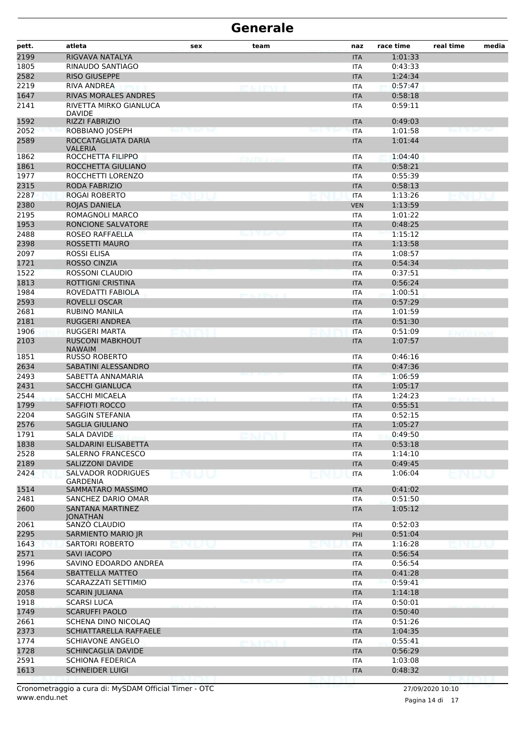# Generale

| pett. | atleta | sex | team | naz | race time | real time | media |
|---|---|---|---|---|---|---|---|
| 2199 | RIGVAVA NATALYA | | | ITA | 1:01:33 | | |
| 1805 | RINAUDO SANTIAGO | | | ITA | 0:43:33 | | |
| 2582 | RISO GIUSEPPE | | | ITA | 1:24:34 | | |
| 2219 | RIVA ANDREA | | | ITA | 0:57:47 | | |
| 1647 | RIVAS MORALES ANDRES | | | ITA | 0:58:18 | | |
| 2141 | RIVETTA MIRKO GIANLUCA DAVIDE | | | ITA | 0:59:11 | | |
| 1592 | RIZZI FABRIZIO | | | ITA | 0:49:03 | | |
| 2052 | ROBBIANO JOSEPH | | | ITA | 1:01:58 | | |
| 2589 | ROCCATAGLIATA DARIA VALERIA | | | ITA | 1:01:44 | | |
| 1862 | ROCCHETTA FILIPPO | | | ITA | 1:04:40 | | |
| 1861 | ROCCHETTA GIULIANO | | | ITA | 0:58:21 | | |
| 1977 | ROCCHETTI LORENZO | | | ITA | 0:55:39 | | |
| 2315 | RODA FABRIZIO | | | ITA | 0:58:13 | | |
| 2287 | ROGAI ROBERTO | | | ITA | 1:13:26 | | |
| 2380 | ROJAS DANIELA | | | VEN | 1:13:59 | | |
| 2195 | ROMAGNOLI MARCO | | | ITA | 1:01:22 | | |
| 1953 | RONCIONE SALVATORE | | | ITA | 0:48:25 | | |
| 2488 | ROSEO RAFFAELLA | | | ITA | 1:15:12 | | |
| 2398 | ROSSETTI MAURO | | | ITA | 1:13:58 | | |
| 2097 | ROSSI ELISA | | | ITA | 1:08:57 | | |
| 1721 | ROSSO CINZIA | | | ITA | 0:54:34 | | |
| 1522 | ROSSONI CLAUDIO | | | ITA | 0:37:51 | | |
| 1813 | ROTTIGNI CRISTINA | | | ITA | 0:56:24 | | |
| 1984 | ROVEDATTI FABIOLA | | | ITA | 1:00:51 | | |
| 2593 | ROVELLI OSCAR | | | ITA | 0:57:29 | | |
| 2681 | RUBINO MANILA | | | ITA | 1:01:59 | | |
| 2181 | RUGGERI ANDREA | | | ITA | 0:51:30 | | |
| 1906 | RUGGERI MARTA | | | ITA | 0:51:09 | | |
| 2103 | RUSCONI MABKHOUT NAWAIM | | | ITA | 1:07:57 | | |
| 1851 | RUSSO ROBERTO | | | ITA | 0:46:16 | | |
| 2634 | SABATINI ALESSANDRO | | | ITA | 0:47:36 | | |
| 2493 | SABETTA ANNAMARIA | | | ITA | 1:06:59 | | |
| 2431 | SACCHI GIANLUCA | | | ITA | 1:05:17 | | |
| 2544 | SACCHI MICAELA | | | ITA | 1:24:23 | | |
| 1799 | SAFFIOTI ROCCO | | | ITA | 0:55:51 | | |
| 2204 | SAGGIN STEFANIA | | | ITA | 0:52:15 | | |
| 2576 | SAGLIA GIULIANO | | | ITA | 1:05:27 | | |
| 1791 | SALA DAVIDE | | | ITA | 0:49:50 | | |
| 1838 | SALDARINI ELISABETTA | | | ITA | 0:53:18 | | |
| 2528 | SALERNO FRANCESCO | | | ITA | 1:14:10 | | |
| 2189 | SALIZZONI DAVIDE | | | ITA | 0:49:45 | | |
| 2424 | SALVADOR RODRIGUES GARDENIA | | | ITA | 1:06:04 | | |
| 1514 | SAMMATARO MASSIMO | | | ITA | 0:41:02 | | |
| 2481 | SANCHEZ DARIO OMAR | | | ITA | 0:51:50 | | |
| 2600 | SANTANA MARTINEZ JONATHAN | | | ITA | 1:05:12 | | |
| 2061 | SANZÒ CLAUDIO | | | ITA | 0:52:03 | | |
| 2295 | SARMIENTO MARIO JR | | | PHI | 0:51:04 | | |
| 1643 | SARTORI ROBERTO | | | ITA | 1:16:28 | | |
| 2571 | SAVI IACOPO | | | ITA | 0:56:54 | | |
| 1996 | SAVINO EDOARDO ANDREA | | | ITA | 0:56:54 | | |
| 1564 | SBATTELLA MATTEO | | | ITA | 0:41:28 | | |
| 2376 | SCARAZZATI SETTIMIO | | | ITA | 0:59:41 | | |
| 2058 | SCARIN JULIANA | | | ITA | 1:14:18 | | |
| 1918 | SCARSI LUCA | | | ITA | 0:50:01 | | |
| 1749 | SCARUFFI PAOLO | | | ITA | 0:50:40 | | |
| 2661 | SCHENA DINO NICOLAQ | | | ITA | 0:51:26 | | |
| 2373 | SCHIATTARELLA RAFFAELE | | | ITA | 1:04:35 | | |
| 1774 | SCHIAVONE ANGELO | | | ITA | 0:55:41 | | |
| 1728 | SCHINCAGLIA DAVIDE | | | ITA | 0:56:29 | | |
| 2591 | SCHIONA FEDERICA | | | ITA | 1:03:08 | | |
| 1613 | SCHNEIDER LUIGI | | | ITA | 0:48:32 | | |

Cronometraggio a cura di: MySDAM Official Timer - OTC
www.endu.net

27/09/2020 10:10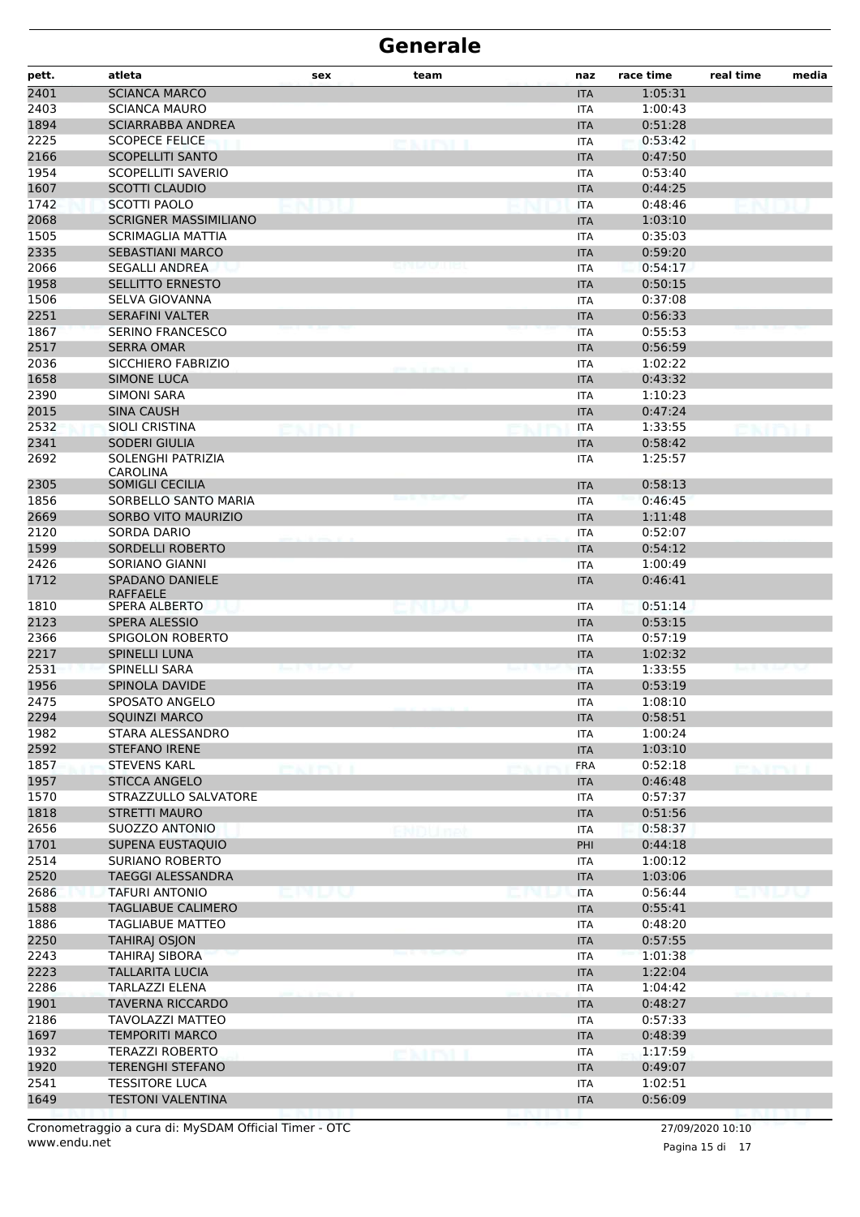# Generale

| pett. | atleta | sex | team | naz | race time | real time | media |
|---|---|---|---|---|---|---|---|
| 2401 | SCIANCA MARCO | | | ITA | 1:05:31 | | |
| 2403 | SCIANCA MAURO | | | ITA | 1:00:43 | | |
| 1894 | SCIARRABBA ANDREA | | | ITA | 0:51:28 | | |
| 2225 | SCOPECE FELICE | | | ITA | 0:53:42 | | |
| 2166 | SCOPELLITI SANTO | | | ITA | 0:47:50 | | |
| 1954 | SCOPELLITI SAVERIO | | | ITA | 0:53:40 | | |
| 1607 | SCOTTI CLAUDIO | | | ITA | 0:44:25 | | |
| 1742 | SCOTTI PAOLO | | | ITA | 0:48:46 | | |
| 2068 | SCRIGNER MASSIMILIANO | | | ITA | 1:03:10 | | |
| 1505 | SCRIMAGLIA MATTIA | | | ITA | 0:35:03 | | |
| 2335 | SEBASTIANI MARCO | | | ITA | 0:59:20 | | |
| 2066 | SEGALLI ANDREA | | | ITA | 0:54:17 | | |
| 1958 | SELLITTO ERNESTO | | | ITA | 0:50:15 | | |
| 1506 | SELVA GIOVANNA | | | ITA | 0:37:08 | | |
| 2251 | SERAFINI VALTER | | | ITA | 0:56:33 | | |
| 1867 | SERINO FRANCESCO | | | ITA | 0:55:53 | | |
| 2517 | SERRA OMAR | | | ITA | 0:56:59 | | |
| 2036 | SICCHIERO FABRIZIO | | | ITA | 1:02:22 | | |
| 1658 | SIMONE LUCA | | | ITA | 0:43:32 | | |
| 2390 | SIMONI SARA | | | ITA | 1:10:23 | | |
| 2015 | SINA CAUSH | | | ITA | 0:47:24 | | |
| 2532 | SIOLI CRISTINA | | | ITA | 1:33:55 | | |
| 2341 | SODERI GIULIA | | | ITA | 0:58:42 | | |
| 2692 | SOLENGHI PATRIZIA CAROLINA | | | ITA | 1:25:57 | | |
| 2305 | SOMIGLI CECILIA | | | ITA | 0:58:13 | | |
| 1856 | SORBELLO SANTO MARIA | | | ITA | 0:46:45 | | |
| 2669 | SORBO VITO MAURIZIO | | | ITA | 1:11:48 | | |
| 2120 | SORDA DARIO | | | ITA | 0:52:07 | | |
| 1599 | SORDELLI ROBERTO | | | ITA | 0:54:12 | | |
| 2426 | SORIANO GIANNI | | | ITA | 1:00:49 | | |
| 1712 | SPADANO DANIELE RAFFAELE | | | ITA | 0:46:41 | | |
| 1810 | SPERA ALBERTO | | | ITA | 0:51:14 | | |
| 2123 | SPERA ALESSIO | | | ITA | 0:53:15 | | |
| 2366 | SPIGOLON ROBERTO | | | ITA | 0:57:19 | | |
| 2217 | SPINELLI LUNA | | | ITA | 1:02:32 | | |
| 2531 | SPINELLI SARA | | | ITA | 1:33:55 | | |
| 1956 | SPINOLA DAVIDE | | | ITA | 0:53:19 | | |
| 2475 | SPOSATO ANGELO | | | ITA | 1:08:10 | | |
| 2294 | SQUINZI MARCO | | | ITA | 0:58:51 | | |
| 1982 | STARA ALESSANDRO | | | ITA | 1:00:24 | | |
| 2592 | STEFANO IRENE | | | ITA | 1:03:10 | | |
| 1857 | STEVENS KARL | | | FRA | 0:52:18 | | |
| 1957 | STICCA ANGELO | | | ITA | 0:46:48 | | |
| 1570 | STRAZZULLO SALVATORE | | | ITA | 0:57:37 | | |
| 1818 | STRETTI MAURO | | | ITA | 0:51:56 | | |
| 2656 | SUOZZO ANTONIO | | | ITA | 0:58:37 | | |
| 1701 | SUPENA EUSTAQUIO | | | PHI | 0:44:18 | | |
| 2514 | SURIANO ROBERTO | | | ITA | 1:00:12 | | |
| 2520 | TAEGGI ALESSANDRA | | | ITA | 1:03:06 | | |
| 2686 | TAFURI ANTONIO | | | ITA | 0:56:44 | | |
| 1588 | TAGLIABUE CALIMERO | | | ITA | 0:55:41 | | |
| 1886 | TAGLIABUE MATTEO | | | ITA | 0:48:20 | | |
| 2250 | TAHIRAJ OSJON | | | ITA | 0:57:55 | | |
| 2243 | TAHIRAJ SIBORA | | | ITA | 1:01:38 | | |
| 2223 | TALLARITA LUCIA | | | ITA | 1:22:04 | | |
| 2286 | TARLAZZI ELENA | | | ITA | 1:04:42 | | |
| 1901 | TAVERNA RICCARDO | | | ITA | 0:48:27 | | |
| 2186 | TAVOLAZZI MATTEO | | | ITA | 0:57:33 | | |
| 1697 | TEMPORITI MARCO | | | ITA | 0:48:39 | | |
| 1932 | TERAZZI ROBERTO | | | ITA | 1:17:59 | | |
| 1920 | TERENGHI STEFANO | | | ITA | 0:49:07 | | |
| 2541 | TESSITORE LUCA | | | ITA | 1:02:51 | | |
| 1649 | TESTONI VALENTINA | | | ITA | 0:56:09 | | |

Cronometraggio a cura di: MySDAM Official Timer - OTC
www.endu.net

27/09/2020 10:10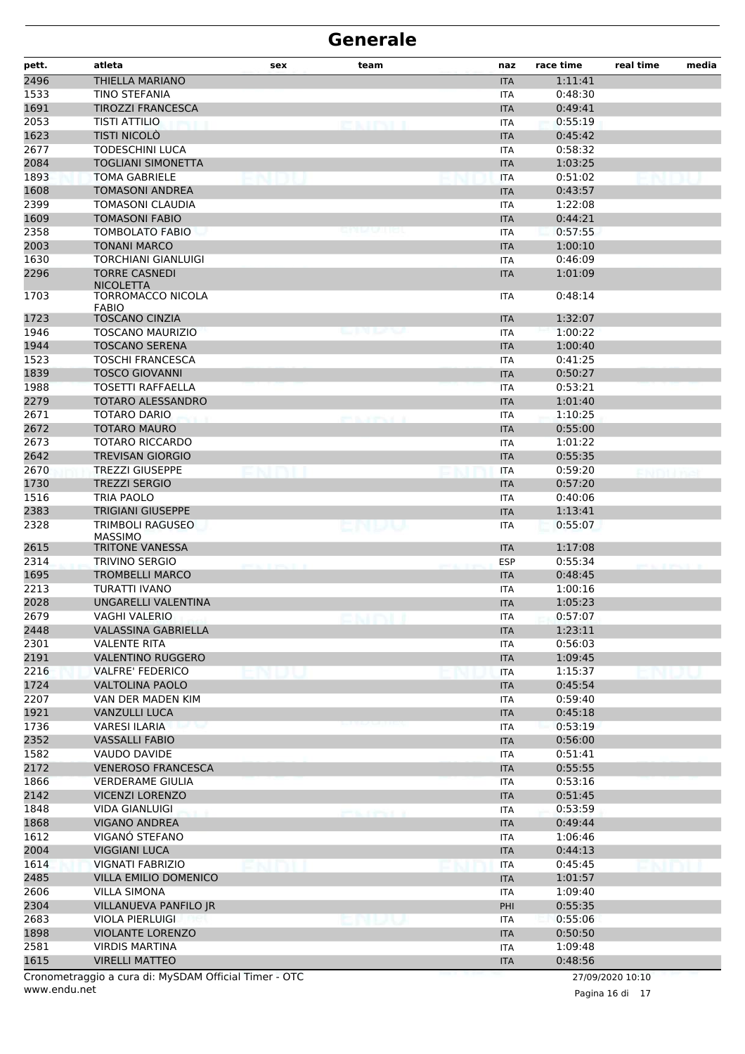# Generale

| pett. | atleta | sex | team | naz | race time | real time | media |
|---|---|---|---|---|---|---|---|
| 2496 | THIELLA MARIANO | | | ITA | 1:11:41 | | |
| 1533 | TINO STEFANIA | | | ITA | 0:48:30 | | |
| 1691 | TIROZZI FRANCESCA | | | ITA | 0:49:41 | | |
| 2053 | TISTI ATTILIO | | | ITA | 0:55:19 | | |
| 1623 | TISTI NICOLÒ | | | ITA | 0:45:42 | | |
| 2677 | TODESCHINI LUCA | | | ITA | 0:58:32 | | |
| 2084 | TOGLIANI SIMONETTA | | | ITA | 1:03:25 | | |
| 1893 | TOMA GABRIELE | | | ITA | 0:51:02 | | |
| 1608 | TOMASONI ANDREA | | | ITA | 0:43:57 | | |
| 2399 | TOMASONI CLAUDIA | | | ITA | 1:22:08 | | |
| 1609 | TOMASONI FABIO | | | ITA | 0:44:21 | | |
| 2358 | TOMBOLATO FABIO | | | ITA | 0:57:55 | | |
| 2003 | TONANI MARCO | | | ITA | 1:00:10 | | |
| 1630 | TORCHIANI GIANLUIGI | | | ITA | 0:46:09 | | |
| 2296 | TORRE CASNEDI NICOLETTA | | | ITA | 1:01:09 | | |
| 1703 | TORROMACCO NICOLA FABIO | | | ITA | 0:48:14 | | |
| 1723 | TOSCANO CINZIA | | | ITA | 1:32:07 | | |
| 1946 | TOSCANO MAURIZIO | | | ITA | 1:00:22 | | |
| 1944 | TOSCANO SERENA | | | ITA | 1:00:40 | | |
| 1523 | TOSCHI FRANCESCA | | | ITA | 0:41:25 | | |
| 1839 | TOSCO GIOVANNI | | | ITA | 0:50:27 | | |
| 1988 | TOSETTI RAFFAELLA | | | ITA | 0:53:21 | | |
| 2279 | TOTARO ALESSANDRO | | | ITA | 1:01:40 | | |
| 2671 | TOTARO DARIO | | | ITA | 1:10:25 | | |
| 2672 | TOTARO MAURO | | | ITA | 0:55:00 | | |
| 2673 | TOTARO RICCARDO | | | ITA | 1:01:22 | | |
| 2642 | TREVISAN GIORGIO | | | ITA | 0:55:35 | | |
| 2670 | TREZZI GIUSEPPE | | | ITA | 0:59:20 | | |
| 1730 | TREZZI SERGIO | | | ITA | 0:57:20 | | |
| 1516 | TRIA PAOLO | | | ITA | 0:40:06 | | |
| 2383 | TRIGIANI GIUSEPPE | | | ITA | 1:13:41 | | |
| 2328 | TRIMBOLI RAGUSEO MASSIMO | | | ITA | 0:55:07 | | |
| 2615 | TRITONE VANESSA | | | ITA | 1:17:08 | | |
| 2314 | TRIVINO SERGIO | | | ESP | 0:55:34 | | |
| 1695 | TROMBELLI MARCO | | | ITA | 0:48:45 | | |
| 2213 | TURATTI IVANO | | | ITA | 1:00:16 | | |
| 2028 | UNGARELLI VALENTINA | | | ITA | 1:05:23 | | |
| 2679 | VAGHI VALERIO | | | ITA | 0:57:07 | | |
| 2448 | VALASSINA GABRIELLA | | | ITA | 1:23:11 | | |
| 2301 | VALENTE RITA | | | ITA | 0:56:03 | | |
| 2191 | VALENTINO RUGGERO | | | ITA | 1:09:45 | | |
| 2216 | VALFRE' FEDERICO | | | ITA | 1:15:37 | | |
| 1724 | VALTOLINA PAOLO | | | ITA | 0:45:54 | | |
| 2207 | VAN DER MADEN KIM | | | ITA | 0:59:40 | | |
| 1921 | VANZULLI LUCA | | | ITA | 0:45:18 | | |
| 1736 | VARESI ILARIA | | | ITA | 0:53:19 | | |
| 2352 | VASSALLI FABIO | | | ITA | 0:56:00 | | |
| 1582 | VAUDO DAVIDE | | | ITA | 0:51:41 | | |
| 2172 | VENEROSO FRANCESCA | | | ITA | 0:55:55 | | |
| 1866 | VERDERAME GIULIA | | | ITA | 0:53:16 | | |
| 2142 | VICENZI LORENZO | | | ITA | 0:51:45 | | |
| 1848 | VIDA GIANLUIGI | | | ITA | 0:53:59 | | |
| 1868 | VIGANO ANDREA | | | ITA | 0:49:44 | | |
| 1612 | VIGANÓ STEFANO | | | ITA | 1:06:46 | | |
| 2004 | VIGGIANI LUCA | | | ITA | 0:44:13 | | |
| 1614 | VIGNATI FABRIZIO | | | ITA | 0:45:45 | | |
| 2485 | VILLA EMILIO DOMENICO | | | ITA | 1:01:57 | | |
| 2606 | VILLA SIMONA | | | ITA | 1:09:40 | | |
| 2304 | VILLANUEVA PANFILO JR | | | PHI | 0:55:35 | | |
| 2683 | VIOLA PIERLUIGI | | | ITA | 0:55:06 | | |
| 1898 | VIOLANTE LORENZO | | | ITA | 0:50:50 | | |
| 2581 | VIRDIS MARTINA | | | ITA | 1:09:48 | | |
| 1615 | VIRELLI MATTEO | | | ITA | 0:48:56 | | |

Cronometraggio a cura di: MySDAM Official Timer - OTC
www.endu.net

27/09/2020 10:10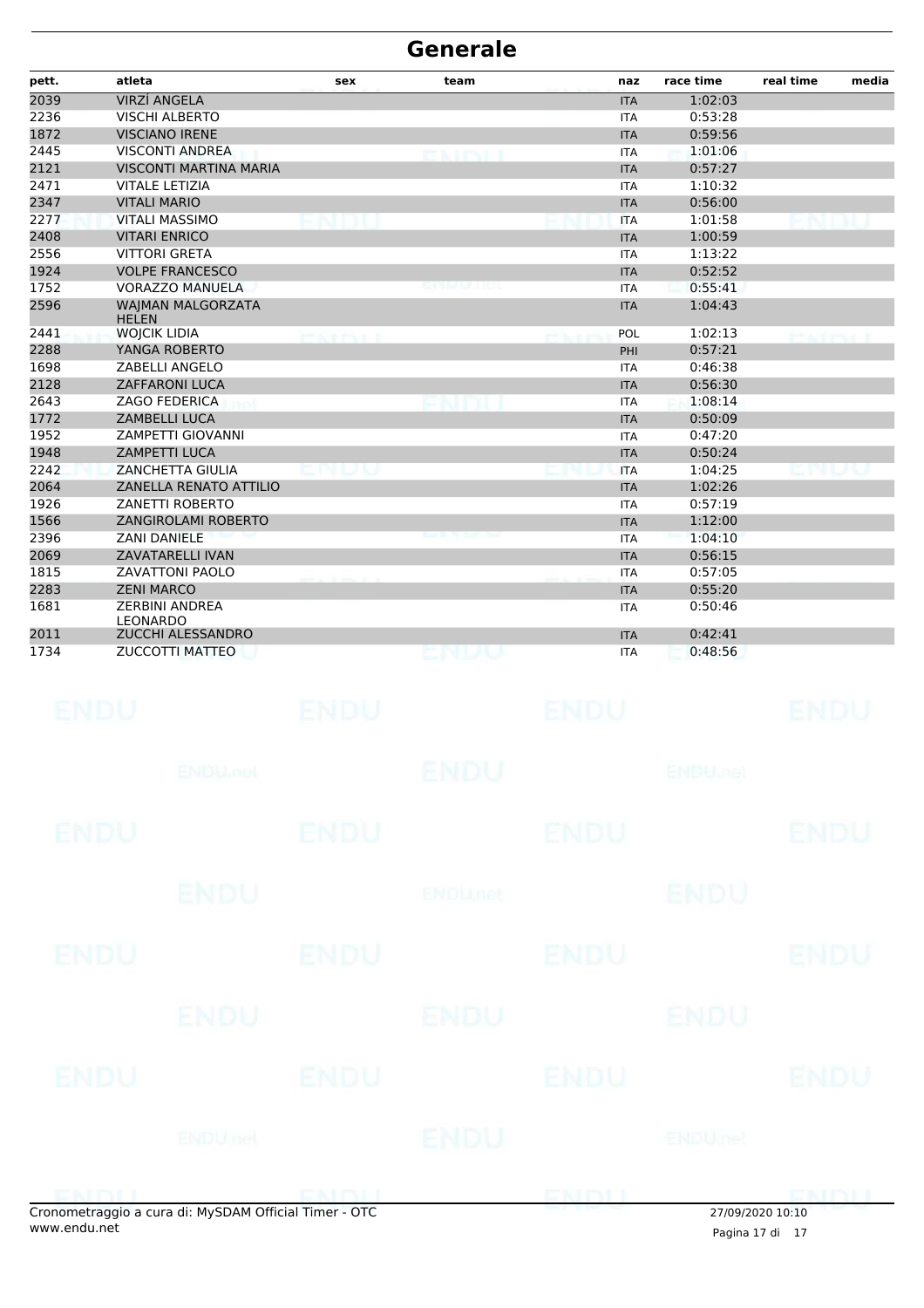# Generale

| pett. | atleta | sex | team | naz | race time | real time | media |
|---|---|---|---|---|---|---|---|
| 2039 | VIRZÍ ANGELA | | | ITA | 1:02:03 | | |
| 2236 | VISCHI ALBERTO | | | ITA | 0:53:28 | | |
| 1872 | VISCIANO IRENE | | | ITA | 0:59:56 | | |
| 2445 | VISCONTI ANDREA | | | ITA | 1:01:06 | | |
| 2121 | VISCONTI MARTINA MARIA | | | ITA | 0:57:27 | | |
| 2471 | VITALE LETIZIA | | | ITA | 1:10:32 | | |
| 2347 | VITALI MARIO | | | ITA | 0:56:00 | | |
| 2277 | VITALI MASSIMO | | | ITA | 1:01:58 | | |
| 2408 | VITARI ENRICO | | | ITA | 1:00:59 | | |
| 2556 | VITTORI GRETA | | | ITA | 1:13:22 | | |
| 1924 | VOLPE FRANCESCO | | | ITA | 0:52:52 | | |
| 1752 | VORAZZO MANUELA | | | ITA | 0:55:41 | | |
| 2596 | WAJMAN MALGORZATA HELEN | | | ITA | 1:04:43 | | |
| 2441 | WOJCIK LIDIA | | | POL | 1:02:13 | | |
| 2288 | YANGA ROBERTO | | | PHI | 0:57:21 | | |
| 1698 | ZABELLI ANGELO | | | ITA | 0:46:38 | | |
| 2128 | ZAFFARONI LUCA | | | ITA | 0:56:30 | | |
| 2643 | ZAGO FEDERICA | | | ITA | 1:08:14 | | |
| 1772 | ZAMBELLI LUCA | | | ITA | 0:50:09 | | |
| 1952 | ZAMPETTI GIOVANNI | | | ITA | 0:47:20 | | |
| 1948 | ZAMPETTI LUCA | | | ITA | 0:50:24 | | |
| 2242 | ZANCHETTA GIULIA | | | ITA | 1:04:25 | | |
| 2064 | ZANELLA RENATO ATTILIO | | | ITA | 1:02:26 | | |
| 1926 | ZANETTI ROBERTO | | | ITA | 0:57:19 | | |
| 1566 | ZANGIROLAMI ROBERTO | | | ITA | 1:12:00 | | |
| 2396 | ZANI DANIELE | | | ITA | 1:04:10 | | |
| 2069 | ZAVATARELLI IVAN | | | ITA | 0:56:15 | | |
| 1815 | ZAVATTONI PAOLO | | | ITA | 0:57:05 | | |
| 2283 | ZENI MARCO | | | ITA | 0:55:20 | | |
| 1681 | ZERBINI ANDREA LEONARDO | | | ITA | 0:50:46 | | |
| 2011 | ZUCCHI ALESSANDRO | | | ITA | 0:42:41 | | |
| 1734 | ZUCCOTTI MATTEO | | | ITA | 0:48:56 | | |

Cronometraggio a cura di: MySDAM Official Timer - OTC
www.endu.net

27/09/2020 10:10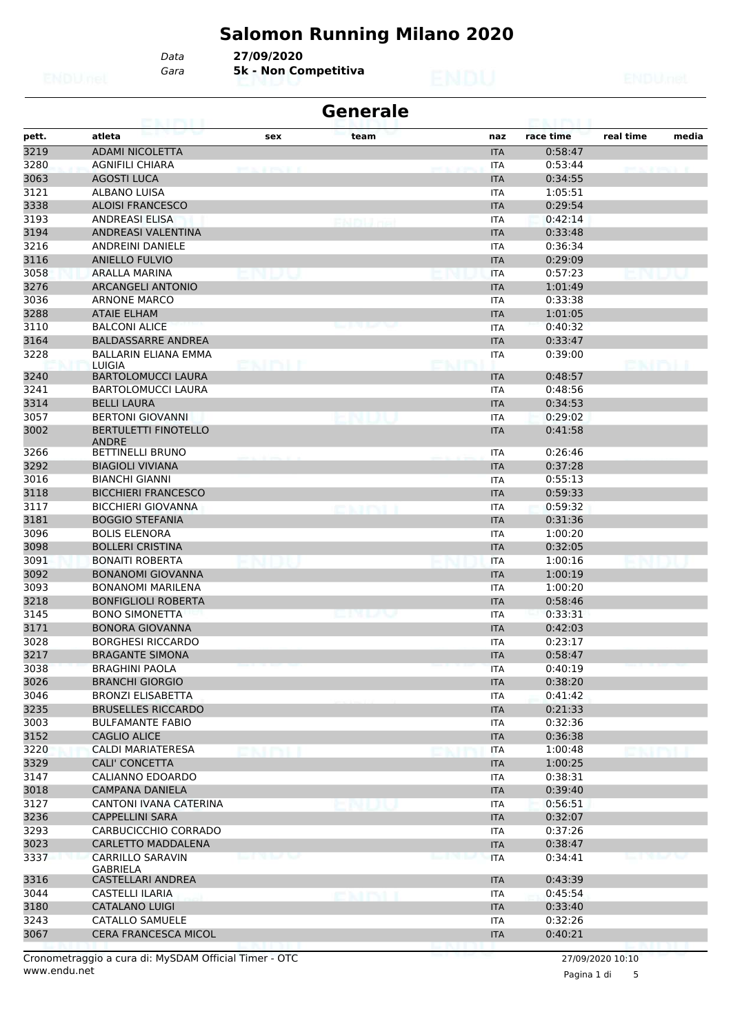# Salomon Running Milano 2020

*Data* **27/09/2020**
*Gara* **5k - Non Competitiva**

## Generale

| pett. | atleta | sex | team | naz | race time | real time | media |
|---|---|---|---|---|---|---|---|
| 3219 | ADAMI NICOLETTA | | | ITA | 0:58:47 | | |
| 3280 | AGNIFILI CHIARA | | | ITA | 0:53:44 | | |
| 3063 | AGOSTI LUCA | | | ITA | 0:34:55 | | |
| 3121 | ALBANO LUISA | | | ITA | 1:05:51 | | |
| 3338 | ALOISI FRANCESCO | | | ITA | 0:29:54 | | |
| 3193 | ANDREASI ELISA | | | ITA | 0:42:14 | | |
| 3194 | ANDREASI VALENTINA | | | ITA | 0:33:48 | | |
| 3216 | ANDREINI DANIELE | | | ITA | 0:36:34 | | |
| 3116 | ANIELLO FULVIO | | | ITA | 0:29:09 | | |
| 3058 | ARALLA MARINA | | | ITA | 0:57:23 | | |
| 3276 | ARCANGELI ANTONIO | | | ITA | 1:01:49 | | |
| 3036 | ARNONE MARCO | | | ITA | 0:33:38 | | |
| 3288 | ATAIE ELHAM | | | ITA | 1:01:05 | | |
| 3110 | BALCONI ALICE | | | ITA | 0:40:32 | | |
| 3164 | BALDASSARRE ANDREA | | | ITA | 0:33:47 | | |
| 3228 | BALLARIN ELIANA EMMA LUIGIA | | | ITA | 0:39:00 | | |
| 3240 | BARTOLOMUCCI LAURA | | | ITA | 0:48:57 | | |
| 3241 | BARTOLOMUCCI LAURA | | | ITA | 0:48:56 | | |
| 3314 | BELLI LAURA | | | ITA | 0:34:53 | | |
| 3057 | BERTONI GIOVANNI | | | ITA | 0:29:02 | | |
| 3002 | BERTULETTI FINOTELLO ANDRE | | | ITA | 0:41:58 | | |
| 3266 | BETTINELLI BRUNO | | | ITA | 0:26:46 | | |
| 3292 | BIAGIOLI VIVIANA | | | ITA | 0:37:28 | | |
| 3016 | BIANCHI GIANNI | | | ITA | 0:55:13 | | |
| 3118 | BICCHIERI FRANCESCO | | | ITA | 0:59:33 | | |
| 3117 | BICCHIERI GIOVANNA | | | ITA | 0:59:32 | | |
| 3181 | BOGGIO STEFANIA | | | ITA | 0:31:36 | | |
| 3096 | BOLIS ELENORA | | | ITA | 1:00:20 | | |
| 3098 | BOLLERI CRISTINA | | | ITA | 0:32:05 | | |
| 3091 | BONAITI ROBERTA | | | ITA | 1:00:16 | | |
| 3092 | BONANOMI GIOVANNA | | | ITA | 1:00:19 | | |
| 3093 | BONANOMI MARILENA | | | ITA | 1:00:20 | | |
| 3218 | BONFIGLIOLI ROBERTA | | | ITA | 0:58:46 | | |
| 3145 | BONO SIMONETTA | | | ITA | 0:33:31 | | |
| 3171 | BONORA GIOVANNA | | | ITA | 0:42:03 | | |
| 3028 | BORGHESI RICCARDO | | | ITA | 0:23:17 | | |
| 3217 | BRAGANTE SIMONA | | | ITA | 0:58:47 | | |
| 3038 | BRAGHINI PAOLA | | | ITA | 0:40:19 | | |
| 3026 | BRANCHI GIORGIO | | | ITA | 0:38:20 | | |
| 3046 | BRONZI ELISABETTA | | | ITA | 0:41:42 | | |
| 3235 | BRUSELLES RICCARDO | | | ITA | 0:21:33 | | |
| 3003 | BULFAMANTE FABIO | | | ITA | 0:32:36 | | |
| 3152 | CAGLIO ALICE | | | ITA | 0:36:38 | | |
| 3220 | CALDI MARIATERESA | | | ITA | 1:00:48 | | |
| 3329 | CALI' CONCETTA | | | ITA | 1:00:25 | | |
| 3147 | CALIANNO EDOARDO | | | ITA | 0:38:31 | | |
| 3018 | CAMPANA DANIELA | | | ITA | 0:39:40 | | |
| 3127 | CANTONI IVANA CATERINA | | | ITA | 0:56:51 | | |
| 3236 | CAPPELLINI SARA | | | ITA | 0:32:07 | | |
| 3293 | CARBUCICCHIO CORRADO | | | ITA | 0:37:26 | | |
| 3023 | CARLETTO MADDALENA | | | ITA | 0:38:47 | | |
| 3337 | CARRILLO SARAVIN GABRIELA | | | ITA | 0:34:41 | | |
| 3316 | CASTELLARI ANDREA | | | ITA | 0:43:39 | | |
| 3044 | CASTELLI ILARIA | | | ITA | 0:45:54 | | |
| 3180 | CATALANO LUIGI | | | ITA | 0:33:40 | | |
| 3243 | CATALLO SAMUELE | | | ITA | 0:32:26 | | |
| 3067 | CERA FRANCESCA MICOL | | | ITA | 0:40:21 | | |

Cronometraggio a cura di: MySDAM Official Timer - OTC
www.endu.net

27/09/2020 10:10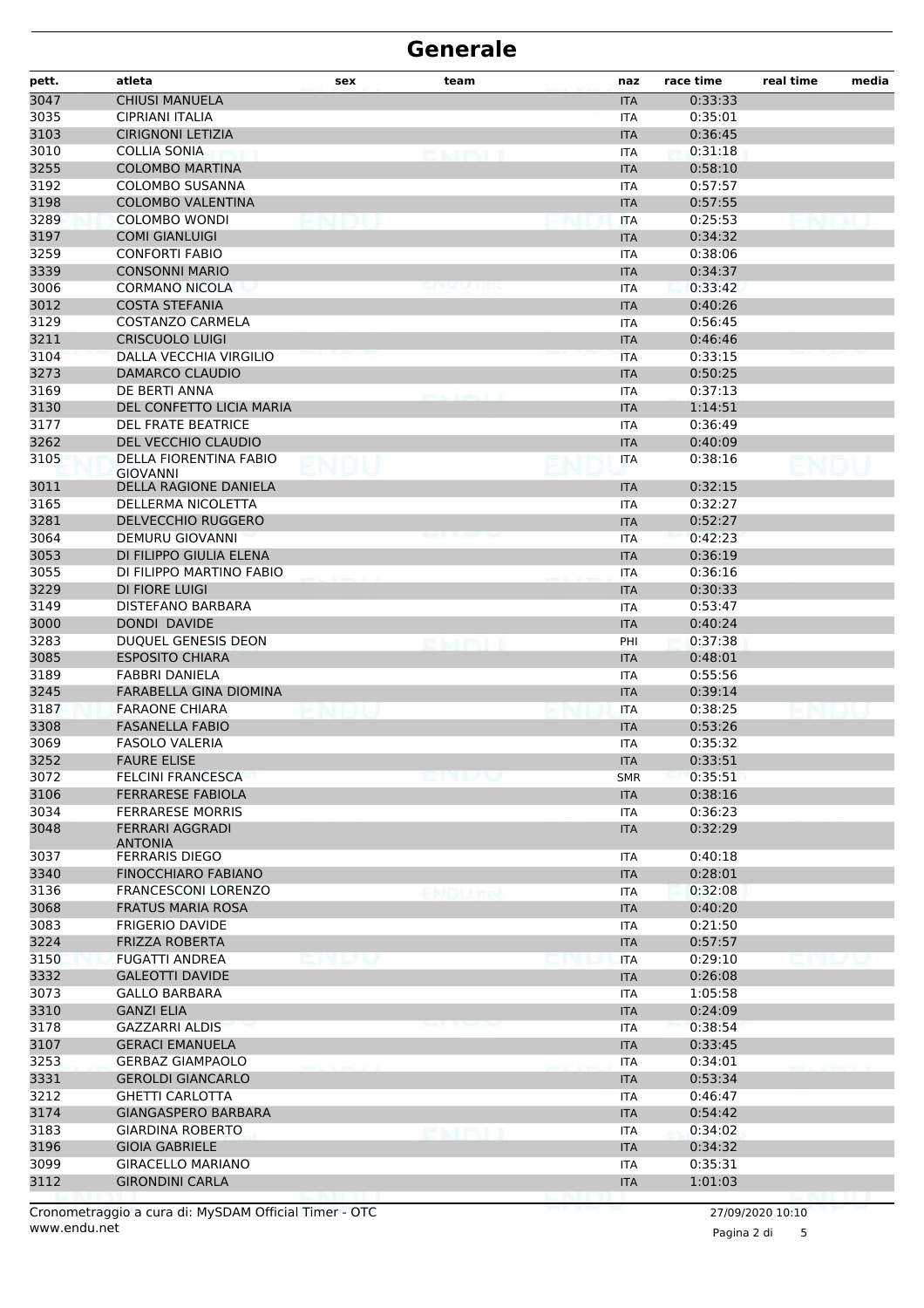# Generale

| pett. | atleta | sex | team | naz | race time | real time | media |
|---|---|---|---|---|---|---|---|
| 3047 | CHIUSI MANUELA | | | ITA | 0:33:33 | | |
| 3035 | CIPRIANI ITALIA | | | ITA | 0:35:01 | | |
| 3103 | CIRIGNONI LETIZIA | | | ITA | 0:36:45 | | |
| 3010 | COLLIA SONIA | | | ITA | 0:31:18 | | |
| 3255 | COLOMBO MARTINA | | | ITA | 0:58:10 | | |
| 3192 | COLOMBO SUSANNA | | | ITA | 0:57:57 | | |
| 3198 | COLOMBO VALENTINA | | | ITA | 0:57:55 | | |
| 3289 | COLOMBO WONDI | | | ITA | 0:25:53 | | |
| 3197 | COMI GIANLUIGI | | | ITA | 0:34:32 | | |
| 3259 | CONFORTI FABIO | | | ITA | 0:38:06 | | |
| 3339 | CONSONNI MARIO | | | ITA | 0:34:37 | | |
| 3006 | CORMANO NICOLA | | | ITA | 0:33:42 | | |
| 3012 | COSTA STEFANIA | | | ITA | 0:40:26 | | |
| 3129 | COSTANZO CARMELA | | | ITA | 0:56:45 | | |
| 3211 | CRISCUOLO LUIGI | | | ITA | 0:46:46 | | |
| 3104 | DALLA VECCHIA VIRGILIO | | | ITA | 0:33:15 | | |
| 3273 | DAMARCO CLAUDIO | | | ITA | 0:50:25 | | |
| 3169 | DE BERTI ANNA | | | ITA | 0:37:13 | | |
| 3130 | DEL CONFETTO LICIA MARIA | | | ITA | 1:14:51 | | |
| 3177 | DEL FRATE BEATRICE | | | ITA | 0:36:49 | | |
| 3262 | DEL VECCHIO CLAUDIO | | | ITA | 0:40:09 | | |
| 3105 | DELLA FIORENTINA FABIO GIOVANNI | | | ITA | 0:38:16 | | |
| 3011 | DELLA RAGIONE DANIELA | | | ITA | 0:32:15 | | |
| 3165 | DELLERMA NICOLETTA | | | ITA | 0:32:27 | | |
| 3281 | DELVECCHIO RUGGERO | | | ITA | 0:52:27 | | |
| 3064 | DEMURU GIOVANNI | | | ITA | 0:42:23 | | |
| 3053 | DI FILIPPO GIULIA ELENA | | | ITA | 0:36:19 | | |
| 3055 | DI FILIPPO MARTINO FABIO | | | ITA | 0:36:16 | | |
| 3229 | DI FIORE LUIGI | | | ITA | 0:30:33 | | |
| 3149 | DISTEFANO BARBARA | | | ITA | 0:53:47 | | |
| 3000 | DONDI DAVIDE | | | ITA | 0:40:24 | | |
| 3283 | DUQUEL GENESIS DEON | | | PHI | 0:37:38 | | |
| 3085 | ESPOSITO CHIARA | | | ITA | 0:48:01 | | |
| 3189 | FABBRI DANIELA | | | ITA | 0:55:56 | | |
| 3245 | FARABELLA GINA DIOMINA | | | ITA | 0:39:14 | | |
| 3187 | FARAONE CHIARA | | | ITA | 0:38:25 | | |
| 3308 | FASANELLA FABIO | | | ITA | 0:53:26 | | |
| 3069 | FASOLO VALERIA | | | ITA | 0:35:32 | | |
| 3252 | FAURE ELISE | | | ITA | 0:33:51 | | |
| 3072 | FELCINI FRANCESCA | | | SMR | 0:35:51 | | |
| 3106 | FERRARESE FABIOLA | | | ITA | 0:38:16 | | |
| 3034 | FERRARESE MORRIS | | | ITA | 0:36:23 | | |
| 3048 | FERRARI AGGRADI ANTONIA | | | ITA | 0:32:29 | | |
| 3037 | FERRARIS DIEGO | | | ITA | 0:40:18 | | |
| 3340 | FINOCCHIARO FABIANO | | | ITA | 0:28:01 | | |
| 3136 | FRANCESCONI LORENZO | | | ITA | 0:32:08 | | |
| 3068 | FRATUS MARIA ROSA | | | ITA | 0:40:20 | | |
| 3083 | FRIGERIO DAVIDE | | | ITA | 0:21:50 | | |
| 3224 | FRIZZA ROBERTA | | | ITA | 0:57:57 | | |
| 3150 | FUGATTI ANDREA | | | ITA | 0:29:10 | | |
| 3332 | GALEOTTI DAVIDE | | | ITA | 0:26:08 | | |
| 3073 | GALLO BARBARA | | | ITA | 1:05:58 | | |
| 3310 | GANZI ELIA | | | ITA | 0:24:09 | | |
| 3178 | GAZZARRI ALDIS | | | ITA | 0:38:54 | | |
| 3107 | GERACI EMANUELA | | | ITA | 0:33:45 | | |
| 3253 | GERBAZ GIAMPAOLO | | | ITA | 0:34:01 | | |
| 3331 | GEROLDI GIANCARLO | | | ITA | 0:53:34 | | |
| 3212 | GHETTI CARLOTTA | | | ITA | 0:46:47 | | |
| 3174 | GIANGASPERO BARBARA | | | ITA | 0:54:42 | | |
| 3183 | GIARDINA ROBERTO | | | ITA | 0:34:02 | | |
| 3196 | GIOIA GABRIELE | | | ITA | 0:34:32 | | |
| 3099 | GIRACELLO MARIANO | | | ITA | 0:35:31 | | |
| 3112 | GIRONDINI CARLA | | | ITA | 1:01:03 | | |

Cronometraggio a cura di: MySDAM Official Timer - OTC
www.endu.net

27/09/2020 10:10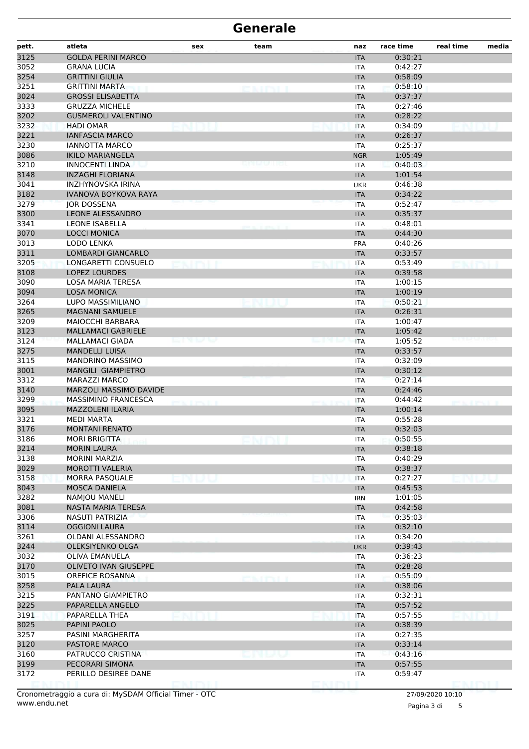# Generale

| pett. | atleta | sex | team | naz | race time | real time | media |
|---|---|---|---|---|---|---|---|
| 3125 | GOLDA PERINI MARCO | | | ITA | 0:30:21 | | |
| 3052 | GRANA LUCIA | | | ITA | 0:42:27 | | |
| 3254 | GRITTINI GIULIA | | | ITA | 0:58:09 | | |
| 3251 | GRITTINI MARTA | | | ITA | 0:58:10 | | |
| 3024 | GROSSI ELISABETTA | | | ITA | 0:37:37 | | |
| 3333 | GRUZZA MICHELE | | | ITA | 0:27:46 | | |
| 3202 | GUSMEROLI VALENTINO | | | ITA | 0:28:22 | | |
| 3232 | HADI OMAR | | | ITA | 0:34:09 | | |
| 3221 | IANFASCIA MARCO | | | ITA | 0:26:37 | | |
| 3230 | IANNOTTA MARCO | | | ITA | 0:25:37 | | |
| 3086 | IKILO MARIANGELA | | | NGR | 1:05:49 | | |
| 3210 | INNOCENTI LINDA | | | ITA | 0:40:03 | | |
| 3148 | INZAGHI FLORIANA | | | ITA | 1:01:54 | | |
| 3041 | INZHYNOVSKA IRINA | | | UKR | 0:46:38 | | |
| 3182 | IVANOVA BOYKOVA RAYA | | | ITA | 0:34:22 | | |
| 3279 | JOR DOSSENA | | | ITA | 0:52:47 | | |
| 3300 | LEONE ALESSANDRO | | | ITA | 0:35:37 | | |
| 3341 | LEONE ISABELLA | | | ITA | 0:48:01 | | |
| 3070 | LOCCI MONICA | | | ITA | 0:44:30 | | |
| 3013 | LODO LENKA | | | FRA | 0:40:26 | | |
| 3311 | LOMBARDI GIANCARLO | | | ITA | 0:33:57 | | |
| 3205 | LONGARETTI CONSUELO | | | ITA | 0:53:49 | | |
| 3108 | LOPEZ LOURDES | | | ITA | 0:39:58 | | |
| 3090 | LOSA MARIA TERESA | | | ITA | 1:00:15 | | |
| 3094 | LOSA MONICA | | | ITA | 1:00:19 | | |
| 3264 | LUPO MASSIMILIANO | | | ITA | 0:50:21 | | |
| 3265 | MAGNANI SAMUELE | | | ITA | 0:26:31 | | |
| 3209 | MAIOCCHI BARBARA | | | ITA | 1:00:47 | | |
| 3123 | MALLAMACI GABRIELE | | | ITA | 1:05:42 | | |
| 3124 | MALLAMACI GIADA | | | ITA | 1:05:52 | | |
| 3275 | MANDELLI LUISA | | | ITA | 0:33:57 | | |
| 3115 | MANDRINO MASSIMO | | | ITA | 0:32:09 | | |
| 3001 | MANGILI GIAMPIETRO | | | ITA | 0:30:12 | | |
| 3312 | MARAZZI MARCO | | | ITA | 0:27:14 | | |
| 3140 | MARZOLI MASSIMO DAVIDE | | | ITA | 0:24:46 | | |
| 3299 | MASSIMINO FRANCESCA | | | ITA | 0:44:42 | | |
| 3095 | MAZZOLENI ILARIA | | | ITA | 1:00:14 | | |
| 3321 | MEDI MARTA | | | ITA | 0:55:28 | | |
| 3176 | MONTANI RENATO | | | ITA | 0:32:03 | | |
| 3186 | MORI BRIGITTA | | | ITA | 0:50:55 | | |
| 3214 | MORIN LAURA | | | ITA | 0:38:18 | | |
| 3138 | MORINI MARZIA | | | ITA | 0:40:29 | | |
| 3029 | MOROTTI VALERIA | | | ITA | 0:38:37 | | |
| 3158 | MORRA PASQUALE | | | ITA | 0:27:27 | | |
| 3043 | MOSCA DANIELA | | | ITA | 0:45:53 | | |
| 3282 | NAMJOU MANELI | | | IRN | 1:01:05 | | |
| 3081 | NASTA MARIA TERESA | | | ITA | 0:42:58 | | |
| 3306 | NASUTI PATRIZIA | | | ITA | 0:35:03 | | |
| 3114 | OGGIONI LAURA | | | ITA | 0:32:10 | | |
| 3261 | OLDANI ALESSANDRO | | | ITA | 0:34:20 | | |
| 3244 | OLEKSIYENKO OLGA | | | UKR | 0:39:43 | | |
| 3032 | OLIVA EMANUELA | | | ITA | 0:36:23 | | |
| 3170 | OLIVETO IVAN GIUSEPPE | | | ITA | 0:28:28 | | |
| 3015 | OREFICE ROSANNA | | | ITA | 0:55:09 | | |
| 3258 | PALA LAURA | | | ITA | 0:38:06 | | |
| 3215 | PANTANO GIAMPIETRO | | | ITA | 0:32:31 | | |
| 3225 | PAPARELLA ANGELO | | | ITA | 0:57:52 | | |
| 3191 | PAPARELLA THEA | | | ITA | 0:57:55 | | |
| 3025 | PAPINI PAOLO | | | ITA | 0:38:39 | | |
| 3257 | PASINI MARGHERITA | | | ITA | 0:27:35 | | |
| 3120 | PASTORE MARCO | | | ITA | 0:33:14 | | |
| 3160 | PATRUCCO CRISTINA | | | ITA | 0:43:16 | | |
| 3199 | PECORARI SIMONA | | | ITA | 0:57:55 | | |
| 3172 | PERILLO DESIREE DANE | | | ITA | 0:59:47 | | |

Cronometraggio a cura di: MySDAM Official Timer - OTC
www.endu.net

27/09/2020 10:10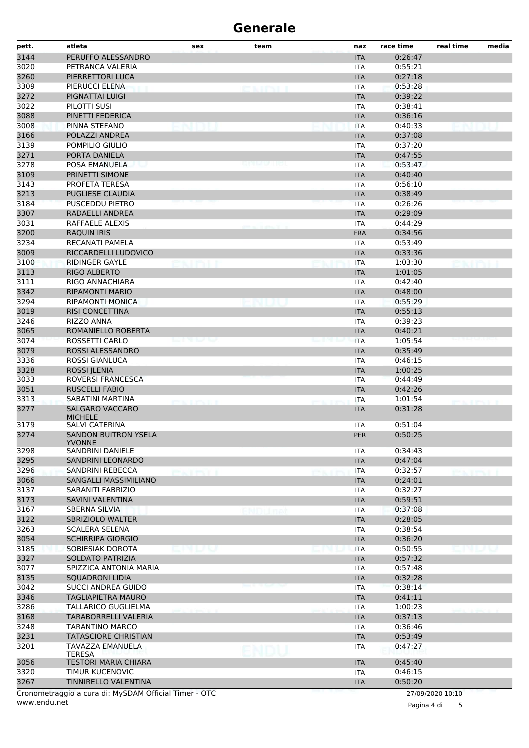# Generale

| pett. | atleta | sex | team | naz | race time | real time | media |
|---|---|---|---|---|---|---|---|
| 3144 | PERUFFO ALESSANDRO | | | ITA | 0:26:47 | | |
| 3020 | PETRANCA VALERIA | | | ITA | 0:55:21 | | |
| 3260 | PIERRETTORI LUCA | | | ITA | 0:27:18 | | |
| 3309 | PIERUCCI ELENA | | | ITA | 0:53:28 | | |
| 3272 | PIGNATTAI LUIGI | | | ITA | 0:39:22 | | |
| 3022 | PILOTTI SUSI | | | ITA | 0:38:41 | | |
| 3088 | PINETTI FEDERICA | | | ITA | 0:36:16 | | |
| 3008 | PINNA STEFANO | | | ITA | 0:40:33 | | |
| 3166 | POLAZZI ANDREA | | | ITA | 0:37:08 | | |
| 3139 | POMPILIO GIULIO | | | ITA | 0:37:20 | | |
| 3271 | PORTA DANIELA | | | ITA | 0:47:55 | | |
| 3278 | POSA EMANUELA | | | ITA | 0:53:47 | | |
| 3109 | PRINETTI SIMONE | | | ITA | 0:40:40 | | |
| 3143 | PROFETA TERESA | | | ITA | 0:56:10 | | |
| 3213 | PUGLIESE CLAUDIA | | | ITA | 0:38:49 | | |
| 3184 | PUSCEDDU PIETRO | | | ITA | 0:26:26 | | |
| 3307 | RADAELLI ANDREA | | | ITA | 0:29:09 | | |
| 3031 | RAFFAELE ALEXIS | | | ITA | 0:44:29 | | |
| 3200 | RAQUIN IRIS | | | FRA | 0:34:56 | | |
| 3234 | RECANATI PAMELA | | | ITA | 0:53:49 | | |
| 3009 | RICCARDELLI LUDOVICO | | | ITA | 0:33:36 | | |
| 3100 | RIDINGER GAYLE | | | ITA | 1:03:30 | | |
| 3113 | RIGO ALBERTO | | | ITA | 1:01:05 | | |
| 3111 | RIGO ANNACHIARA | | | ITA | 0:42:40 | | |
| 3342 | RIPAMONTI MARIO | | | ITA | 0:48:00 | | |
| 3294 | RIPAMONTI MONICA | | | ITA | 0:55:29 | | |
| 3019 | RISI CONCETTINA | | | ITA | 0:55:13 | | |
| 3246 | RIZZO ANNA | | | ITA | 0:39:23 | | |
| 3065 | ROMANIELLO ROBERTA | | | ITA | 0:40:21 | | |
| 3074 | ROSSETTI CARLO | | | ITA | 1:05:54 | | |
| 3079 | ROSSI ALESSANDRO | | | ITA | 0:35:49 | | |
| 3336 | ROSSI GIANLUCA | | | ITA | 0:46:15 | | |
| 3328 | ROSSI JLENIA | | | ITA | 1:00:25 | | |
| 3033 | ROVERSI FRANCESCA | | | ITA | 0:44:49 | | |
| 3051 | RUSCELLI FABIO | | | ITA | 0:42:26 | | |
| 3313 | SABATINI MARTINA | | | ITA | 1:01:54 | | |
| 3277 | SALGARO VACCARO MICHELE | | | ITA | 0:31:28 | | |
| 3179 | SALVI CATERINA | | | ITA | 0:51:04 | | |
| 3274 | SANDON BUITRON YSELA YVONNE | | | PER | 0:50:25 | | |
| 3298 | SANDRINI DANIELE | | | ITA | 0:34:43 | | |
| 3295 | SANDRINI LEONARDO | | | ITA | 0:47:04 | | |
| 3296 | SANDRINI REBECCA | | | ITA | 0:32:57 | | |
| 3066 | SANGALLI MASSIMILIANO | | | ITA | 0:24:01 | | |
| 3137 | SARANITI FABRIZIO | | | ITA | 0:32:27 | | |
| 3173 | SAVINI VALENTINA | | | ITA | 0:59:51 | | |
| 3167 | SBERNA SILVIA | | | ITA | 0:37:08 | | |
| 3122 | SBRIZIOLO WALTER | | | ITA | 0:28:05 | | |
| 3263 | SCALERA SELENA | | | ITA | 0:38:54 | | |
| 3054 | SCHIRRIPA GIORGIO | | | ITA | 0:36:20 | | |
| 3185 | SOBIESIAK DOROTA | | | ITA | 0:50:55 | | |
| 3327 | SOLDATO PATRIZIA | | | ITA | 0:57:32 | | |
| 3077 | SPIZZICA ANTONIA MARIA | | | ITA | 0:57:48 | | |
| 3135 | SQUADRONI LIDIA | | | ITA | 0:32:28 | | |
| 3042 | SUCCI ANDREA GUIDO | | | ITA | 0:38:14 | | |
| 3346 | TAGLIAPIETRA MAURO | | | ITA | 0:41:11 | | |
| 3286 | TALLARICO GUGLIELMA | | | ITA | 1:00:23 | | |
| 3168 | TARABORRELLI VALERIA | | | ITA | 0:37:13 | | |
| 3248 | TARANTINO MARCO | | | ITA | 0:36:46 | | |
| 3231 | TATASCIORE CHRISTIAN | | | ITA | 0:53:49 | | |
| 3201 | TAVAZZA EMANUELA TERESA | | | ITA | 0:47:27 | | |
| 3056 | TESTORI MARIA CHIARA | | | ITA | 0:45:40 | | |
| 3320 | TIMUR KUCENOVIC | | | ITA | 0:46:15 | | |
| 3267 | TINNIRELLO VALENTINA | | | ITA | 0:50:20 | | |

Cronometraggio a cura di: MySDAM Official Timer - OTC

www.endu.net

27/09/2020 10:10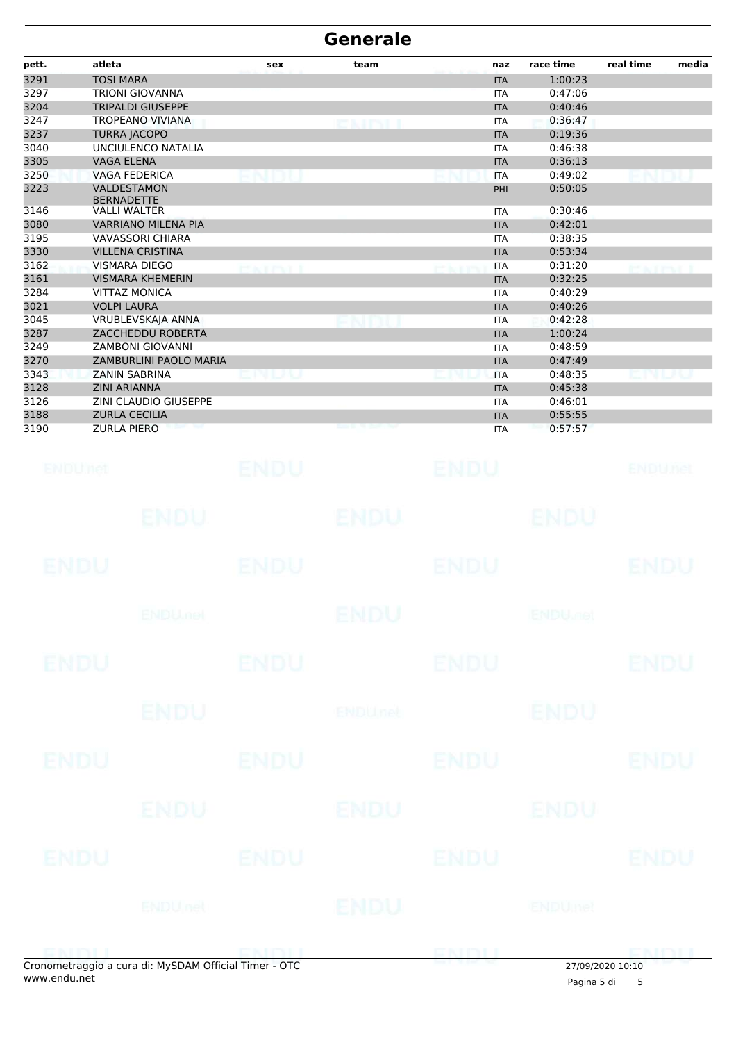# Generale

| pett. | atleta | sex | team | naz | race time | real time | media |
|---|---|---|---|---|---|---|---|
| 3291 | TOSI MARA | | | ITA | 1:00:23 | | |
| 3297 | TRIONI GIOVANNA | | | ITA | 0:47:06 | | |
| 3204 | TRIPALDI GIUSEPPE | | | ITA | 0:40:46 | | |
| 3247 | TROPEANO VIVIANA | | | ITA | 0:36:47 | | |
| 3237 | TURRA JACOPO | | | ITA | 0:19:36 | | |
| 3040 | UNCIULENCO NATALIA | | | ITA | 0:46:38 | | |
| 3305 | VAGA ELENA | | | ITA | 0:36:13 | | |
| 3250 | VAGA FEDERICA | | | ITA | 0:49:02 | | |
| 3223 | VALDESTAMON BERNADETTE | | | PHI | 0:50:05 | | |
| 3146 | VALLI WALTER | | | ITA | 0:30:46 | | |
| 3080 | VARRIANO MILENA PIA | | | ITA | 0:42:01 | | |
| 3195 | VAVASSORI CHIARA | | | ITA | 0:38:35 | | |
| 3330 | VILLENA CRISTINA | | | ITA | 0:53:34 | | |
| 3162 | VISMARA DIEGO | | | ITA | 0:31:20 | | |
| 3161 | VISMARA KHEMERIN | | | ITA | 0:32:25 | | |
| 3284 | VITTAZ MONICA | | | ITA | 0:40:29 | | |
| 3021 | VOLPI LAURA | | | ITA | 0:40:26 | | |
| 3045 | VRUBLEVSKAJA ANNA | | | ITA | 0:42:28 | | |
| 3287 | ZACCHEDDU ROBERTA | | | ITA | 1:00:24 | | |
| 3249 | ZAMBONI GIOVANNI | | | ITA | 0:48:59 | | |
| 3270 | ZAMBURLINI PAOLO MARIA | | | ITA | 0:47:49 | | |
| 3343 | ZANIN SABRINA | | | ITA | 0:48:35 | | |
| 3128 | ZINI ARIANNA | | | ITA | 0:45:38 | | |
| 3126 | ZINI CLAUDIO GIUSEPPE | | | ITA | 0:46:01 | | |
| 3188 | ZURLA CECILIA | | | ITA | 0:55:55 | | |
| 3190 | ZURLA PIERO | | | ITA | 0:57:57 | | |

Cronometraggio a cura di: MySDAM Official Timer - OTC
www.endu.net

27/09/2020 10:10